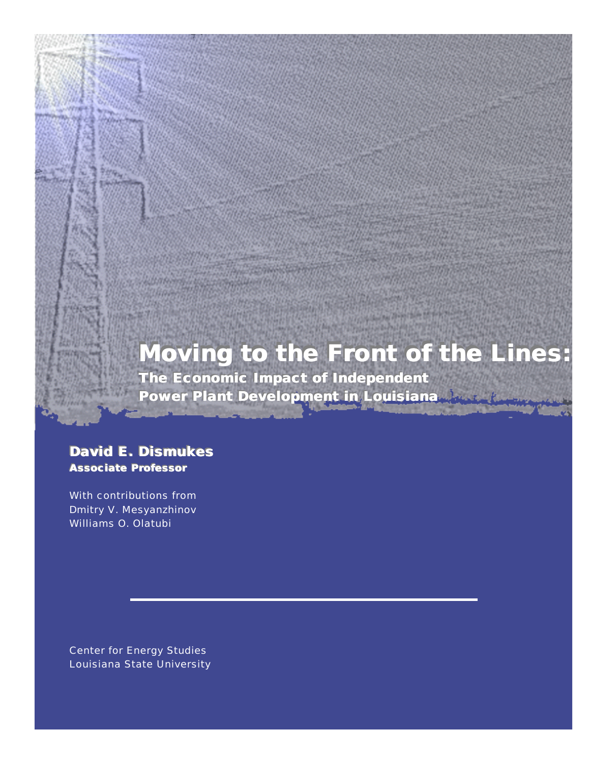# Moving to the Front of the Lines:

## The Economic Impact of Independent Power Plant Development in Louisiana

**David E. Dismukes**
**Associate Professor**

With contributions from
Dmitry V. Mesyanzhinov
Williams O. Olatubi

Center for Energy Studies
Louisiana State University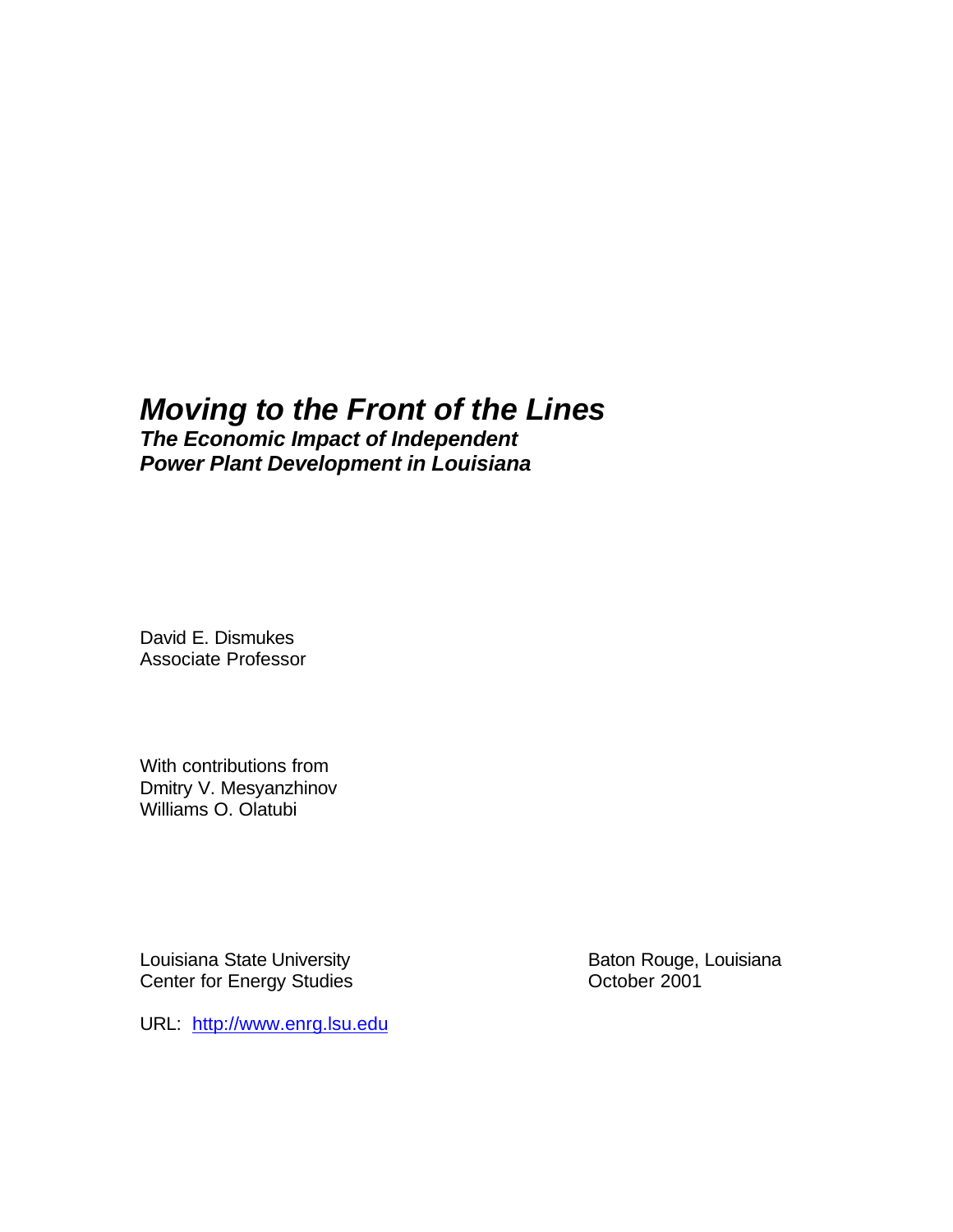# *Moving to the Front of the Lines*

***The Economic Impact of Independent Power Plant Development in Louisiana***

David E. Dismukes
Associate Professor

With contributions from
Dmitry V. Mesyanzhinov
Williams O. Olatubi

Louisiana State University
Center for Energy Studies

Baton Rouge, Louisiana
October 2001

URL: [http://www.enrg.lsu.edu](http://www.enrg.lsu.edu)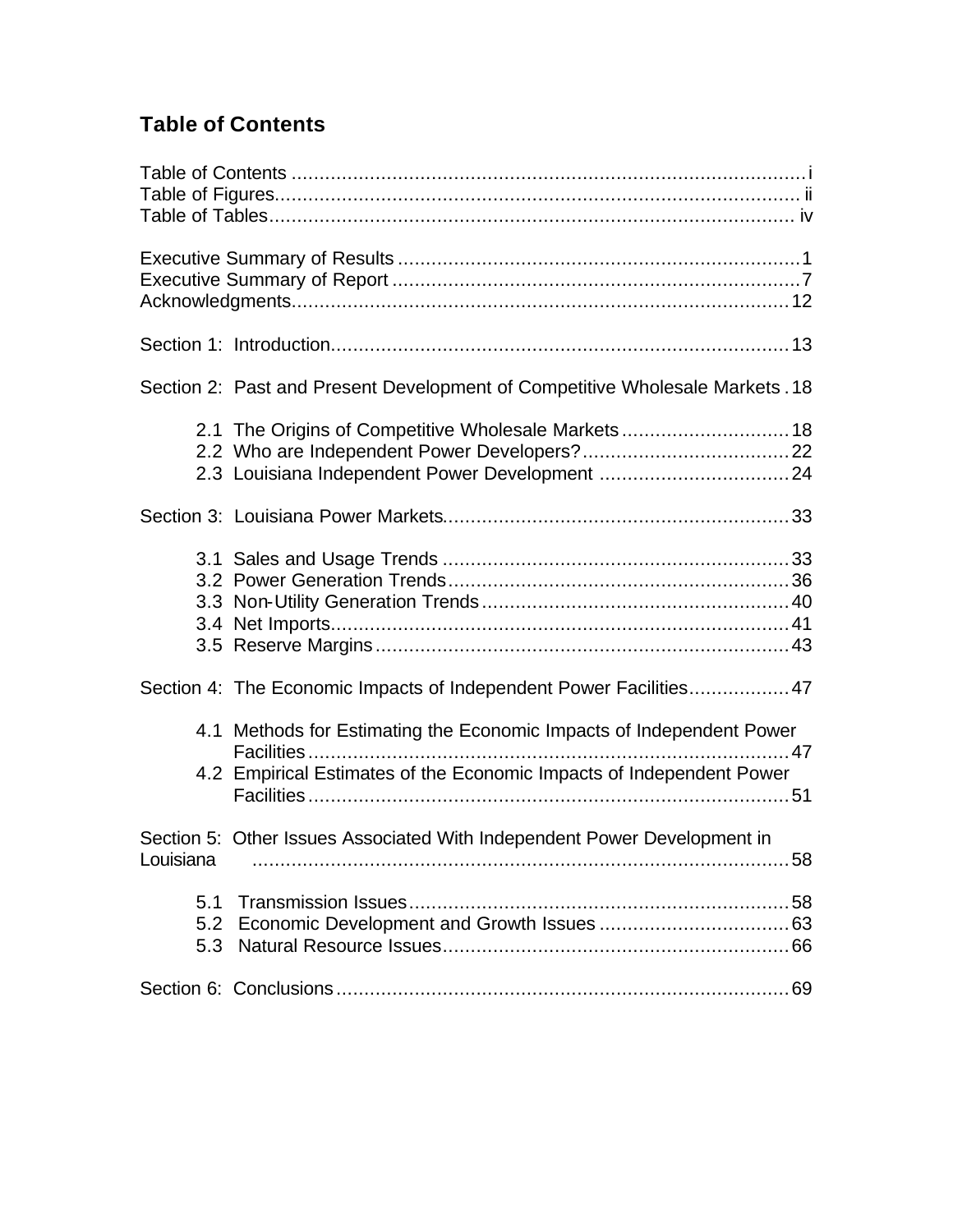## Table of Contents

Table of Contents ........................................................................................... i
Table of Figures............................................................................................. ii
Table of Tables............................................................................................. iv

Executive Summary of Results ........................................................................1
Executive Summary of Report .........................................................................7
Acknowledgments.........................................................................................12

Section 1: Introduction..................................................................................13

Section 2: Past and Present Development of Competitive Wholesale Markets . 18

- 2.1 The Origins of Competitive Wholesale Markets ..............................18
- 2.2 Who are Independent Power Developers?.....................................22
- 2.3 Louisiana Independent Power Development ..................................24

Section 3: Louisiana Power Markets.............................................................33

- 3.1 Sales and Usage Trends .............................................................33
- 3.2 Power Generation Trends............................................................36
- 3.3 Non-Utility Generation Trends .......................................................40
- 3.4 Net Imports.................................................................................41
- 3.5 Reserve Margins .........................................................................43

Section 4: The Economic Impacts of Independent Power Facilities..................47

- 4.1 Methods for Estimating the Economic Impacts of Independent Power Facilities .....................................................................................47
- 4.2 Empirical Estimates of the Economic Impacts of Independent Power Facilities .....................................................................................51

Section 5: Other Issues Associated With Independent Power Development in Louisiana ...............................................................................................58

- 5.1 Transmission Issues...................................................................58
- 5.2 Economic Development and Growth Issues ..................................63
- 5.3 Natural Resource Issues.............................................................66

Section 6: Conclusions.................................................................................69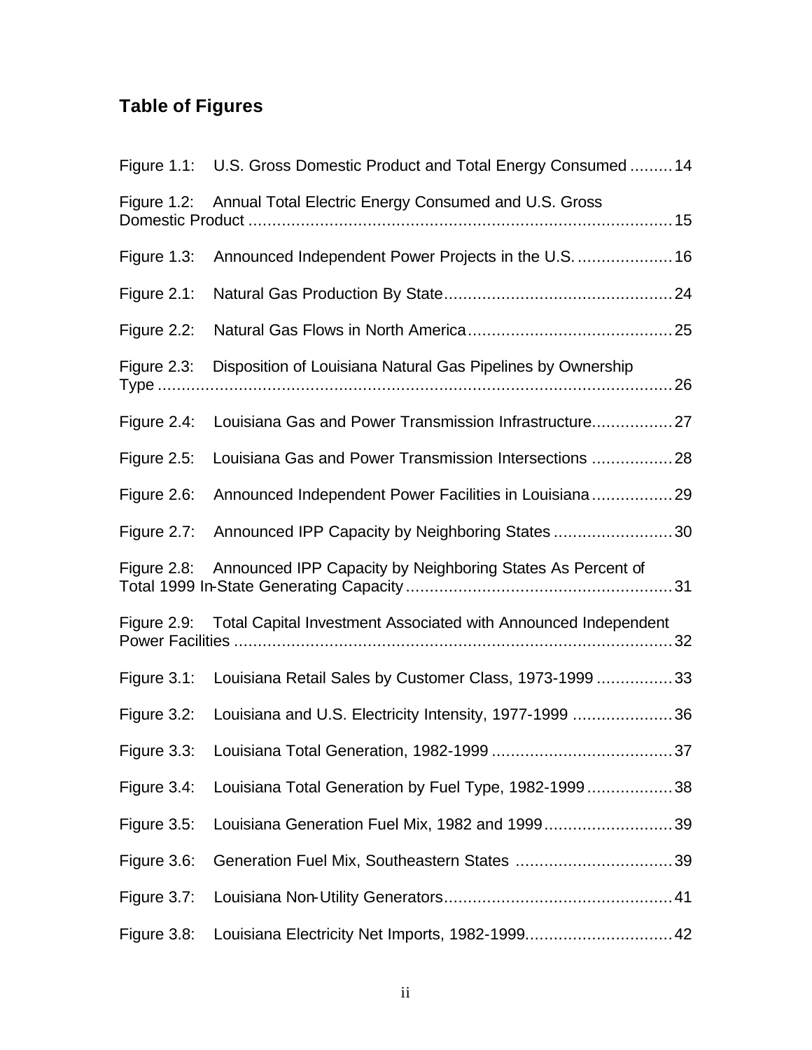## Table of Figures

Figure 1.1: U.S. Gross Domestic Product and Total Energy Consumed ......... 14

Figure 1.2: Annual Total Electric Energy Consumed and U.S. Gross Domestic Product ........................................................................................ 15

Figure 1.3: Announced Independent Power Projects in the U.S. .................... 16

Figure 2.1: Natural Gas Production By State................................................ 24

Figure 2.2: Natural Gas Flows in North America........................................... 25

Figure 2.3: Disposition of Louisiana Natural Gas Pipelines by Ownership Type .............................................................................................................. 26

Figure 2.4: Louisiana Gas and Power Transmission Infrastructure................. 27

Figure 2.5: Louisiana Gas and Power Transmission Intersections ................. 28

Figure 2.6: Announced Independent Power Facilities in Louisiana ................. 29

Figure 2.7: Announced IPP Capacity by Neighboring States ......................... 30

Figure 2.8: Announced IPP Capacity by Neighboring States As Percent of Total 1999 In-State Generating Capacity........................................................ 31

Figure 2.9: Total Capital Investment Associated with Announced Independent Power Facilities ............................................................................................ 32

Figure 3.1: Louisiana Retail Sales by Customer Class, 1973-1999 ................ 33

Figure 3.2: Louisiana and U.S. Electricity Intensity, 1977-1999 ..................... 36

Figure 3.3: Louisiana Total Generation, 1982-1999 ...................................... 37

Figure 3.4: Louisiana Total Generation by Fuel Type, 1982-1999 .................. 38

Figure 3.5: Louisiana Generation Fuel Mix, 1982 and 1999........................... 39

Figure 3.6: Generation Fuel Mix, Southeastern States ................................. 39

Figure 3.7: Louisiana Non-Utility Generators................................................ 41

Figure 3.8: Louisiana Electricity Net Imports, 1982-1999............................... 42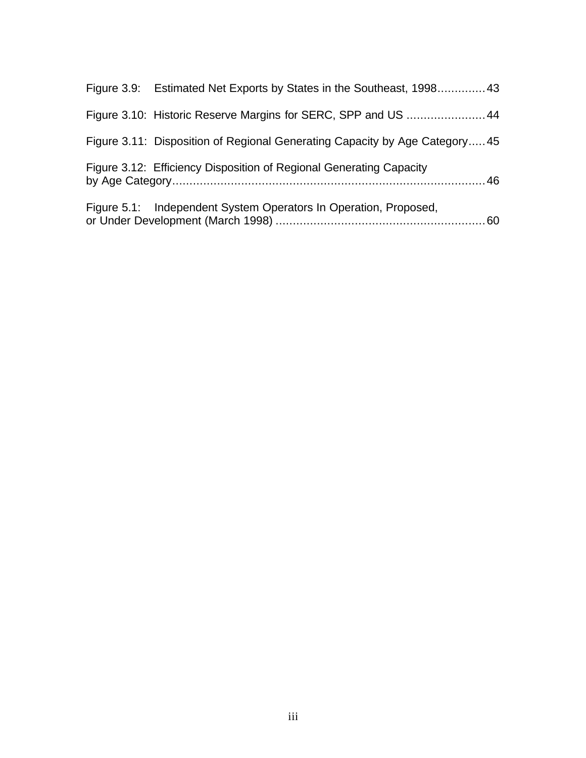Figure 3.9: Estimated Net Exports by States in the Southeast, 1998..............43

Figure 3.10: Historic Reserve Margins for SERC, SPP and US .......................44

Figure 3.11: Disposition of Regional Generating Capacity by Age Category.....45

Figure 3.12: Efficiency Disposition of Regional Generating Capacity by Age Category..........................................................................................46

Figure 5.1: Independent System Operators In Operation, Proposed, or Under Development (March 1998) .............................................................60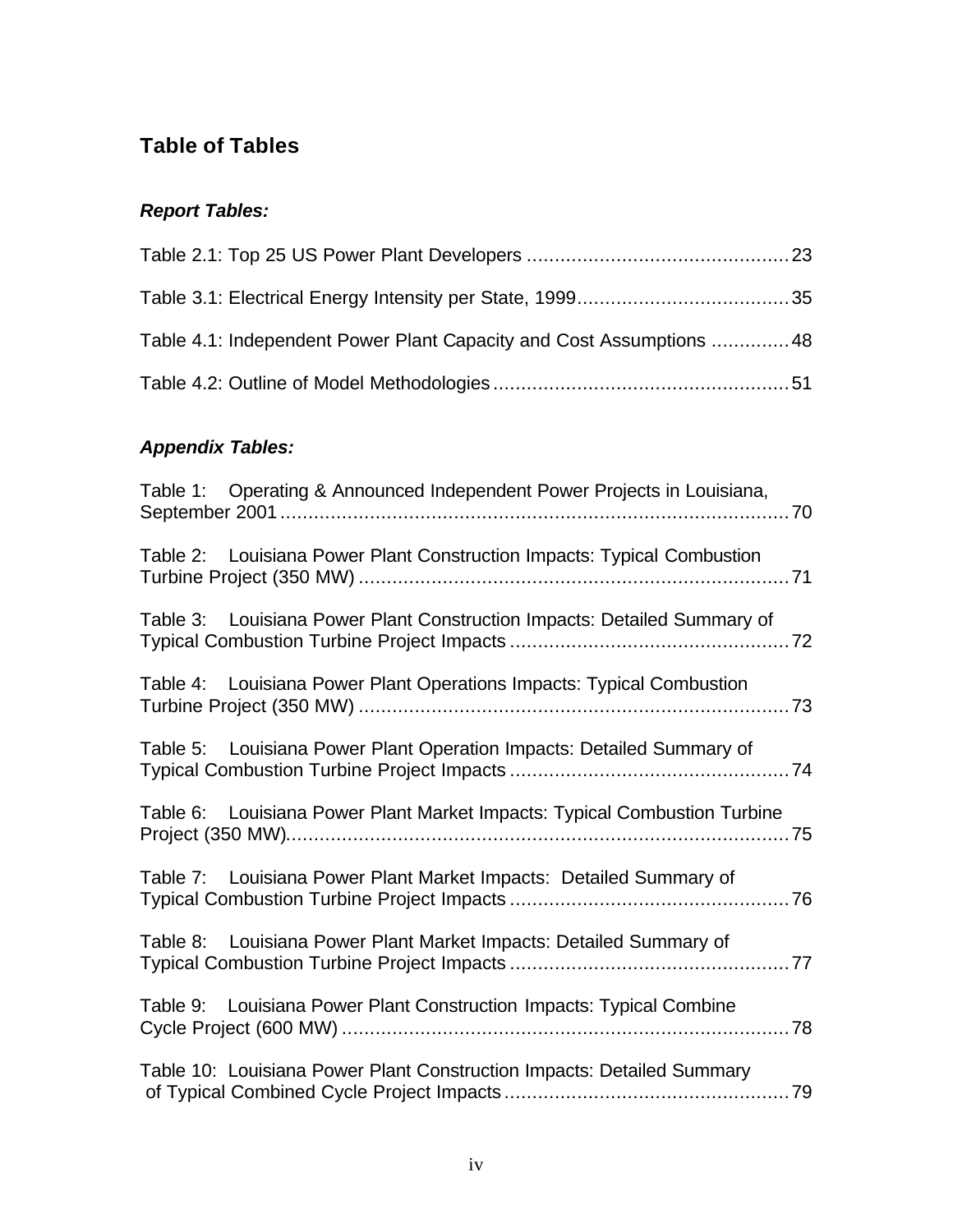## Table of Tables

### *Report Tables:*

Table 2.1: Top 25 US Power Plant Developers ............................................... 23

Table 3.1: Electrical Energy Intensity per State, 1999...................................... 35

Table 4.1: Independent Power Plant Capacity and Cost Assumptions .............. 48

Table 4.2: Outline of Model Methodologies ..................................................... 51

### *Appendix Tables:*

Table 1: Operating & Announced Independent Power Projects in Louisiana, September 2001 ........................................................................................... 70

Table 2: Louisiana Power Plant Construction Impacts: Typical Combustion Turbine Project (350 MW) ............................................................................. 71

Table 3: Louisiana Power Plant Construction Impacts: Detailed Summary of Typical Combustion Turbine Project Impacts .................................................. 72

Table 4: Louisiana Power Plant Operations Impacts: Typical Combustion Turbine Project (350 MW) ............................................................................. 73

Table 5: Louisiana Power Plant Operation Impacts: Detailed Summary of Typical Combustion Turbine Project Impacts .................................................. 74

Table 6: Louisiana Power Plant Market Impacts: Typical Combustion Turbine Project (350 MW)........................................................................................... 75

Table 7: Louisiana Power Plant Market Impacts: Detailed Summary of Typical Combustion Turbine Project Impacts .................................................. 76

Table 8: Louisiana Power Plant Market Impacts: Detailed Summary of Typical Combustion Turbine Project Impacts .................................................. 77

Table 9: Louisiana Power Plant Construction Impacts: Typical Combine Cycle Project (600 MW) ................................................................................. 78

Table 10: Louisiana Power Plant Construction Impacts: Detailed Summary of Typical Combined Cycle Project Impacts ................................................... 79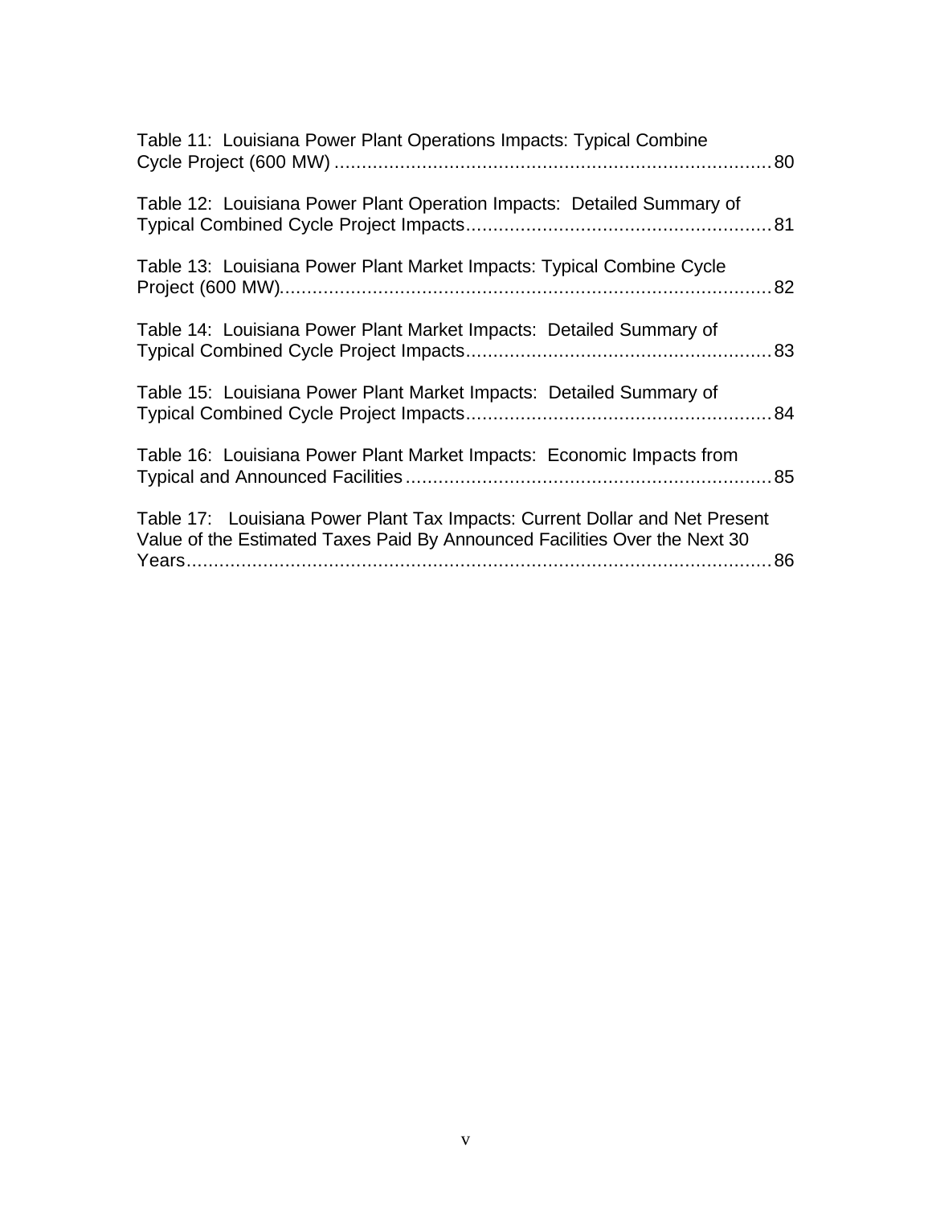Table 11: Louisiana Power Plant Operations Impacts: Typical Combine Cycle Project (600 MW) ........................................................................ 80

Table 12: Louisiana Power Plant Operation Impacts: Detailed Summary of Typical Combined Cycle Project Impacts........................................................ 81

Table 13: Louisiana Power Plant Market Impacts: Typical Combine Cycle Project (600 MW)........................................................................................ 82

Table 14: Louisiana Power Plant Market Impacts: Detailed Summary of Typical Combined Cycle Project Impacts........................................................ 83

Table 15: Louisiana Power Plant Market Impacts: Detailed Summary of Typical Combined Cycle Project Impacts........................................................ 84

Table 16: Louisiana Power Plant Market Impacts: Economic Impacts from Typical and Announced Facilities.................................................................. 85

Table 17: Louisiana Power Plant Tax Impacts: Current Dollar and Net Present Value of the Estimated Taxes Paid By Announced Facilities Over the Next 30 Years........................................................................................................ 86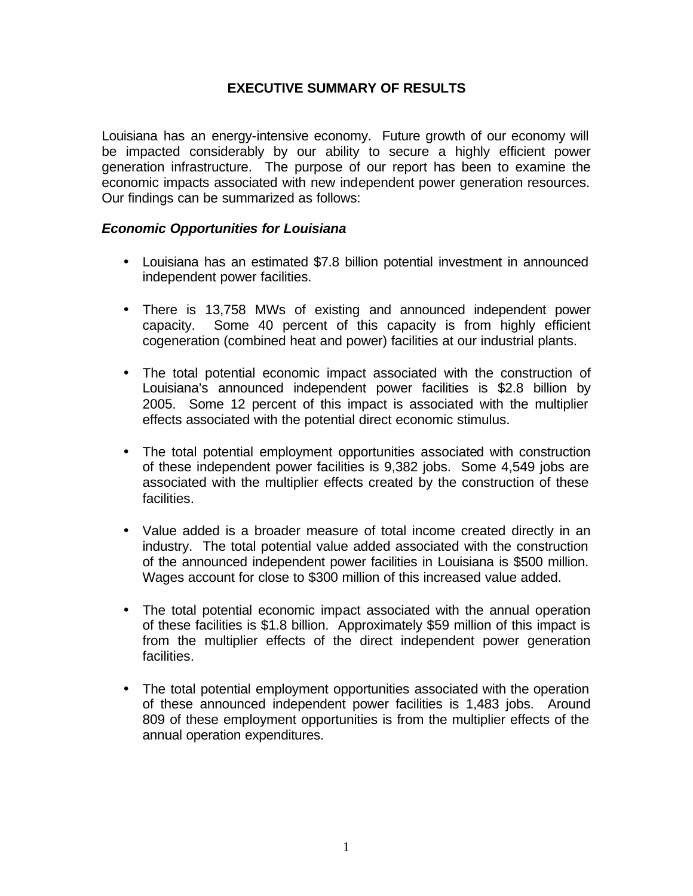# EXECUTIVE SUMMARY OF RESULTS

Louisiana has an energy-intensive economy. Future growth of our economy will be impacted considerably by our ability to secure a highly efficient power generation infrastructure. The purpose of our report has been to examine the economic impacts associated with new independent power generation resources. Our findings can be summarized as follows:

***Economic Opportunities for Louisiana***

- Louisiana has an estimated $7.8 billion potential investment in announced independent power facilities.
- There is 13,758 MWs of existing and announced independent power capacity. Some 40 percent of this capacity is from highly efficient cogeneration (combined heat and power) facilities at our industrial plants.
- The total potential economic impact associated with the construction of Louisiana's announced independent power facilities is $2.8 billion by 2005. Some 12 percent of this impact is associated with the multiplier effects associated with the potential direct economic stimulus.
- The total potential employment opportunities associated with construction of these independent power facilities is 9,382 jobs. Some 4,549 jobs are associated with the multiplier effects created by the construction of these facilities.
- Value added is a broader measure of total income created directly in an industry. The total potential value added associated with the construction of the announced independent power facilities in Louisiana is $500 million. Wages account for close to $300 million of this increased value added.
- The total potential economic impact associated with the annual operation of these facilities is $1.8 billion. Approximately $59 million of this impact is from the multiplier effects of the direct independent power generation facilities.
- The total potential employment opportunities associated with the operation of these announced independent power facilities is 1,483 jobs. Around 809 of these employment opportunities is from the multiplier effects of the annual operation expenditures.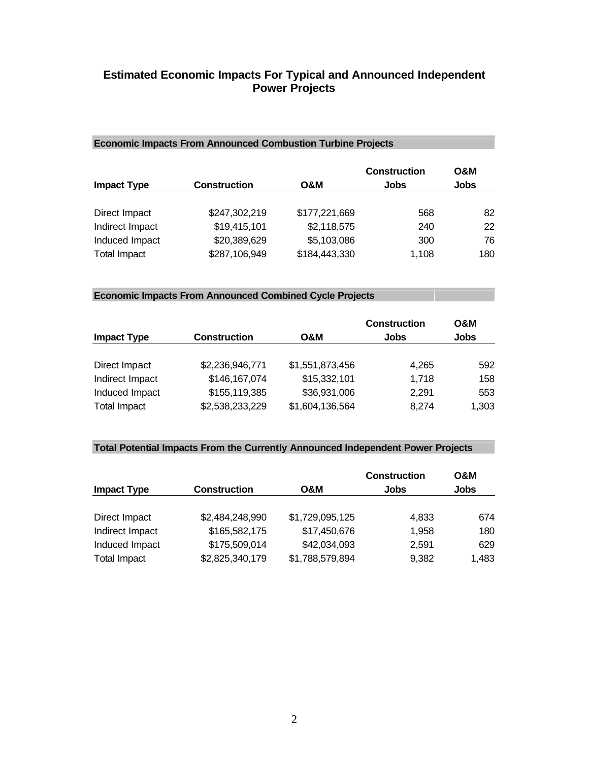## Estimated Economic Impacts For Typical and Announced Independent Power Projects

**Economic Impacts From Announced Combustion Turbine Projects**

| Impact Type | Construction | O&M | Construction Jobs | O&M Jobs |
|---|---|---|---|---|
| Direct Impact | $247,302,219 | $177,221,669 | 568 | 82 |
| Indirect Impact | $19,415,101 | $2,118,575 | 240 | 22 |
| Induced Impact | $20,389,629 | $5,103,086 | 300 | 76 |
| Total Impact | $287,106,949 | $184,443,330 | 1,108 | 180 |

**Economic Impacts From Announced Combined Cycle Projects**

| Impact Type | Construction | O&M | Construction Jobs | O&M Jobs |
|---|---|---|---|---|
| Direct Impact | $2,236,946,771 | $1,551,873,456 | 4,265 | 592 |
| Indirect Impact | $146,167,074 | $15,332,101 | 1,718 | 158 |
| Induced Impact | $155,119,385 | $36,931,006 | 2,291 | 553 |
| Total Impact | $2,538,233,229 | $1,604,136,564 | 8,274 | 1,303 |

**Total Potential Impacts From the Currently Announced Independent Power Projects**

| Impact Type | Construction | O&M | Construction Jobs | O&M Jobs |
|---|---|---|---|---|
| Direct Impact | $2,484,248,990 | $1,729,095,125 | 4,833 | 674 |
| Indirect Impact | $165,582,175 | $17,450,676 | 1,958 | 180 |
| Induced Impact | $175,509,014 | $42,034,093 | 2,591 | 629 |
| Total Impact | $2,825,340,179 | $1,788,579,894 | 9,382 | 1,483 |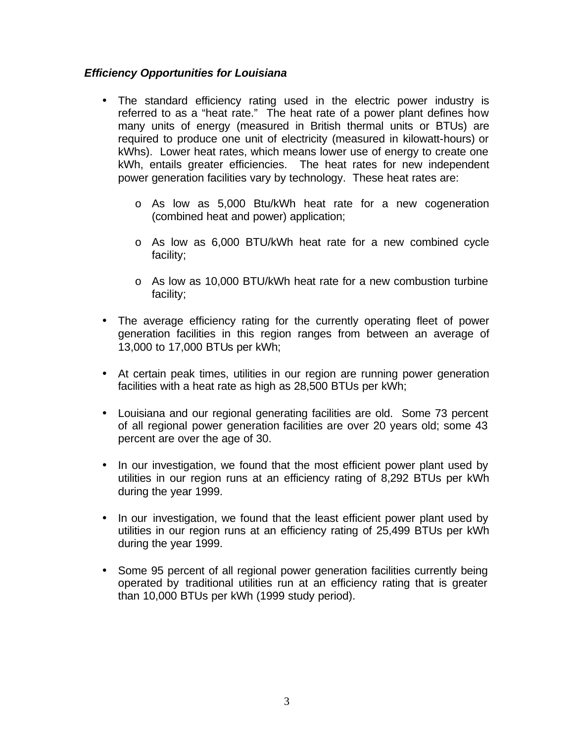***Efficiency Opportunities for Louisiana***

- The standard efficiency rating used in the electric power industry is referred to as a "heat rate." The heat rate of a power plant defines how many units of energy (measured in British thermal units or BTUs) are required to produce one unit of electricity (measured in kilowatt-hours) or kWhs). Lower heat rates, which means lower use of energy to create one kWh, entails greater efficiencies. The heat rates for new independent power generation facilities vary by technology. These heat rates are:
    - As low as 5,000 Btu/kWh heat rate for a new cogeneration (combined heat and power) application;
    - As low as 6,000 BTU/kWh heat rate for a new combined cycle facility;
    - As low as 10,000 BTU/kWh heat rate for a new combustion turbine facility;
- The average efficiency rating for the currently operating fleet of power generation facilities in this region ranges from between an average of 13,000 to 17,000 BTUs per kWh;
- At certain peak times, utilities in our region are running power generation facilities with a heat rate as high as 28,500 BTUs per kWh;
- Louisiana and our regional generating facilities are old. Some 73 percent of all regional power generation facilities are over 20 years old; some 43 percent are over the age of 30.
- In our investigation, we found that the most efficient power plant used by utilities in our region runs at an efficiency rating of 8,292 BTUs per kWh during the year 1999.
- In our investigation, we found that the least efficient power plant used by utilities in our region runs at an efficiency rating of 25,499 BTUs per kWh during the year 1999.
- Some 95 percent of all regional power generation facilities currently being operated by traditional utilities run at an efficiency rating that is greater than 10,000 BTUs per kWh (1999 study period).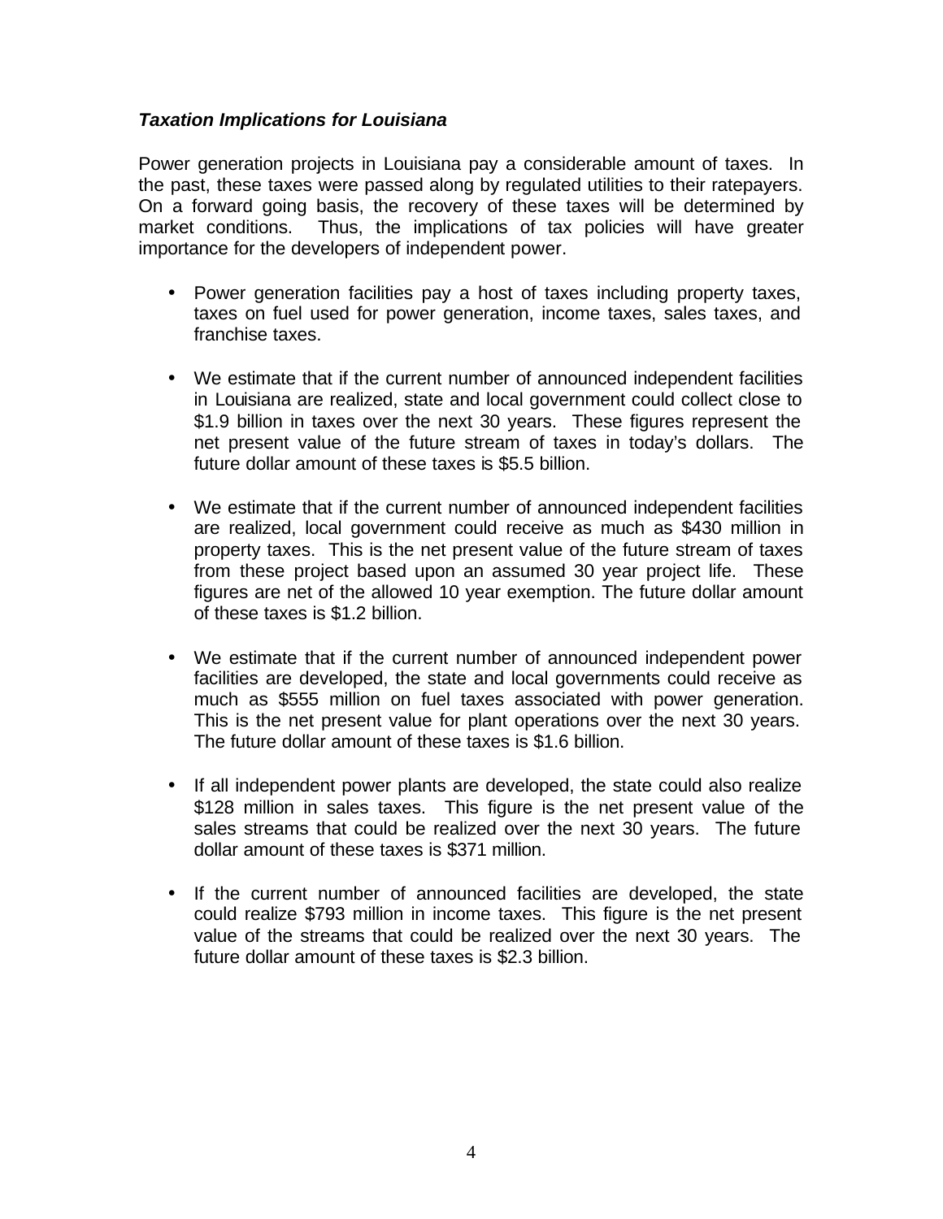***Taxation Implications for Louisiana***

Power generation projects in Louisiana pay a considerable amount of taxes. In the past, these taxes were passed along by regulated utilities to their ratepayers. On a forward going basis, the recovery of these taxes will be determined by market conditions. Thus, the implications of tax policies will have greater importance for the developers of independent power.

- Power generation facilities pay a host of taxes including property taxes, taxes on fuel used for power generation, income taxes, sales taxes, and franchise taxes.

- We estimate that if the current number of announced independent facilities in Louisiana are realized, state and local government could collect close to $1.9 billion in taxes over the next 30 years. These figures represent the net present value of the future stream of taxes in today's dollars. The future dollar amount of these taxes is $5.5 billion.

- We estimate that if the current number of announced independent facilities are realized, local government could receive as much as $430 million in property taxes. This is the net present value of the future stream of taxes from these project based upon an assumed 30 year project life. These figures are net of the allowed 10 year exemption. The future dollar amount of these taxes is $1.2 billion.

- We estimate that if the current number of announced independent power facilities are developed, the state and local governments could receive as much as $555 million on fuel taxes associated with power generation. This is the net present value for plant operations over the next 30 years. The future dollar amount of these taxes is $1.6 billion.

- If all independent power plants are developed, the state could also realize $128 million in sales taxes. This figure is the net present value of the sales streams that could be realized over the next 30 years. The future dollar amount of these taxes is $371 million.

- If the current number of announced facilities are developed, the state could realize $793 million in income taxes. This figure is the net present value of the streams that could be realized over the next 30 years. The future dollar amount of these taxes is $2.3 billion.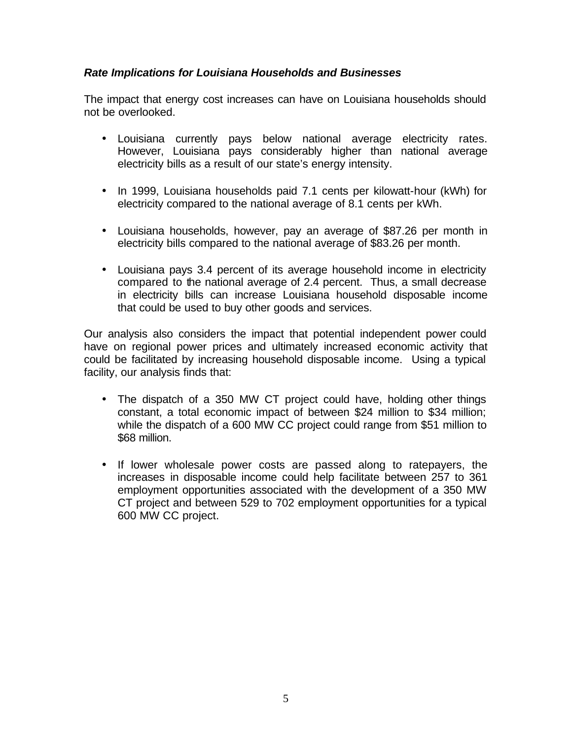***Rate Implications for Louisiana Households and Businesses***

The impact that energy cost increases can have on Louisiana households should not be overlooked.

- Louisiana currently pays below national average electricity rates. However, Louisiana pays considerably higher than national average electricity bills as a result of our state's energy intensity.
- In 1999, Louisiana households paid 7.1 cents per kilowatt-hour (kWh) for electricity compared to the national average of 8.1 cents per kWh.
- Louisiana households, however, pay an average of $87.26 per month in electricity bills compared to the national average of $83.26 per month.
- Louisiana pays 3.4 percent of its average household income in electricity compared to the national average of 2.4 percent. Thus, a small decrease in electricity bills can increase Louisiana household disposable income that could be used to buy other goods and services.

Our analysis also considers the impact that potential independent power could have on regional power prices and ultimately increased economic activity that could be facilitated by increasing household disposable income. Using a typical facility, our analysis finds that:

- The dispatch of a 350 MW CT project could have, holding other things constant, a total economic impact of between $24 million to $34 million; while the dispatch of a 600 MW CC project could range from $51 million to $68 million.
- If lower wholesale power costs are passed along to ratepayers, the increases in disposable income could help facilitate between 257 to 361 employment opportunities associated with the development of a 350 MW CT project and between 529 to 702 employment opportunities for a typical 600 MW CC project.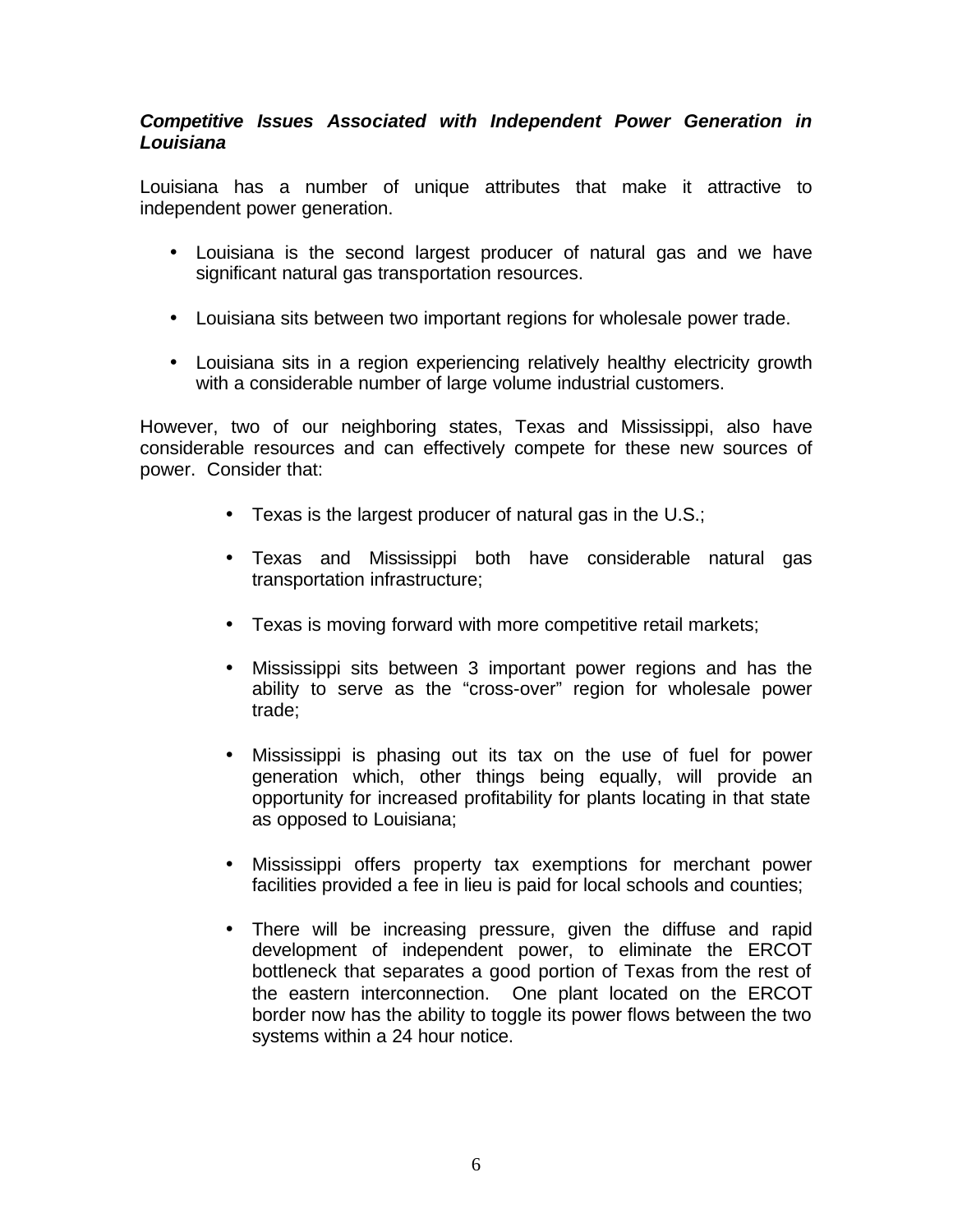***Competitive Issues Associated with Independent Power Generation in Louisiana***

Louisiana has a number of unique attributes that make it attractive to independent power generation.

- Louisiana is the second largest producer of natural gas and we have significant natural gas transportation resources.
- Louisiana sits between two important regions for wholesale power trade.
- Louisiana sits in a region experiencing relatively healthy electricity growth with a considerable number of large volume industrial customers.

However, two of our neighboring states, Texas and Mississippi, also have considerable resources and can effectively compete for these new sources of power. Consider that:

- Texas is the largest producer of natural gas in the U.S.;
- Texas and Mississippi both have considerable natural gas transportation infrastructure;
- Texas is moving forward with more competitive retail markets;
- Mississippi sits between 3 important power regions and has the ability to serve as the "cross-over" region for wholesale power trade;
- Mississippi is phasing out its tax on the use of fuel for power generation which, other things being equally, will provide an opportunity for increased profitability for plants locating in that state as opposed to Louisiana;
- Mississippi offers property tax exemptions for merchant power facilities provided a fee in lieu is paid for local schools and counties;
- There will be increasing pressure, given the diffuse and rapid development of independent power, to eliminate the ERCOT bottleneck that separates a good portion of Texas from the rest of the eastern interconnection. One plant located on the ERCOT border now has the ability to toggle its power flows between the two systems within a 24 hour notice.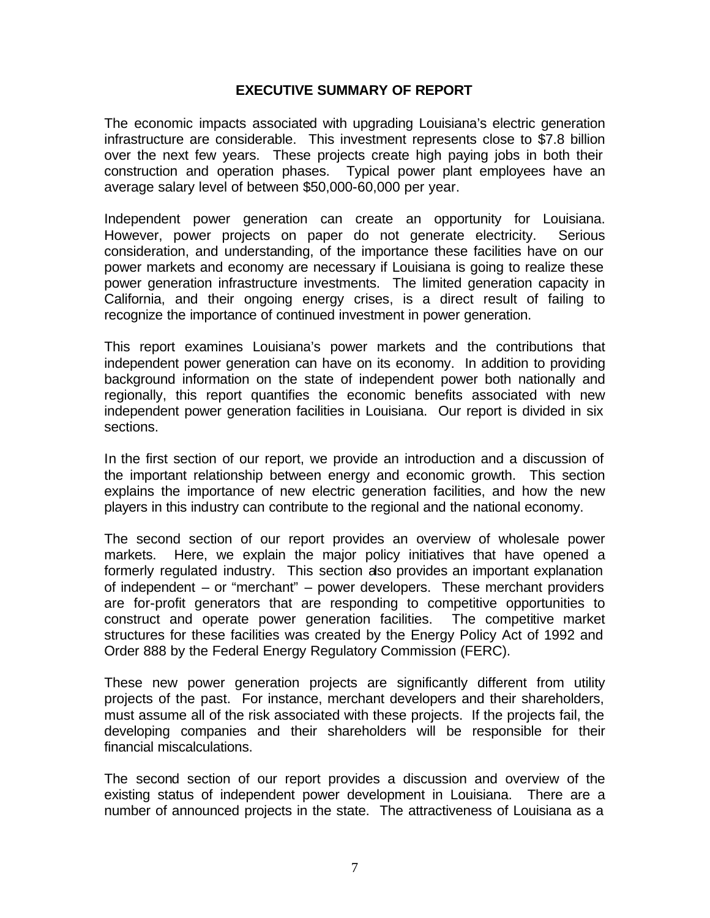## EXECUTIVE SUMMARY OF REPORT

The economic impacts associated with upgrading Louisiana's electric generation infrastructure are considerable. This investment represents close to $7.8 billion over the next few years. These projects create high paying jobs in both their construction and operation phases. Typical power plant employees have an average salary level of between $50,000-60,000 per year.

Independent power generation can create an opportunity for Louisiana. However, power projects on paper do not generate electricity. Serious consideration, and understanding, of the importance these facilities have on our power markets and economy are necessary if Louisiana is going to realize these power generation infrastructure investments. The limited generation capacity in California, and their ongoing energy crises, is a direct result of failing to recognize the importance of continued investment in power generation.

This report examines Louisiana's power markets and the contributions that independent power generation can have on its economy. In addition to providing background information on the state of independent power both nationally and regionally, this report quantifies the economic benefits associated with new independent power generation facilities in Louisiana. Our report is divided in six sections.

In the first section of our report, we provide an introduction and a discussion of the important relationship between energy and economic growth. This section explains the importance of new electric generation facilities, and how the new players in this industry can contribute to the regional and the national economy.

The second section of our report provides an overview of wholesale power markets. Here, we explain the major policy initiatives that have opened a formerly regulated industry. This section also provides an important explanation of independent – or "merchant" – power developers. These merchant providers are for-profit generators that are responding to competitive opportunities to construct and operate power generation facilities. The competitive market structures for these facilities was created by the Energy Policy Act of 1992 and Order 888 by the Federal Energy Regulatory Commission (FERC).

These new power generation projects are significantly different from utility projects of the past. For instance, merchant developers and their shareholders, must assume all of the risk associated with these projects. If the projects fail, the developing companies and their shareholders will be responsible for their financial miscalculations.

The second section of our report provides a discussion and overview of the existing status of independent power development in Louisiana. There are a number of announced projects in the state. The attractiveness of Louisiana as a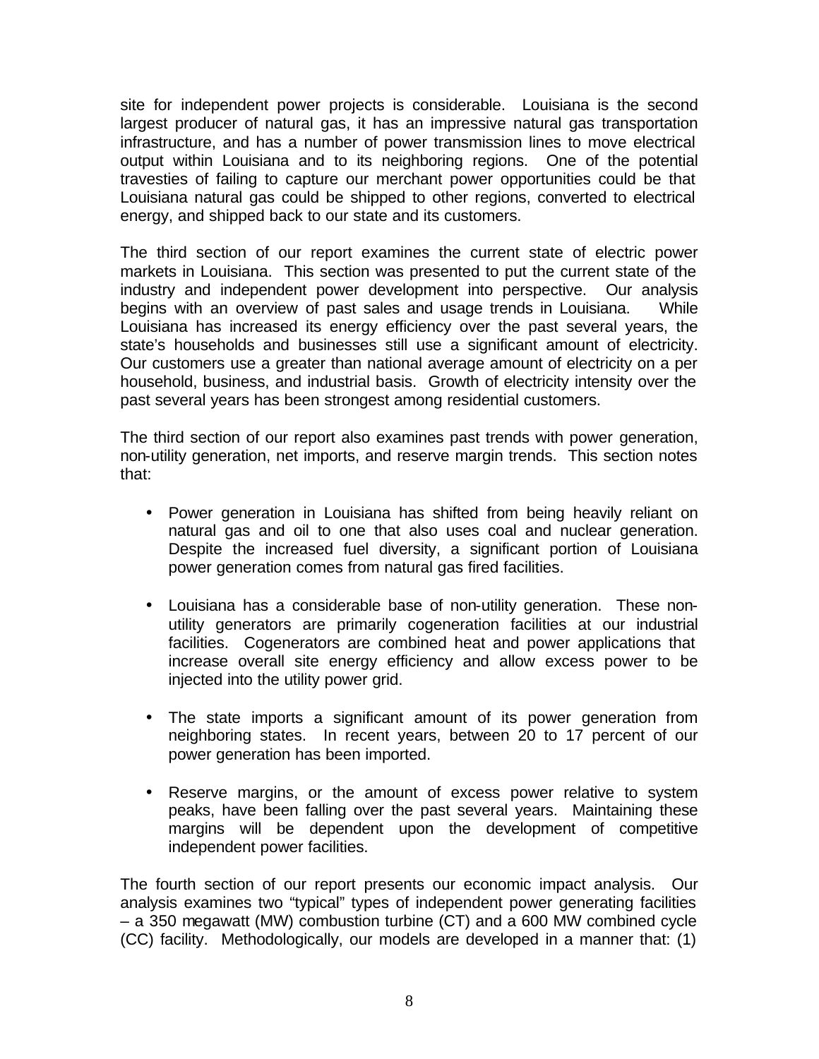site for independent power projects is considerable. Louisiana is the second largest producer of natural gas, it has an impressive natural gas transportation infrastructure, and has a number of power transmission lines to move electrical output within Louisiana and to its neighboring regions. One of the potential travesties of failing to capture our merchant power opportunities could be that Louisiana natural gas could be shipped to other regions, converted to electrical energy, and shipped back to our state and its customers.

The third section of our report examines the current state of electric power markets in Louisiana. This section was presented to put the current state of the industry and independent power development into perspective. Our analysis begins with an overview of past sales and usage trends in Louisiana. While Louisiana has increased its energy efficiency over the past several years, the state's households and businesses still use a significant amount of electricity. Our customers use a greater than national average amount of electricity on a per household, business, and industrial basis. Growth of electricity intensity over the past several years has been strongest among residential customers.

The third section of our report also examines past trends with power generation, non-utility generation, net imports, and reserve margin trends. This section notes that:

- Power generation in Louisiana has shifted from being heavily reliant on natural gas and oil to one that also uses coal and nuclear generation. Despite the increased fuel diversity, a significant portion of Louisiana power generation comes from natural gas fired facilities.

- Louisiana has a considerable base of non-utility generation. These non-utility generators are primarily cogeneration facilities at our industrial facilities. Cogenerators are combined heat and power applications that increase overall site energy efficiency and allow excess power to be injected into the utility power grid.

- The state imports a significant amount of its power generation from neighboring states. In recent years, between 20 to 17 percent of our power generation has been imported.

- Reserve margins, or the amount of excess power relative to system peaks, have been falling over the past several years. Maintaining these margins will be dependent upon the development of competitive independent power facilities.

The fourth section of our report presents our economic impact analysis. Our analysis examines two "typical" types of independent power generating facilities – a 350 megawatt (MW) combustion turbine (CT) and a 600 MW combined cycle (CC) facility. Methodologically, our models are developed in a manner that: (1)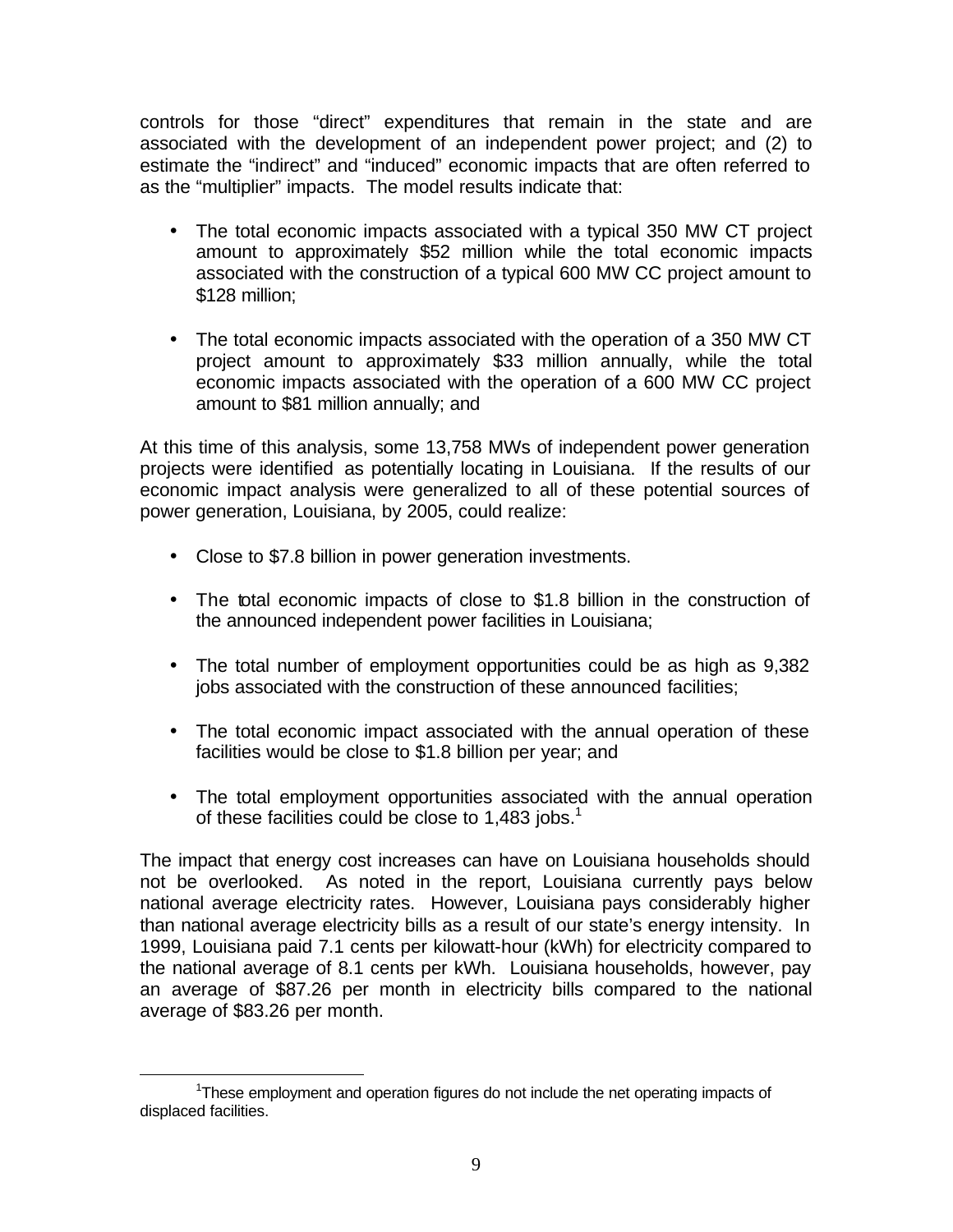controls for those "direct" expenditures that remain in the state and are associated with the development of an independent power project; and (2) to estimate the "indirect" and "induced" economic impacts that are often referred to as the "multiplier" impacts. The model results indicate that:

- The total economic impacts associated with a typical 350 MW CT project amount to approximately $52 million while the total economic impacts associated with the construction of a typical 600 MW CC project amount to $128 million;

- The total economic impacts associated with the operation of a 350 MW CT project amount to approximately $33 million annually, while the total economic impacts associated with the operation of a 600 MW CC project amount to $81 million annually; and

At this time of this analysis, some 13,758 MWs of independent power generation projects were identified as potentially locating in Louisiana. If the results of our economic impact analysis were generalized to all of these potential sources of power generation, Louisiana, by 2005, could realize:

- Close to $7.8 billion in power generation investments.

- The total economic impacts of close to $1.8 billion in the construction of the announced independent power facilities in Louisiana;

- The total number of employment opportunities could be as high as 9,382 jobs associated with the construction of these announced facilities;

- The total economic impact associated with the annual operation of these facilities would be close to $1.8 billion per year; and

- The total employment opportunities associated with the annual operation of these facilities could be close to 1,483 jobs.[1]

The impact that energy cost increases can have on Louisiana households should not be overlooked. As noted in the report, Louisiana currently pays below national average electricity rates. However, Louisiana pays considerably higher than national average electricity bills as a result of our state's energy intensity. In 1999, Louisiana paid 7.1 cents per kilowatt-hour (kWh) for electricity compared to the national average of 8.1 cents per kWh. Louisiana households, however, pay an average of $87.26 per month in electricity bills compared to the national average of $83.26 per month.

[1] These employment and operation figures do not include the net operating impacts of displaced facilities.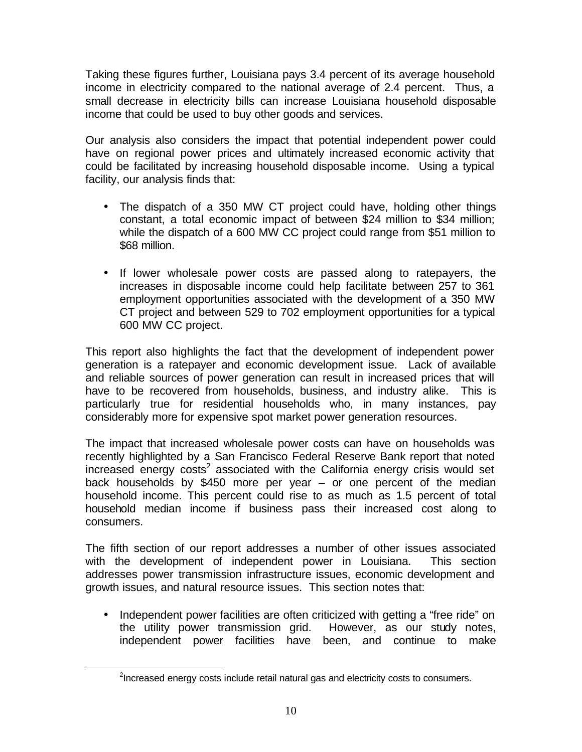Taking these figures further, Louisiana pays 3.4 percent of its average household income in electricity compared to the national average of 2.4 percent. Thus, a small decrease in electricity bills can increase Louisiana household disposable income that could be used to buy other goods and services.

Our analysis also considers the impact that potential independent power could have on regional power prices and ultimately increased economic activity that could be facilitated by increasing household disposable income. Using a typical facility, our analysis finds that:

- The dispatch of a 350 MW CT project could have, holding other things constant, a total economic impact of between $24 million to $34 million; while the dispatch of a 600 MW CC project could range from $51 million to $68 million.

- If lower wholesale power costs are passed along to ratepayers, the increases in disposable income could help facilitate between 257 to 361 employment opportunities associated with the development of a 350 MW CT project and between 529 to 702 employment opportunities for a typical 600 MW CC project.

This report also highlights the fact that the development of independent power generation is a ratepayer and economic development issue. Lack of available and reliable sources of power generation can result in increased prices that will have to be recovered from households, business, and industry alike. This is particularly true for residential households who, in many instances, pay considerably more for expensive spot market power generation resources.

The impact that increased wholesale power costs can have on households was recently highlighted by a San Francisco Federal Reserve Bank report that noted increased energy costs[2] associated with the California energy crisis would set back households by $450 more per year – or one percent of the median household income. This percent could rise to as much as 1.5 percent of total household median income if business pass their increased cost along to consumers.

The fifth section of our report addresses a number of other issues associated with the development of independent power in Louisiana. This section addresses power transmission infrastructure issues, economic development and growth issues, and natural resource issues. This section notes that:

- Independent power facilities are often criticized with getting a "free ride" on the utility power transmission grid. However, as our study notes, independent power facilities have been, and continue to make

[2] Increased energy costs include retail natural gas and electricity costs to consumers.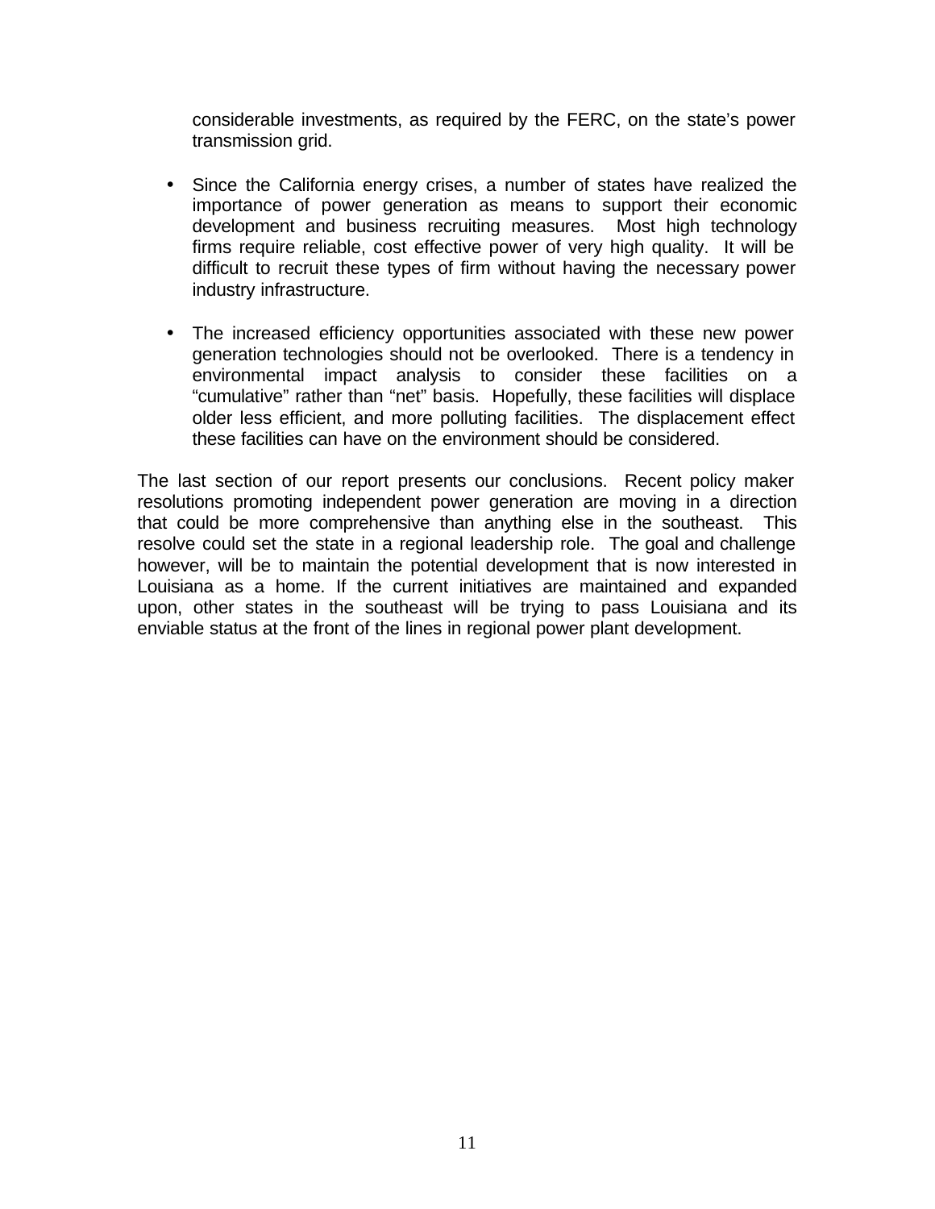considerable investments, as required by the FERC, on the state's power transmission grid.

- Since the California energy crises, a number of states have realized the importance of power generation as means to support their economic development and business recruiting measures. Most high technology firms require reliable, cost effective power of very high quality. It will be difficult to recruit these types of firm without having the necessary power industry infrastructure.

- The increased efficiency opportunities associated with these new power generation technologies should not be overlooked. There is a tendency in environmental impact analysis to consider these facilities on a "cumulative" rather than "net" basis. Hopefully, these facilities will displace older less efficient, and more polluting facilities. The displacement effect these facilities can have on the environment should be considered.

The last section of our report presents our conclusions. Recent policy maker resolutions promoting independent power generation are moving in a direction that could be more comprehensive than anything else in the southeast. This resolve could set the state in a regional leadership role. The goal and challenge however, will be to maintain the potential development that is now interested in Louisiana as a home. If the current initiatives are maintained and expanded upon, other states in the southeast will be trying to pass Louisiana and its enviable status at the front of the lines in regional power plant development.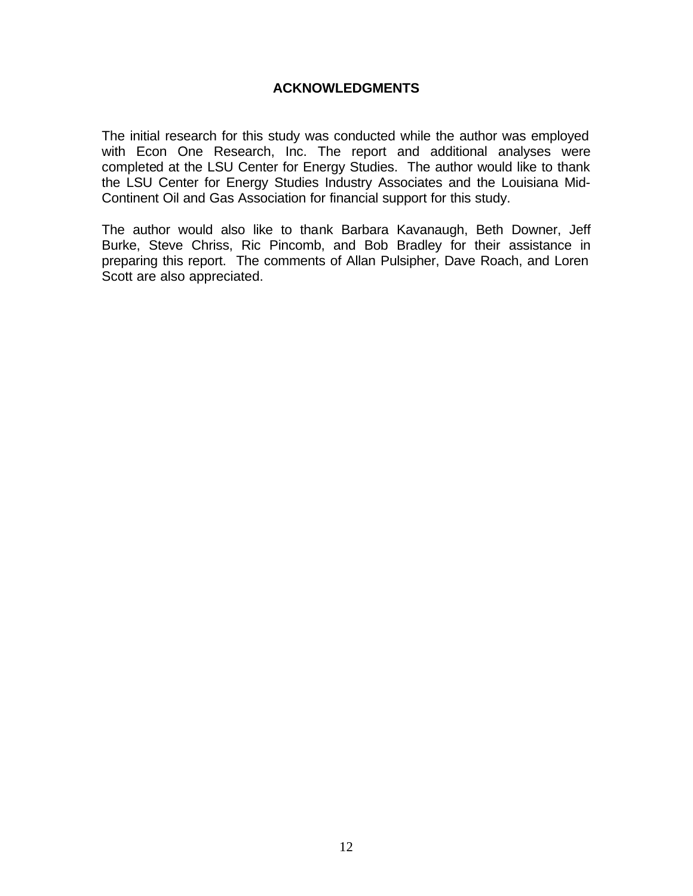## ACKNOWLEDGMENTS

The initial research for this study was conducted while the author was employed with Econ One Research, Inc. The report and additional analyses were completed at the LSU Center for Energy Studies. The author would like to thank the LSU Center for Energy Studies Industry Associates and the Louisiana Mid-Continent Oil and Gas Association for financial support for this study.

The author would also like to thank Barbara Kavanaugh, Beth Downer, Jeff Burke, Steve Chriss, Ric Pincomb, and Bob Bradley for their assistance in preparing this report. The comments of Allan Pulsipher, Dave Roach, and Loren Scott are also appreciated.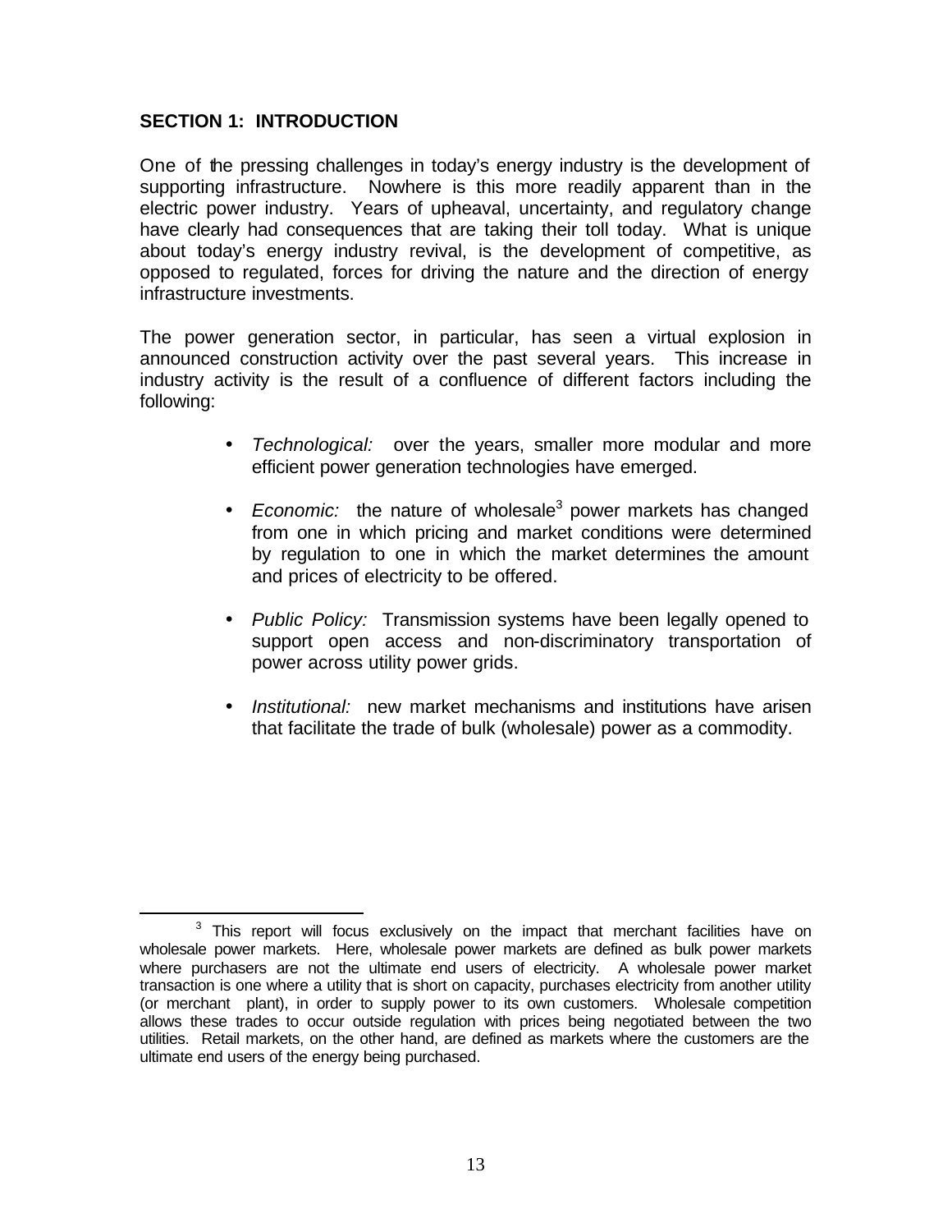## SECTION 1: INTRODUCTION

One of the pressing challenges in today's energy industry is the development of supporting infrastructure. Nowhere is this more readily apparent than in the electric power industry. Years of upheaval, uncertainty, and regulatory change have clearly had consequences that are taking their toll today. What is unique about today's energy industry revival, is the development of competitive, as opposed to regulated, forces for driving the nature and the direction of energy infrastructure investments.

The power generation sector, in particular, has seen a virtual explosion in announced construction activity over the past several years. This increase in industry activity is the result of a confluence of different factors including the following:

- *Technological:* over the years, smaller more modular and more efficient power generation technologies have emerged.
- *Economic:* the nature of wholesale[3] power markets has changed from one in which pricing and market conditions were determined by regulation to one in which the market determines the amount and prices of electricity to be offered.
- *Public Policy:* Transmission systems have been legally opened to support open access and non-discriminatory transportation of power across utility power grids.
- *Institutional:* new market mechanisms and institutions have arisen that facilitate the trade of bulk (wholesale) power as a commodity.

---

[3] This report will focus exclusively on the impact that merchant facilities have on wholesale power markets. Here, wholesale power markets are defined as bulk power markets where purchasers are not the ultimate end users of electricity. A wholesale power market transaction is one where a utility that is short on capacity, purchases electricity from another utility (or merchant plant), in order to supply power to its own customers. Wholesale competition allows these trades to occur outside regulation with prices being negotiated between the two utilities. Retail markets, on the other hand, are defined as markets where the customers are the ultimate end users of the energy being purchased.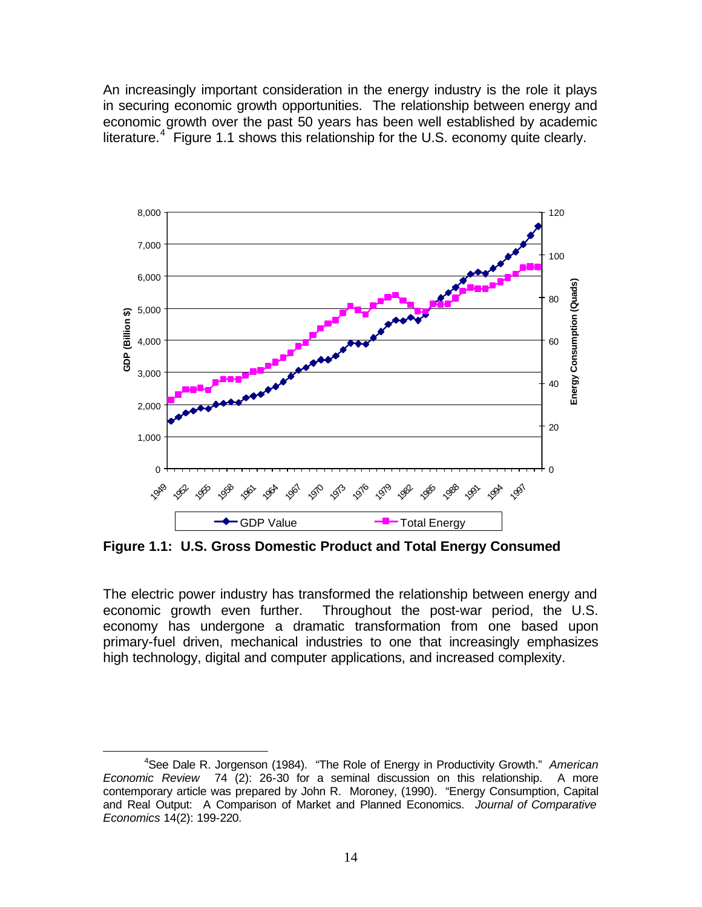An increasingly important consideration in the energy industry is the role it plays in securing economic growth opportunities. The relationship between energy and economic growth over the past 50 years has been well established by academic literature.[4] Figure 1.1 shows this relationship for the U.S. economy quite clearly.

**Figure 1.1: U.S. Gross Domestic Product and Total Energy Consumed**

The electric power industry has transformed the relationship between energy and economic growth even further. Throughout the post-war period, the U.S. economy has undergone a dramatic transformation from one based upon primary-fuel driven, mechanical industries to one that increasingly emphasizes high technology, digital and computer applications, and increased complexity.

[4] See Dale R. Jorgenson (1984). "The Role of Energy in Productivity Growth." *American Economic Review* 74 (2): 26-30 for a seminal discussion on this relationship. A more contemporary article was prepared by John R. Moroney, (1990). "Energy Consumption, Capital and Real Output: A Comparison of Market and Planned Economics. *Journal of Comparative Economics* 14(2): 199-220.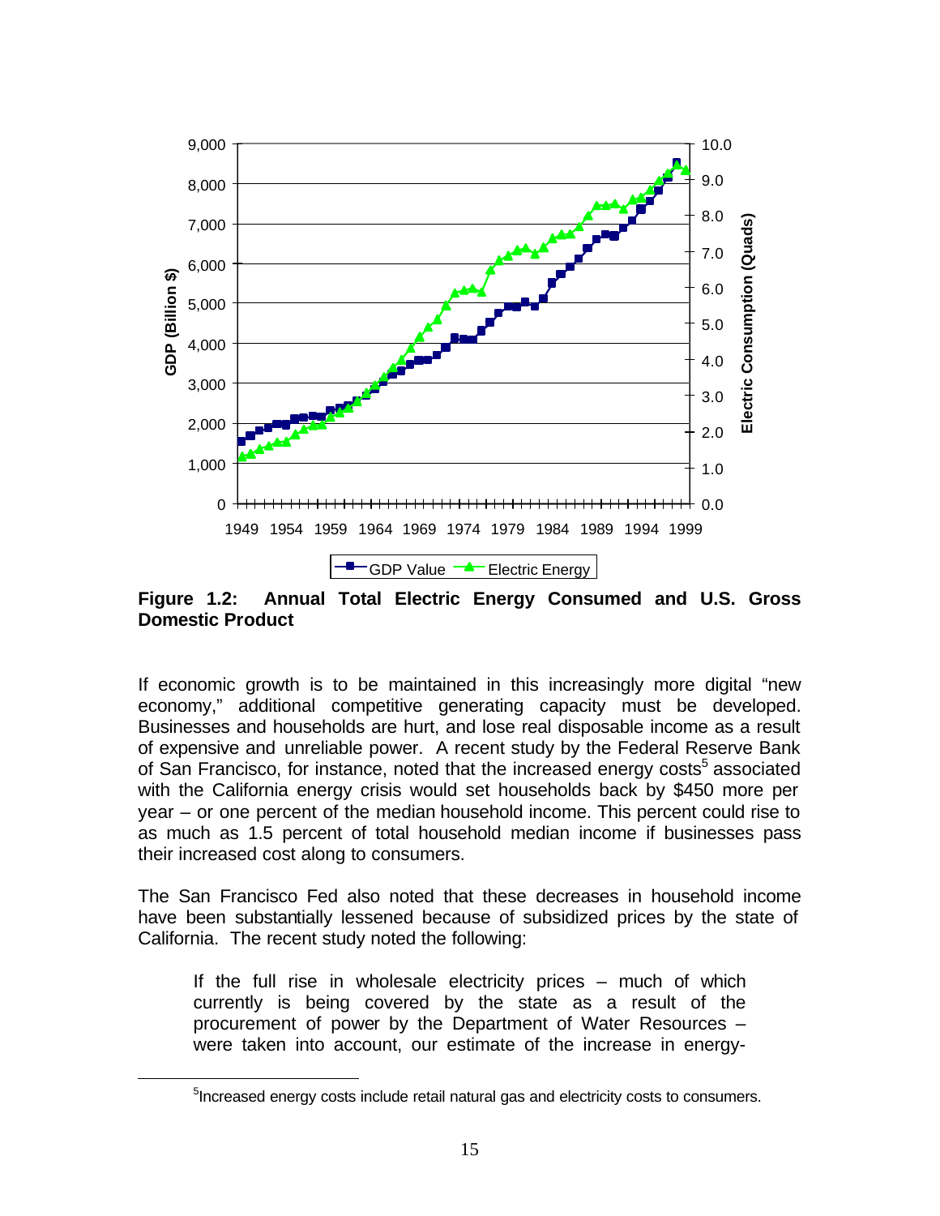**Figure 1.2: Annual Total Electric Energy Consumed and U.S. Gross Domestic Product**

If economic growth is to be maintained in this increasingly more digital "new economy," additional competitive generating capacity must be developed. Businesses and households are hurt, and lose real disposable income as a result of expensive and unreliable power. A recent study by the Federal Reserve Bank of San Francisco, for instance, noted that the increased energy costs[5] associated with the California energy crisis would set households back by $450 more per year – or one percent of the median household income. This percent could rise to as much as 1.5 percent of total household median income if businesses pass their increased cost along to consumers.

The San Francisco Fed also noted that these decreases in household income have been substantially lessened because of subsidized prices by the state of California. The recent study noted the following:

> If the full rise in wholesale electricity prices – much of which currently is being covered by the state as a result of the procurement of power by the Department of Water Resources – were taken into account, our estimate of the increase in energy-

[5] Increased energy costs include retail natural gas and electricity costs to consumers.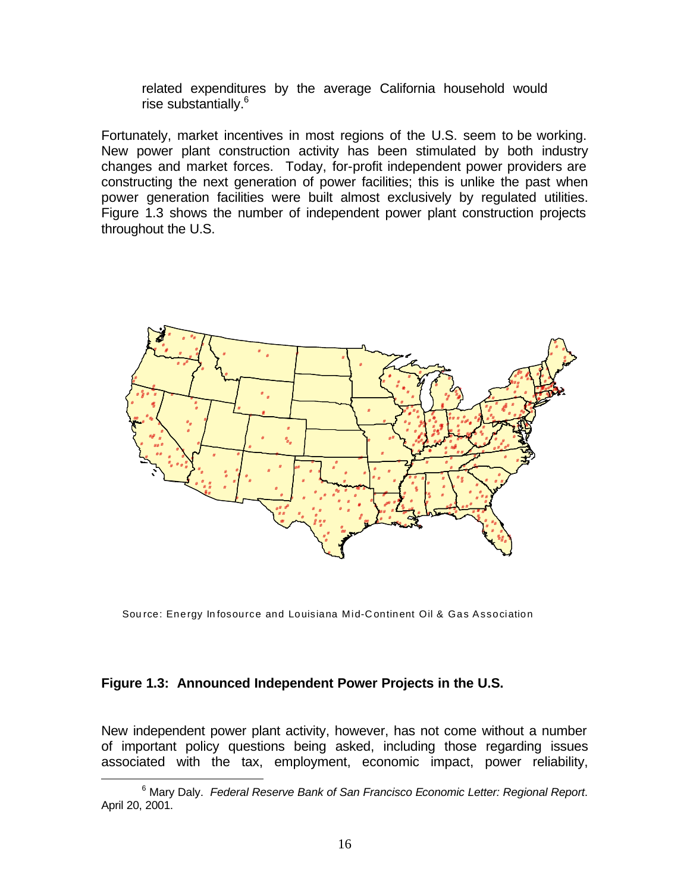related expenditures by the average California household would rise substantially.[6]

Fortunately, market incentives in most regions of the U.S. seem to be working. New power plant construction activity has been stimulated by both industry changes and market forces. Today, for-profit independent power providers are constructing the next generation of power facilities; this is unlike the past when power generation facilities were built almost exclusively by regulated utilities. Figure 1.3 shows the number of independent power plant construction projects throughout the U.S.

Source: Energy Infosource and Louisiana Mid-Continent Oil & Gas Association

**Figure 1.3: Announced Independent Power Projects in the U.S.**

New independent power plant activity, however, has not come without a number of important policy questions being asked, including those regarding issues associated with the tax, employment, economic impact, power reliability,

[6] Mary Daly. *Federal Reserve Bank of San Francisco Economic Letter: Regional Report*. April 20, 2001.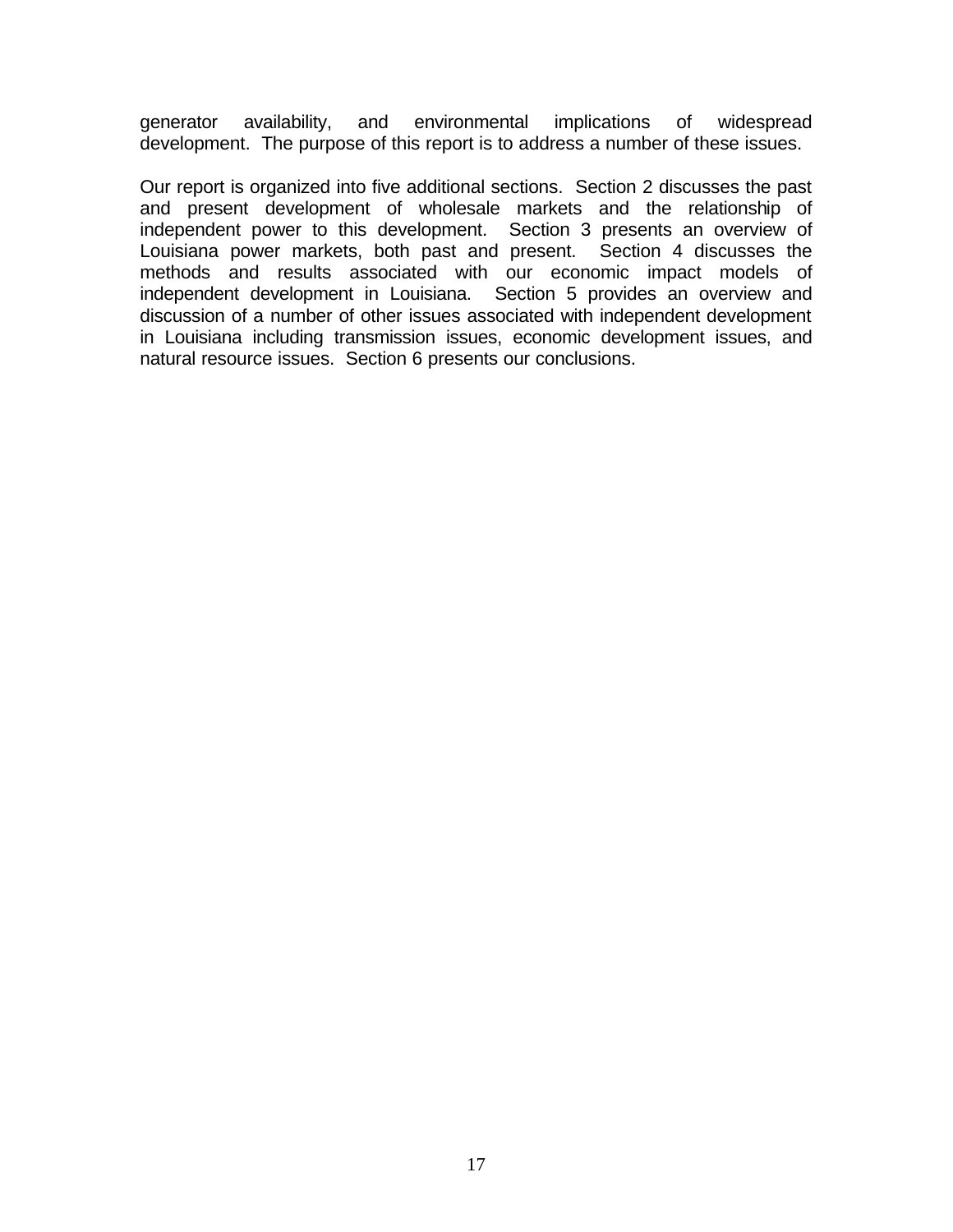generator availability, and environmental implications of widespread development. The purpose of this report is to address a number of these issues.

Our report is organized into five additional sections. Section 2 discusses the past and present development of wholesale markets and the relationship of independent power to this development. Section 3 presents an overview of Louisiana power markets, both past and present. Section 4 discusses the methods and results associated with our economic impact models of independent development in Louisiana. Section 5 provides an overview and discussion of a number of other issues associated with independent development in Louisiana including transmission issues, economic development issues, and natural resource issues. Section 6 presents our conclusions.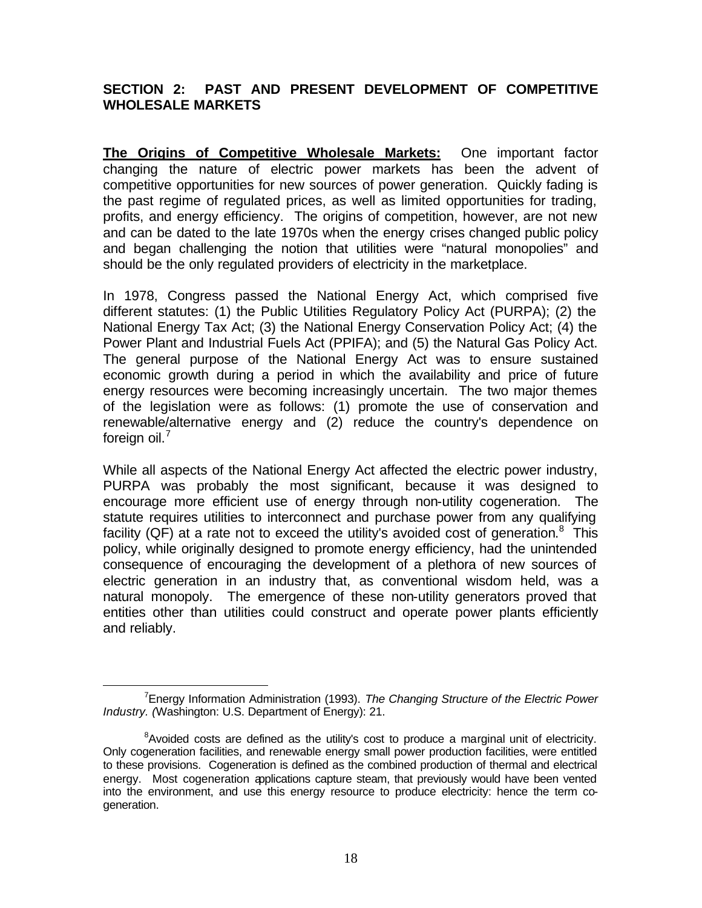## SECTION 2: PAST AND PRESENT DEVELOPMENT OF COMPETITIVE WHOLESALE MARKETS

**The Origins of Competitive Wholesale Markets:** One important factor changing the nature of electric power markets has been the advent of competitive opportunities for new sources of power generation. Quickly fading is the past regime of regulated prices, as well as limited opportunities for trading, profits, and energy efficiency. The origins of competition, however, are not new and can be dated to the late 1970s when the energy crises changed public policy and began challenging the notion that utilities were "natural monopolies" and should be the only regulated providers of electricity in the marketplace.

In 1978, Congress passed the National Energy Act, which comprised five different statutes: (1) the Public Utilities Regulatory Policy Act (PURPA); (2) the National Energy Tax Act; (3) the National Energy Conservation Policy Act; (4) the Power Plant and Industrial Fuels Act (PPIFA); and (5) the Natural Gas Policy Act. The general purpose of the National Energy Act was to ensure sustained economic growth during a period in which the availability and price of future energy resources were becoming increasingly uncertain. The two major themes of the legislation were as follows: (1) promote the use of conservation and renewable/alternative energy and (2) reduce the country's dependence on foreign oil.[7]

While all aspects of the National Energy Act affected the electric power industry, PURPA was probably the most significant, because it was designed to encourage more efficient use of energy through non-utility cogeneration. The statute requires utilities to interconnect and purchase power from any qualifying facility (QF) at a rate not to exceed the utility's avoided cost of generation.[8] This policy, while originally designed to promote energy efficiency, had the unintended consequence of encouraging the development of a plethora of new sources of electric generation in an industry that, as conventional wisdom held, was a natural monopoly. The emergence of these non-utility generators proved that entities other than utilities could construct and operate power plants efficiently and reliably.

---

[7] Energy Information Administration (1993). *The Changing Structure of the Electric Power Industry. (*Washington: U.S. Department of Energy): 21.

[8] Avoided costs are defined as the utility's cost to produce a marginal unit of electricity. Only cogeneration facilities, and renewable energy small power production facilities, were entitled to these provisions. Cogeneration is defined as the combined production of thermal and electrical energy. Most cogeneration applications capture steam, that previously would have been vented into the environment, and use this energy resource to produce electricity: hence the term co-generation.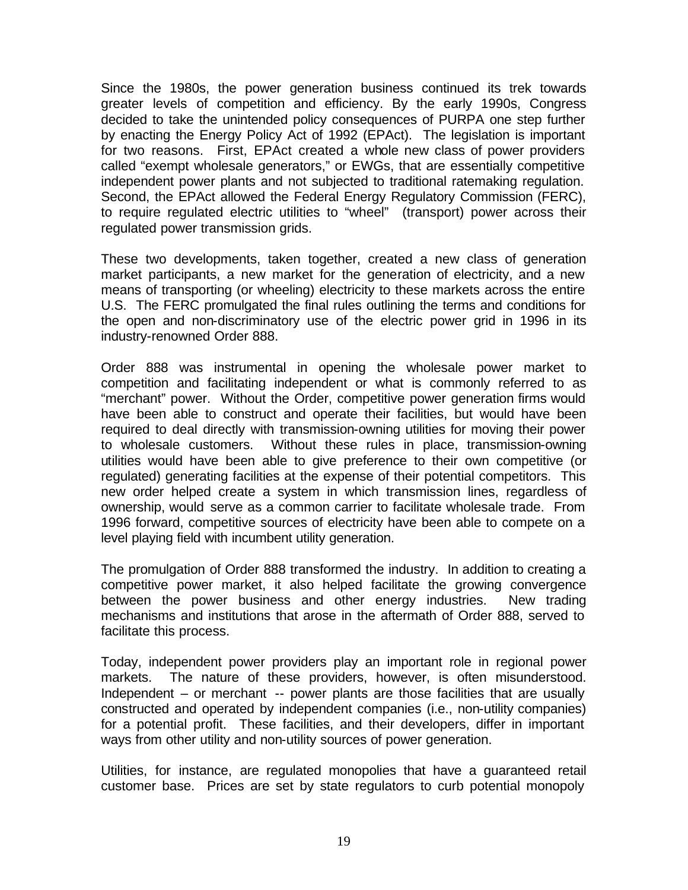Since the 1980s, the power generation business continued its trek towards greater levels of competition and efficiency. By the early 1990s, Congress decided to take the unintended policy consequences of PURPA one step further by enacting the Energy Policy Act of 1992 (EPAct). The legislation is important for two reasons. First, EPAct created a whole new class of power providers called "exempt wholesale generators," or EWGs, that are essentially competitive independent power plants and not subjected to traditional ratemaking regulation. Second, the EPAct allowed the Federal Energy Regulatory Commission (FERC), to require regulated electric utilities to "wheel" (transport) power across their regulated power transmission grids.

These two developments, taken together, created a new class of generation market participants, a new market for the generation of electricity, and a new means of transporting (or wheeling) electricity to these markets across the entire U.S. The FERC promulgated the final rules outlining the terms and conditions for the open and non-discriminatory use of the electric power grid in 1996 in its industry-renowned Order 888.

Order 888 was instrumental in opening the wholesale power market to competition and facilitating independent or what is commonly referred to as "merchant" power. Without the Order, competitive power generation firms would have been able to construct and operate their facilities, but would have been required to deal directly with transmission-owning utilities for moving their power to wholesale customers. Without these rules in place, transmission-owning utilities would have been able to give preference to their own competitive (or regulated) generating facilities at the expense of their potential competitors. This new order helped create a system in which transmission lines, regardless of ownership, would serve as a common carrier to facilitate wholesale trade. From 1996 forward, competitive sources of electricity have been able to compete on a level playing field with incumbent utility generation.

The promulgation of Order 888 transformed the industry. In addition to creating a competitive power market, it also helped facilitate the growing convergence between the power business and other energy industries. New trading mechanisms and institutions that arose in the aftermath of Order 888, served to facilitate this process.

Today, independent power providers play an important role in regional power markets. The nature of these providers, however, is often misunderstood. Independent – or merchant -- power plants are those facilities that are usually constructed and operated by independent companies (i.e., non-utility companies) for a potential profit. These facilities, and their developers, differ in important ways from other utility and non-utility sources of power generation.

Utilities, for instance, are regulated monopolies that have a guaranteed retail customer base. Prices are set by state regulators to curb potential monopoly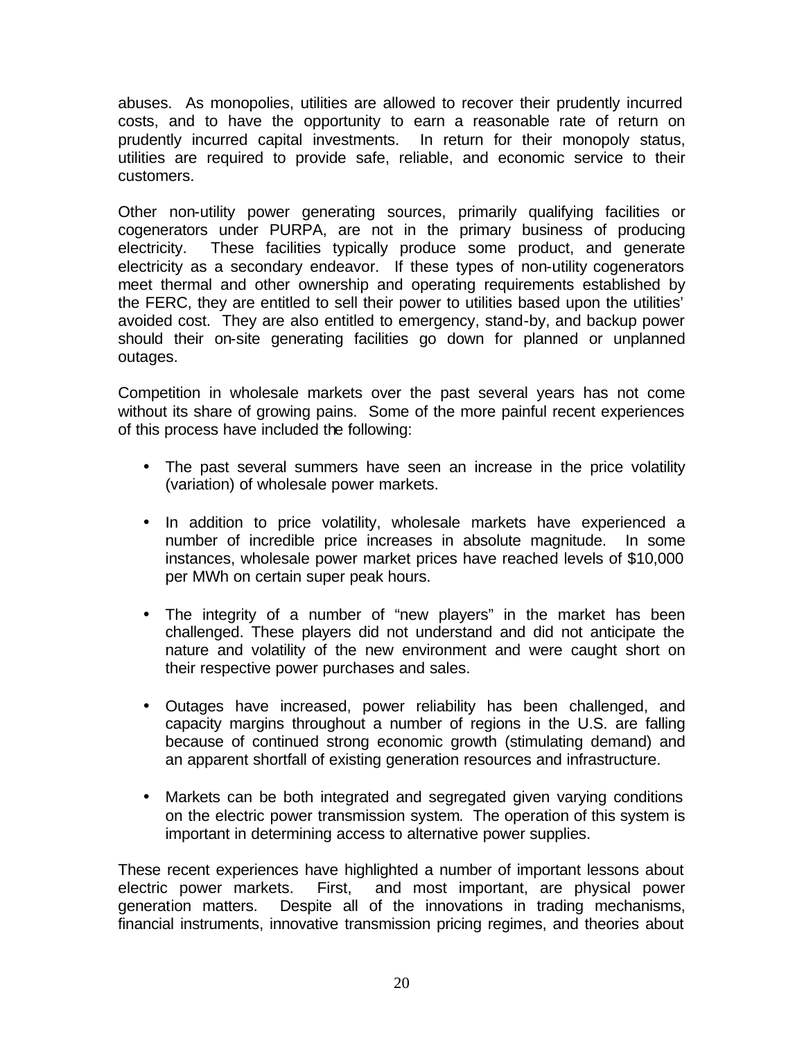abuses. As monopolies, utilities are allowed to recover their prudently incurred costs, and to have the opportunity to earn a reasonable rate of return on prudently incurred capital investments. In return for their monopoly status, utilities are required to provide safe, reliable, and economic service to their customers.

Other non-utility power generating sources, primarily qualifying facilities or cogenerators under PURPA, are not in the primary business of producing electricity. These facilities typically produce some product, and generate electricity as a secondary endeavor. If these types of non-utility cogenerators meet thermal and other ownership and operating requirements established by the FERC, they are entitled to sell their power to utilities based upon the utilities' avoided cost. They are also entitled to emergency, stand-by, and backup power should their on-site generating facilities go down for planned or unplanned outages.

Competition in wholesale markets over the past several years has not come without its share of growing pains. Some of the more painful recent experiences of this process have included the following:

- The past several summers have seen an increase in the price volatility (variation) of wholesale power markets.
- In addition to price volatility, wholesale markets have experienced a number of incredible price increases in absolute magnitude. In some instances, wholesale power market prices have reached levels of $10,000 per MWh on certain super peak hours.
- The integrity of a number of "new players" in the market has been challenged. These players did not understand and did not anticipate the nature and volatility of the new environment and were caught short on their respective power purchases and sales.
- Outages have increased, power reliability has been challenged, and capacity margins throughout a number of regions in the U.S. are falling because of continued strong economic growth (stimulating demand) and an apparent shortfall of existing generation resources and infrastructure.
- Markets can be both integrated and segregated given varying conditions on the electric power transmission system. The operation of this system is important in determining access to alternative power supplies.

These recent experiences have highlighted a number of important lessons about electric power markets. First, and most important, are physical power generation matters. Despite all of the innovations in trading mechanisms, financial instruments, innovative transmission pricing regimes, and theories about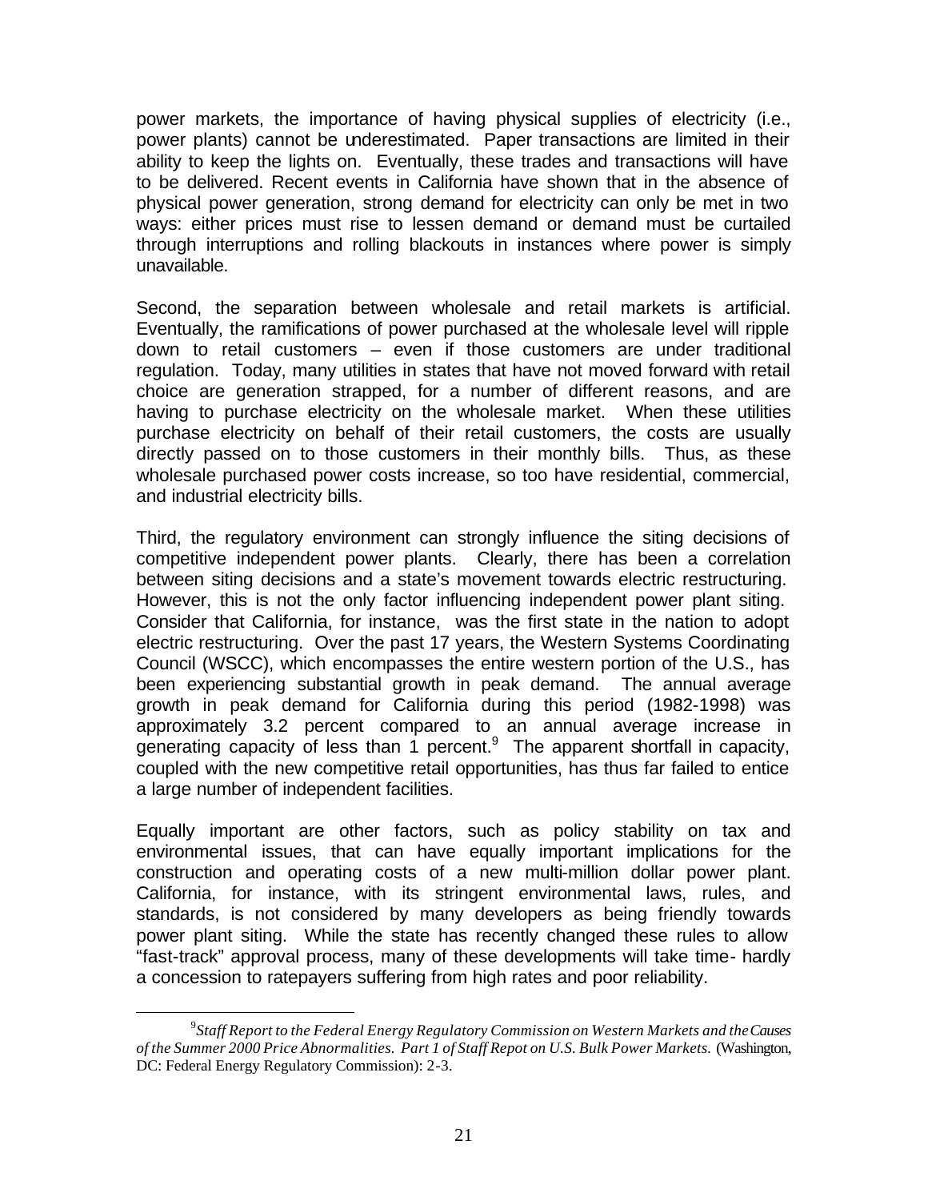power markets, the importance of having physical supplies of electricity (i.e., power plants) cannot be underestimated. Paper transactions are limited in their ability to keep the lights on. Eventually, these trades and transactions will have to be delivered. Recent events in California have shown that in the absence of physical power generation, strong demand for electricity can only be met in two ways: either prices must rise to lessen demand or demand must be curtailed through interruptions and rolling blackouts in instances where power is simply unavailable.

Second, the separation between wholesale and retail markets is artificial. Eventually, the ramifications of power purchased at the wholesale level will ripple down to retail customers – even if those customers are under traditional regulation. Today, many utilities in states that have not moved forward with retail choice are generation strapped, for a number of different reasons, and are having to purchase electricity on the wholesale market. When these utilities purchase electricity on behalf of their retail customers, the costs are usually directly passed on to those customers in their monthly bills. Thus, as these wholesale purchased power costs increase, so too have residential, commercial, and industrial electricity bills.

Third, the regulatory environment can strongly influence the siting decisions of competitive independent power plants. Clearly, there has been a correlation between siting decisions and a state's movement towards electric restructuring. However, this is not the only factor influencing independent power plant siting. Consider that California, for instance, was the first state in the nation to adopt electric restructuring. Over the past 17 years, the Western Systems Coordinating Council (WSCC), which encompasses the entire western portion of the U.S., has been experiencing substantial growth in peak demand. The annual average growth in peak demand for California during this period (1982-1998) was approximately 3.2 percent compared to an annual average increase in generating capacity of less than 1 percent.[9] The apparent shortfall in capacity, coupled with the new competitive retail opportunities, has thus far failed to entice a large number of independent facilities.

Equally important are other factors, such as policy stability on tax and environmental issues, that can have equally important implications for the construction and operating costs of a new multi-million dollar power plant. California, for instance, with its stringent environmental laws, rules, and standards, is not considered by many developers as being friendly towards power plant siting. While the state has recently changed these rules to allow "fast-track" approval process, many of these developments will take time- hardly a concession to ratepayers suffering from high rates and poor reliability.

[9] *Staff Report to the Federal Energy Regulatory Commission on Western Markets and the Causes of the Summer 2000 Price Abnormalities. Part 1 of Staff Repot on U.S. Bulk Power Markets.* (Washington, DC: Federal Energy Regulatory Commission): 2-3.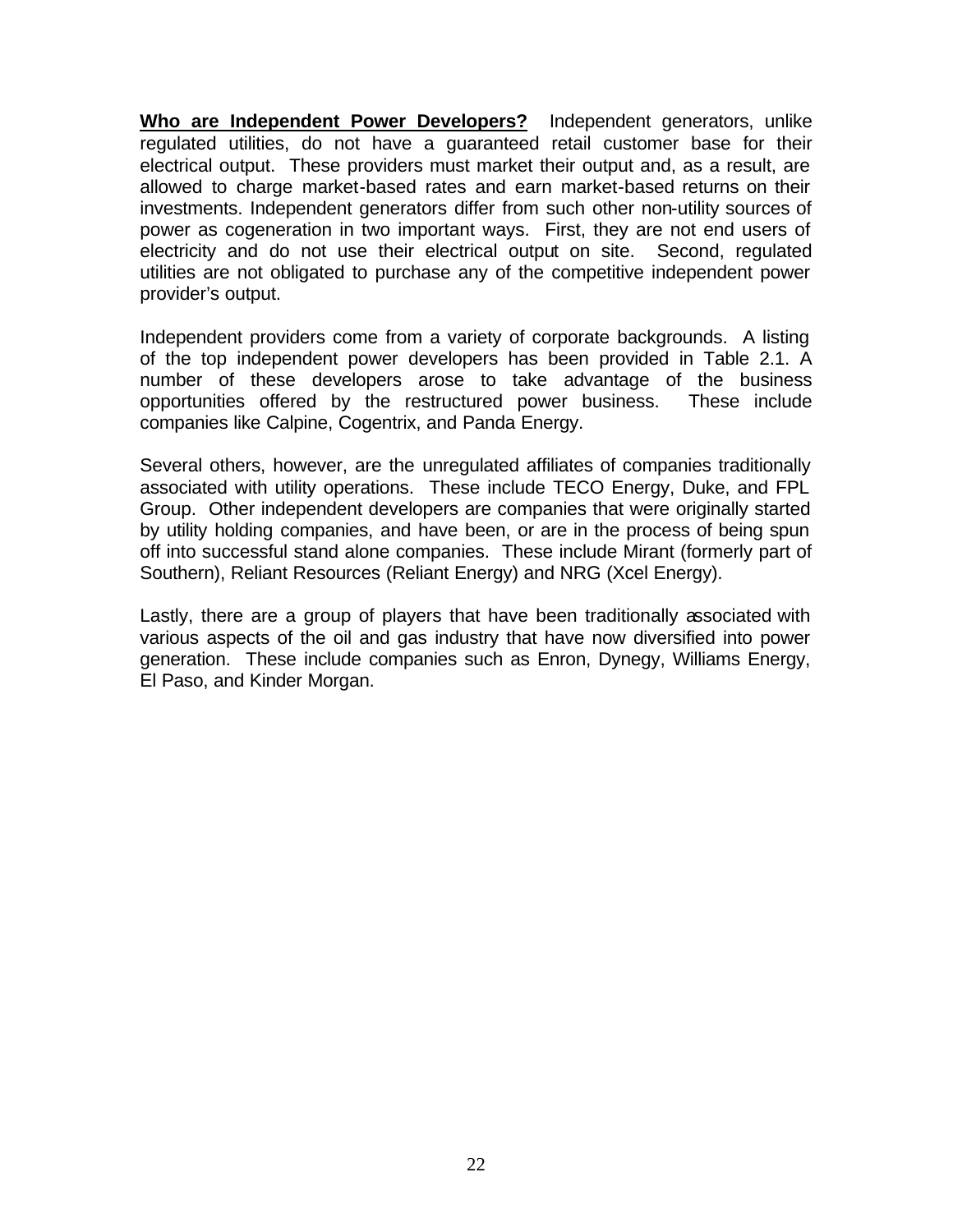**Who are Independent Power Developers?** Independent generators, unlike regulated utilities, do not have a guaranteed retail customer base for their electrical output. These providers must market their output and, as a result, are allowed to charge market-based rates and earn market-based returns on their investments. Independent generators differ from such other non-utility sources of power as cogeneration in two important ways. First, they are not end users of electricity and do not use their electrical output on site. Second, regulated utilities are not obligated to purchase any of the competitive independent power provider's output.

Independent providers come from a variety of corporate backgrounds. A listing of the top independent power developers has been provided in Table 2.1. A number of these developers arose to take advantage of the business opportunities offered by the restructured power business. These include companies like Calpine, Cogentrix, and Panda Energy.

Several others, however, are the unregulated affiliates of companies traditionally associated with utility operations. These include TECO Energy, Duke, and FPL Group. Other independent developers are companies that were originally started by utility holding companies, and have been, or are in the process of being spun off into successful stand alone companies. These include Mirant (formerly part of Southern), Reliant Resources (Reliant Energy) and NRG (Xcel Energy).

Lastly, there are a group of players that have been traditionally associated with various aspects of the oil and gas industry that have now diversified into power generation. These include companies such as Enron, Dynegy, Williams Energy, El Paso, and Kinder Morgan.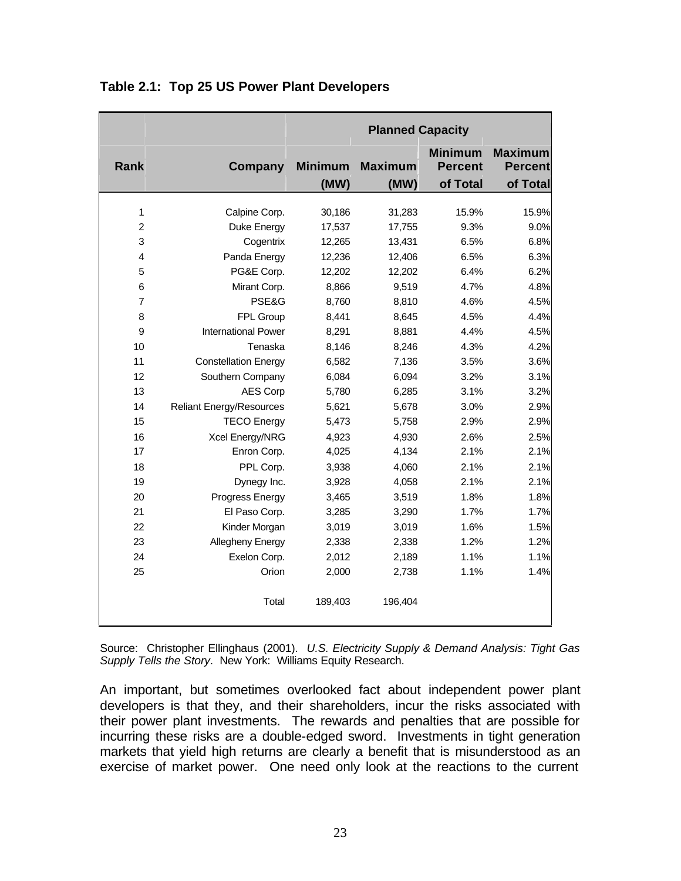**Table 2.1: Top 25 US Power Plant Developers**

| | | Planned Capacity | | | |
|---|---|---|---|---|---|
| Rank | Company | Minimum (MW) | Maximum (MW) | Minimum Percent of Total | Maximum Percent of Total |
| 1 | Calpine Corp. | 30,186 | 31,283 | 15.9% | 15.9% |
| 2 | Duke Energy | 17,537 | 17,755 | 9.3% | 9.0% |
| 3 | Cogentrix | 12,265 | 13,431 | 6.5% | 6.8% |
| 4 | Panda Energy | 12,236 | 12,406 | 6.5% | 6.3% |
| 5 | PG&E Corp. | 12,202 | 12,202 | 6.4% | 6.2% |
| 6 | Mirant Corp. | 8,866 | 9,519 | 4.7% | 4.8% |
| 7 | PSE&G | 8,760 | 8,810 | 4.6% | 4.5% |
| 8 | FPL Group | 8,441 | 8,645 | 4.5% | 4.4% |
| 9 | International Power | 8,291 | 8,881 | 4.4% | 4.5% |
| 10 | Tenaska | 8,146 | 8,246 | 4.3% | 4.2% |
| 11 | Constellation Energy | 6,582 | 7,136 | 3.5% | 3.6% |
| 12 | Southern Company | 6,084 | 6,094 | 3.2% | 3.1% |
| 13 | AES Corp | 5,780 | 6,285 | 3.1% | 3.2% |
| 14 | Reliant Energy/Resources | 5,621 | 5,678 | 3.0% | 2.9% |
| 15 | TECO Energy | 5,473 | 5,758 | 2.9% | 2.9% |
| 16 | Xcel Energy/NRG | 4,923 | 4,930 | 2.6% | 2.5% |
| 17 | Enron Corp. | 4,025 | 4,134 | 2.1% | 2.1% |
| 18 | PPL Corp. | 3,938 | 4,060 | 2.1% | 2.1% |
| 19 | Dynegy Inc. | 3,928 | 4,058 | 2.1% | 2.1% |
| 20 | Progress Energy | 3,465 | 3,519 | 1.8% | 1.8% |
| 21 | El Paso Corp. | 3,285 | 3,290 | 1.7% | 1.7% |
| 22 | Kinder Morgan | 3,019 | 3,019 | 1.6% | 1.5% |
| 23 | Allegheny Energy | 2,338 | 2,338 | 1.2% | 1.2% |
| 24 | Exelon Corp. | 2,012 | 2,189 | 1.1% | 1.1% |
| 25 | Orion | 2,000 | 2,738 | 1.1% | 1.4% |
| | Total | 189,403 | 196,404 | | |

Source: Christopher Ellinghaus (2001). *U.S. Electricity Supply & Demand Analysis: Tight Gas Supply Tells the Story*. New York: Williams Equity Research.

An important, but sometimes overlooked fact about independent power plant developers is that they, and their shareholders, incur the risks associated with their power plant investments. The rewards and penalties that are possible for incurring these risks are a double-edged sword. Investments in tight generation markets that yield high returns are clearly a benefit that is misunderstood as an exercise of market power. One need only look at the reactions to the current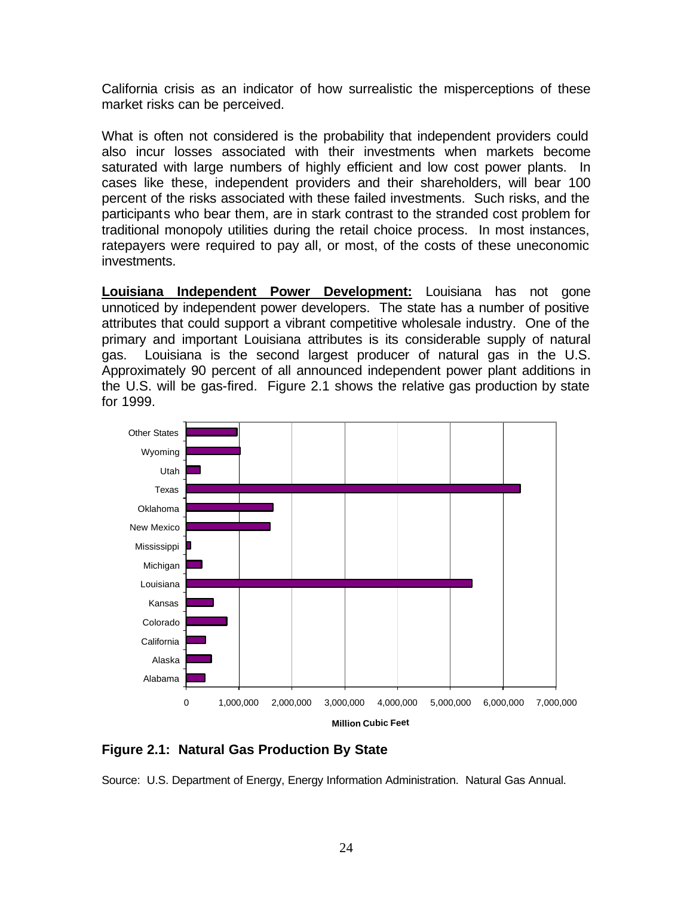California crisis as an indicator of how surrealistic the misperceptions of these market risks can be perceived.

What is often not considered is the probability that independent providers could also incur losses associated with their investments when markets become saturated with large numbers of highly efficient and low cost power plants. In cases like these, independent providers and their shareholders, will bear 100 percent of the risks associated with these failed investments. Such risks, and the participants who bear them, are in stark contrast to the stranded cost problem for traditional monopoly utilities during the retail choice process. In most instances, ratepayers were required to pay all, or most, of the costs of these uneconomic investments.

**Louisiana Independent Power Development:** Louisiana has not gone unnoticed by independent power developers. The state has a number of positive attributes that could support a vibrant competitive wholesale industry. One of the primary and important Louisiana attributes is its considerable supply of natural gas. Louisiana is the second largest producer of natural gas in the U.S. Approximately 90 percent of all announced independent power plant additions in the U.S. will be gas-fired. Figure 2.1 shows the relative gas production by state for 1999.

**Figure 2.1: Natural Gas Production By State**

Source: U.S. Department of Energy, Energy Information Administration. Natural Gas Annual.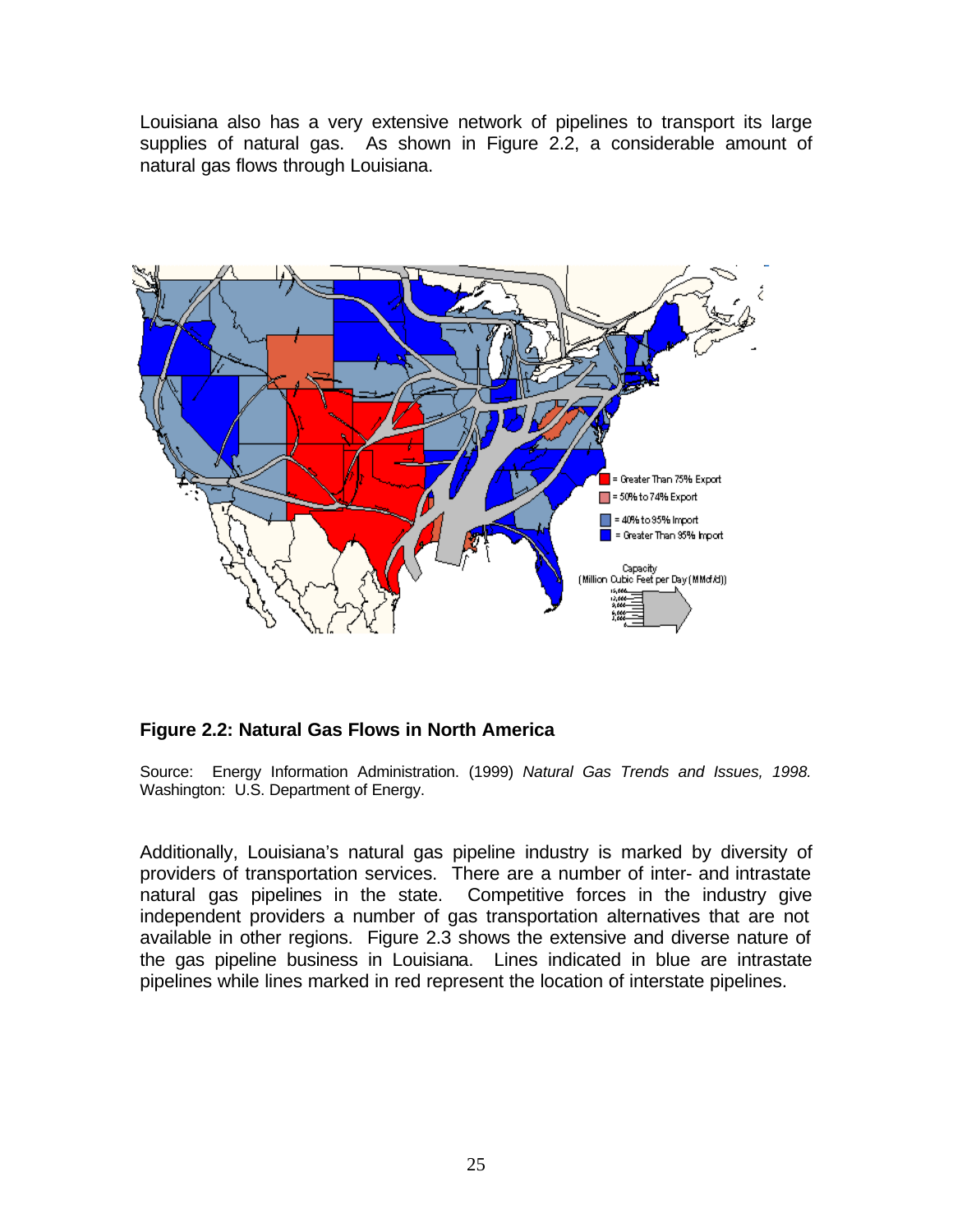Louisiana also has a very extensive network of pipelines to transport its large supplies of natural gas. As shown in Figure 2.2, a considerable amount of natural gas flows through Louisiana.

**Figure 2.2: Natural Gas Flows in North America**

Source: Energy Information Administration. (1999) *Natural Gas Trends and Issues, 1998.* Washington: U.S. Department of Energy.

Additionally, Louisiana's natural gas pipeline industry is marked by diversity of providers of transportation services. There are a number of inter- and intrastate natural gas pipelines in the state. Competitive forces in the industry give independent providers a number of gas transportation alternatives that are not available in other regions. Figure 2.3 shows the extensive and diverse nature of the gas pipeline business in Louisiana. Lines indicated in blue are intrastate pipelines while lines marked in red represent the location of interstate pipelines.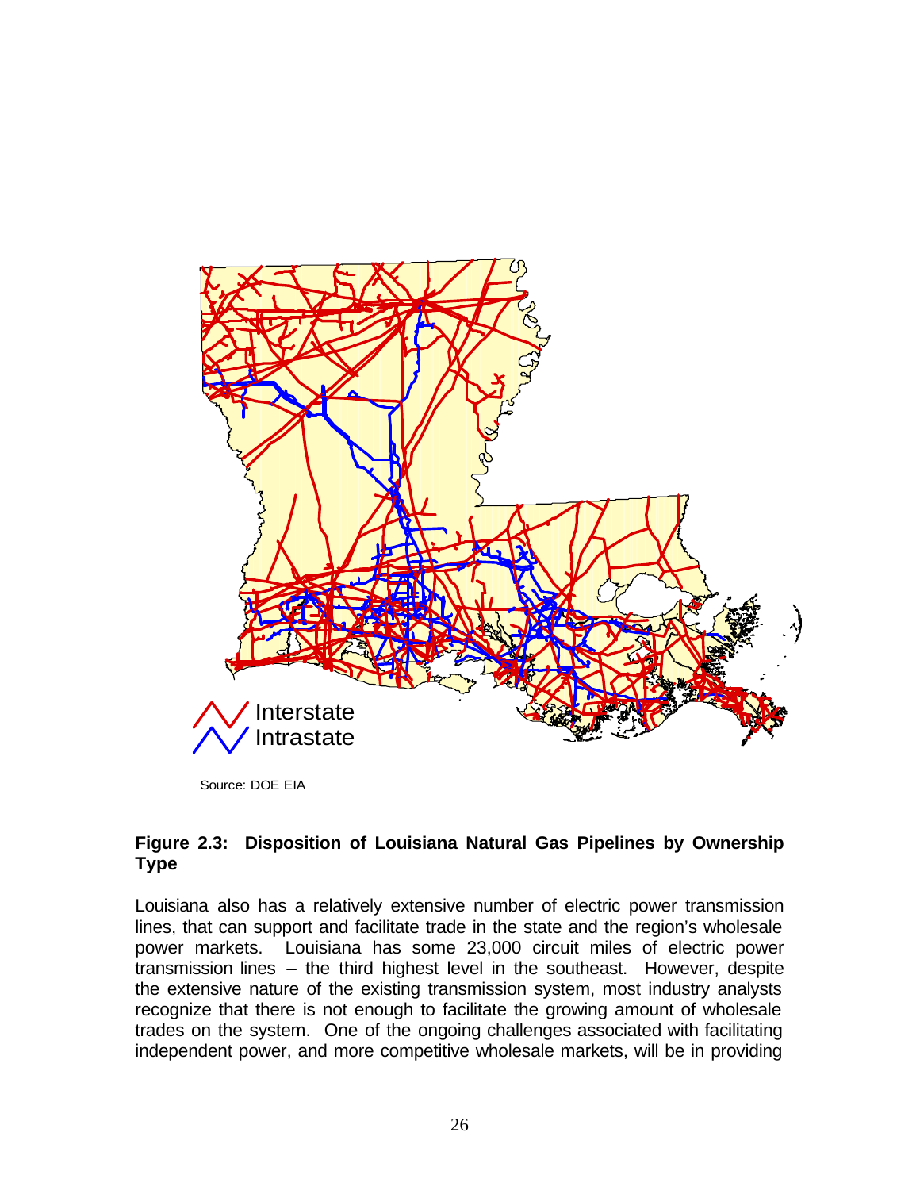Source: DOE EIA

**Figure 2.3: Disposition of Louisiana Natural Gas Pipelines by Ownership Type**

Louisiana also has a relatively extensive number of electric power transmission lines, that can support and facilitate trade in the state and the region's wholesale power markets. Louisiana has some 23,000 circuit miles of electric power transmission lines – the third highest level in the southeast. However, despite the extensive nature of the existing transmission system, most industry analysts recognize that there is not enough to facilitate the growing amount of wholesale trades on the system. One of the ongoing challenges associated with facilitating independent power, and more competitive wholesale markets, will be in providing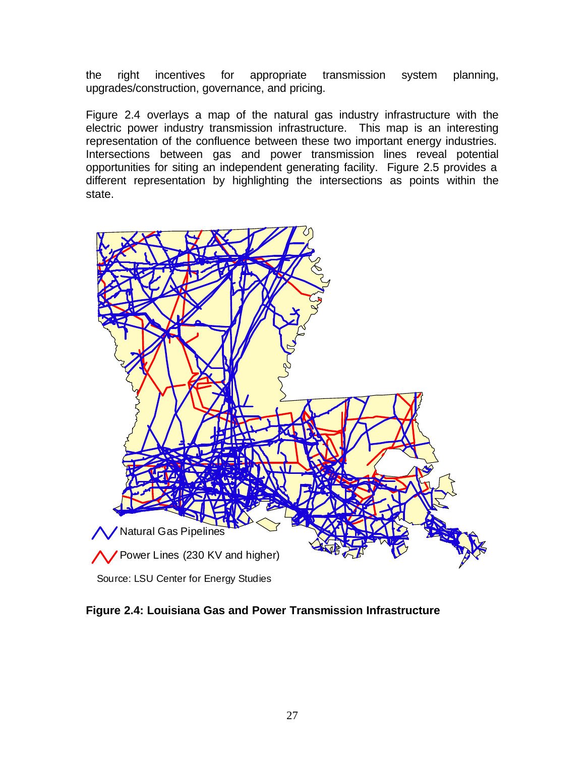the right incentives for appropriate transmission system planning, upgrades/construction, governance, and pricing.

Figure 2.4 overlays a map of the natural gas industry infrastructure with the electric power industry transmission infrastructure. This map is an interesting representation of the confluence between these two important energy industries. Intersections between gas and power transmission lines reveal potential opportunities for siting an independent generating facility. Figure 2.5 provides a different representation by highlighting the intersections as points within the state.

Natural Gas Pipelines

Power Lines (230 KV and higher)

Source: LSU Center for Energy Studies

**Figure 2.4: Louisiana Gas and Power Transmission Infrastructure**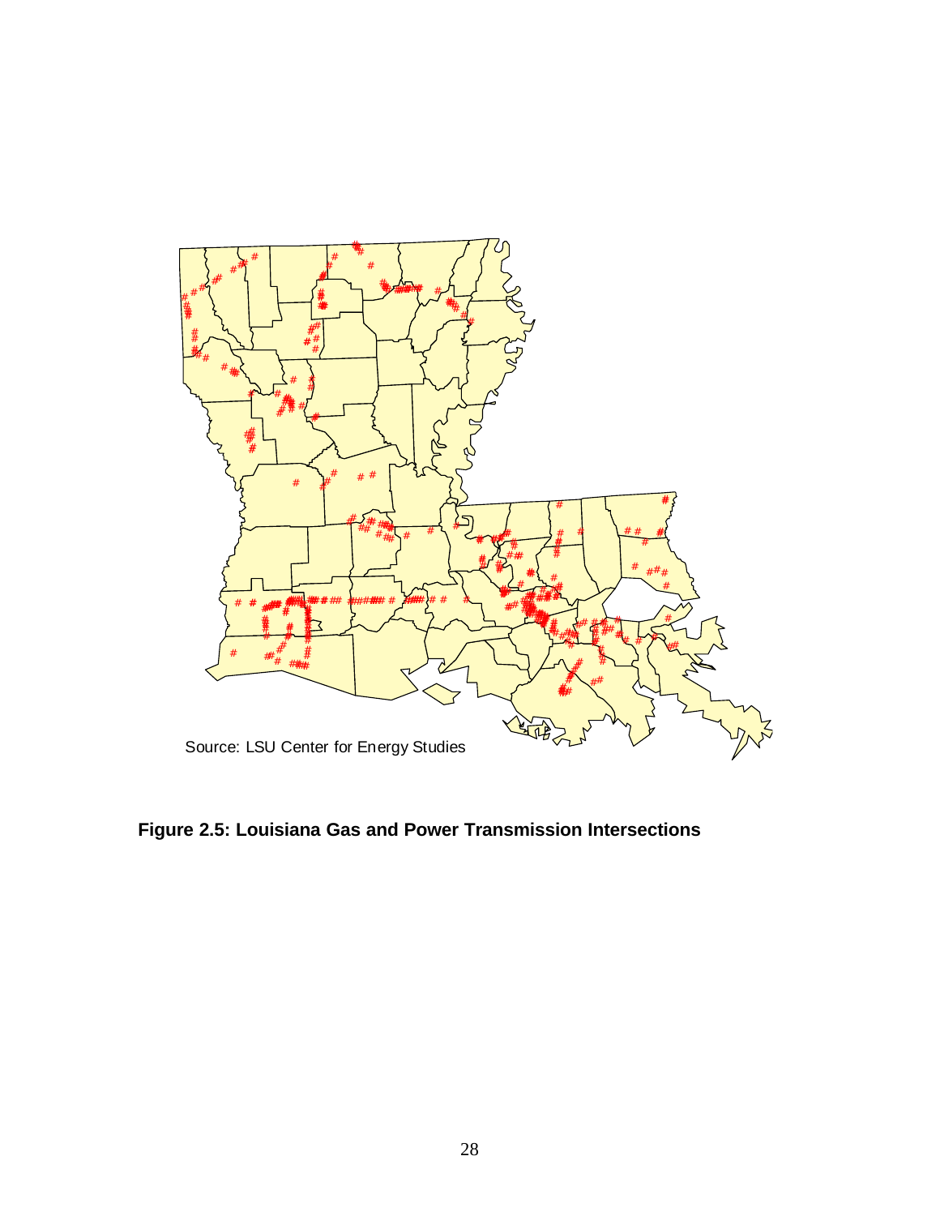Source: LSU Center for Energy Studies

**Figure 2.5: Louisiana Gas and Power Transmission Intersections**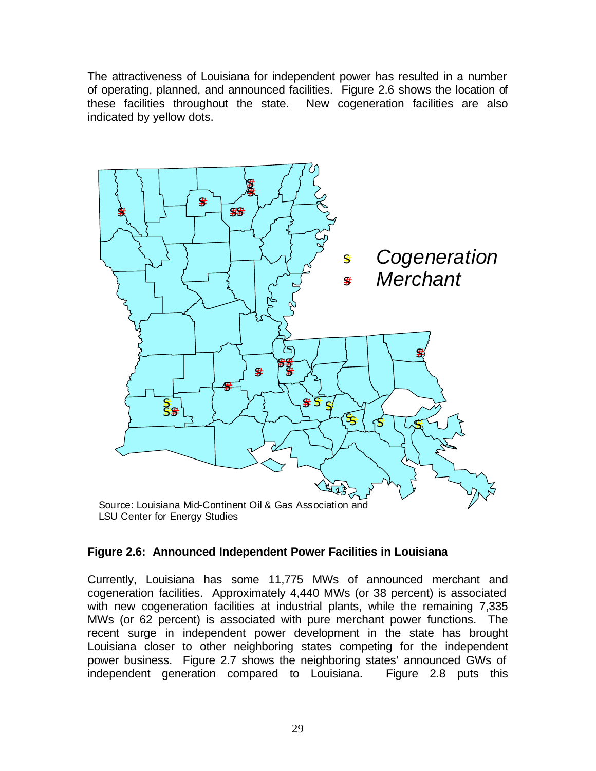The attractiveness of Louisiana for independent power has resulted in a number of operating, planned, and announced facilities. Figure 2.6 shows the location of these facilities throughout the state. New cogeneration facilities are also indicated by yellow dots.

Cogeneration

Merchant

Source: Louisiana Mid-Continent Oil & Gas Association and LSU Center for Energy Studies

**Figure 2.6: Announced Independent Power Facilities in Louisiana**

Currently, Louisiana has some 11,775 MWs of announced merchant and cogeneration facilities. Approximately 4,440 MWs (or 38 percent) is associated with new cogeneration facilities at industrial plants, while the remaining 7,335 MWs (or 62 percent) is associated with pure merchant power functions. The recent surge in independent power development in the state has brought Louisiana closer to other neighboring states competing for the independent power business. Figure 2.7 shows the neighboring states' announced GWs of independent generation compared to Louisiana. Figure 2.8 puts this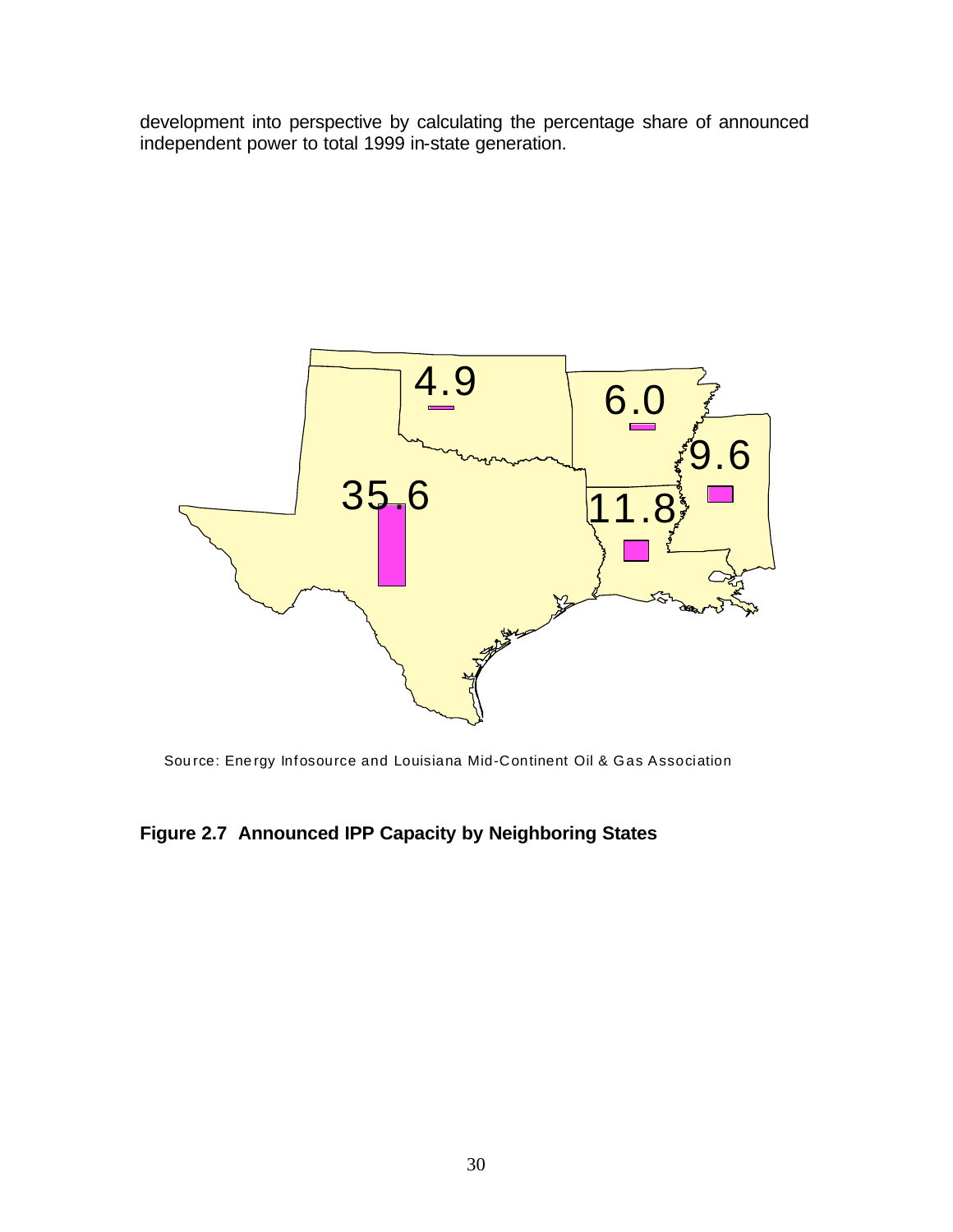development into perspective by calculating the percentage share of announced independent power to total 1999 in-state generation.

Source: Energy Infosource and Louisiana Mid-Continent Oil & Gas Association

**Figure 2.7 Announced IPP Capacity by Neighboring States**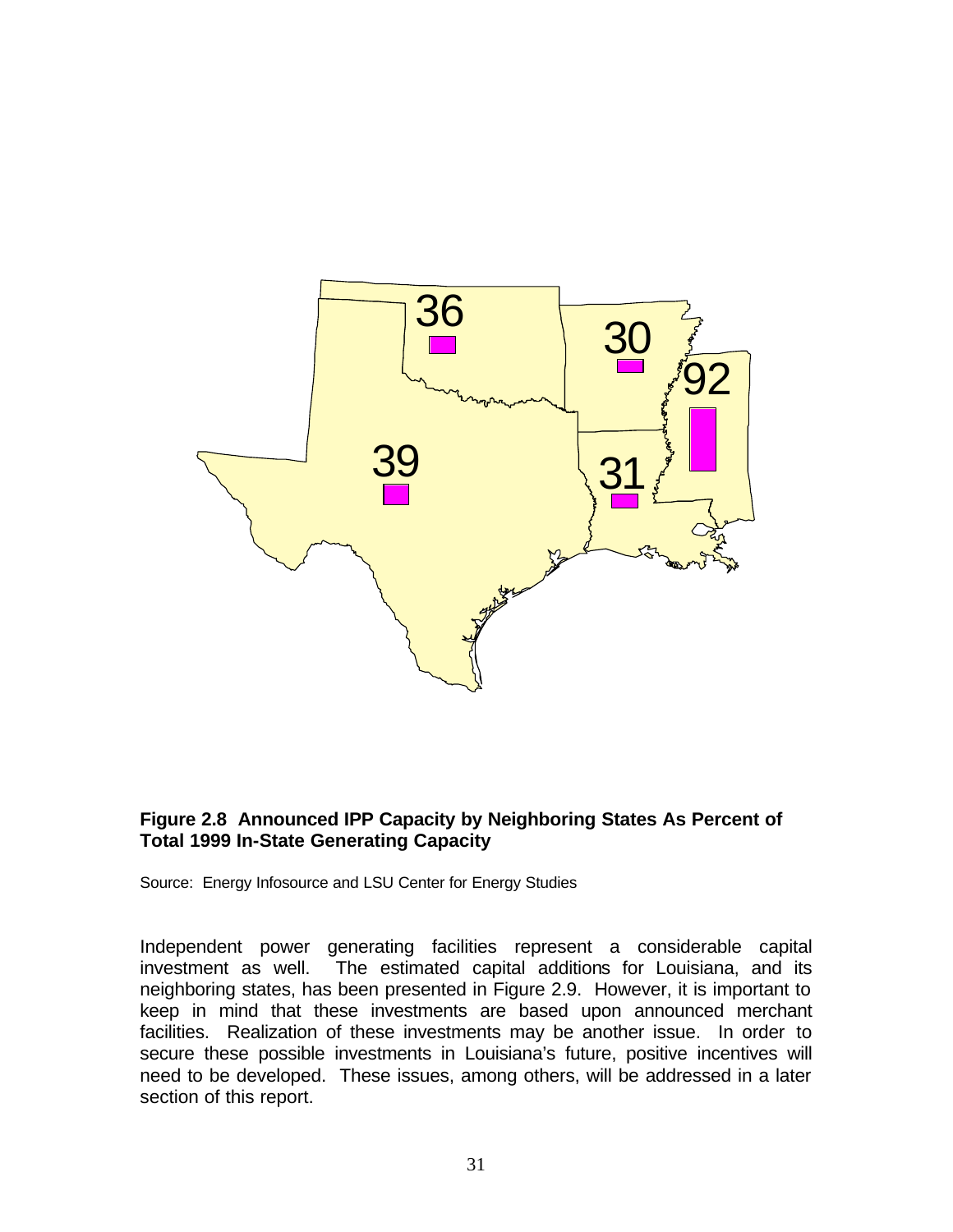**Figure 2.8 Announced IPP Capacity by Neighboring States As Percent of Total 1999 In-State Generating Capacity**

Source: Energy Infosource and LSU Center for Energy Studies

Independent power generating facilities represent a considerable capital investment as well. The estimated capital additions for Louisiana, and its neighboring states, has been presented in Figure 2.9. However, it is important to keep in mind that these investments are based upon announced merchant facilities. Realization of these investments may be another issue. In order to secure these possible investments in Louisiana's future, positive incentives will need to be developed. These issues, among others, will be addressed in a later section of this report.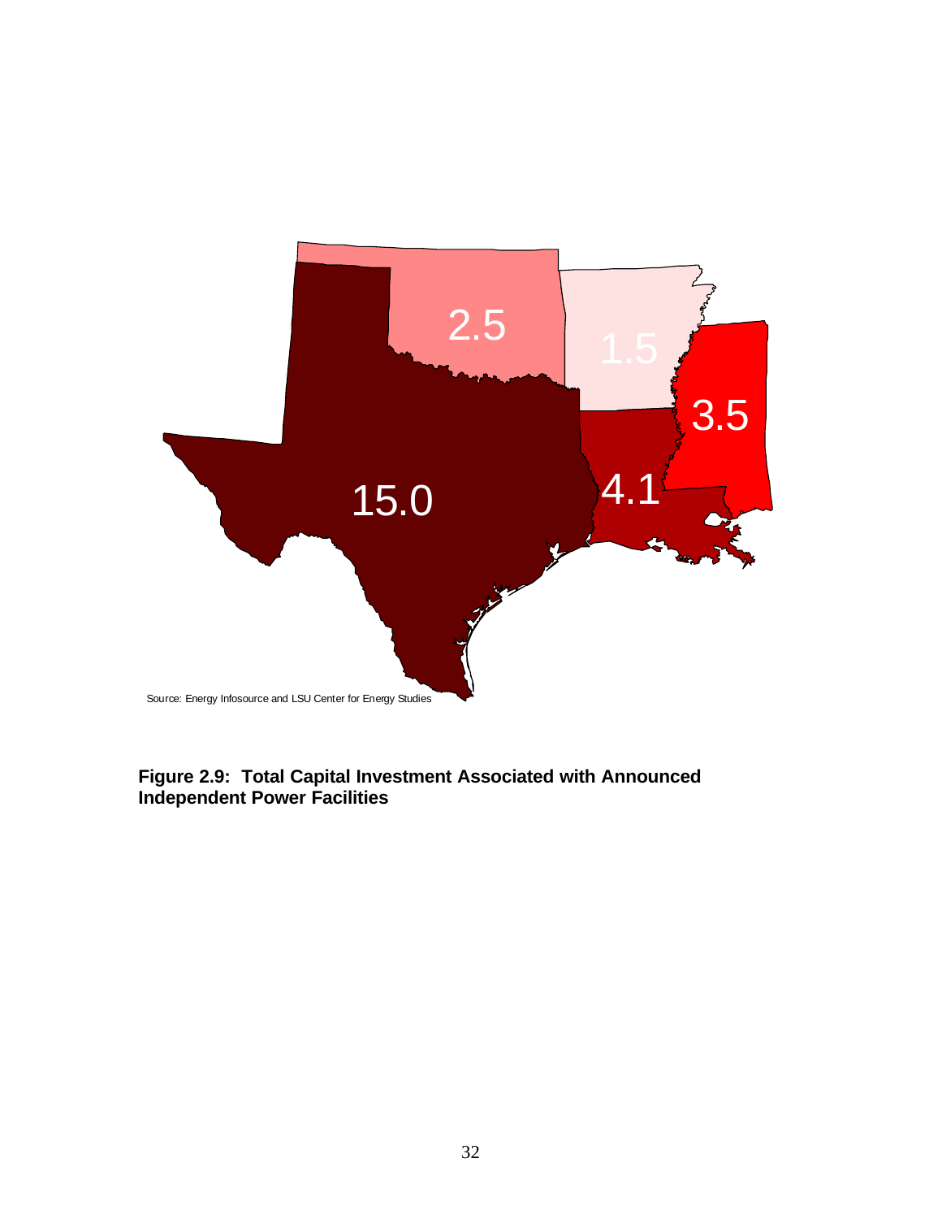15.0

2.5

1.5

3.5

4.1

Source: Energy Infosource and LSU Center for Energy Studies

**Figure 2.9: Total Capital Investment Associated with Announced Independent Power Facilities**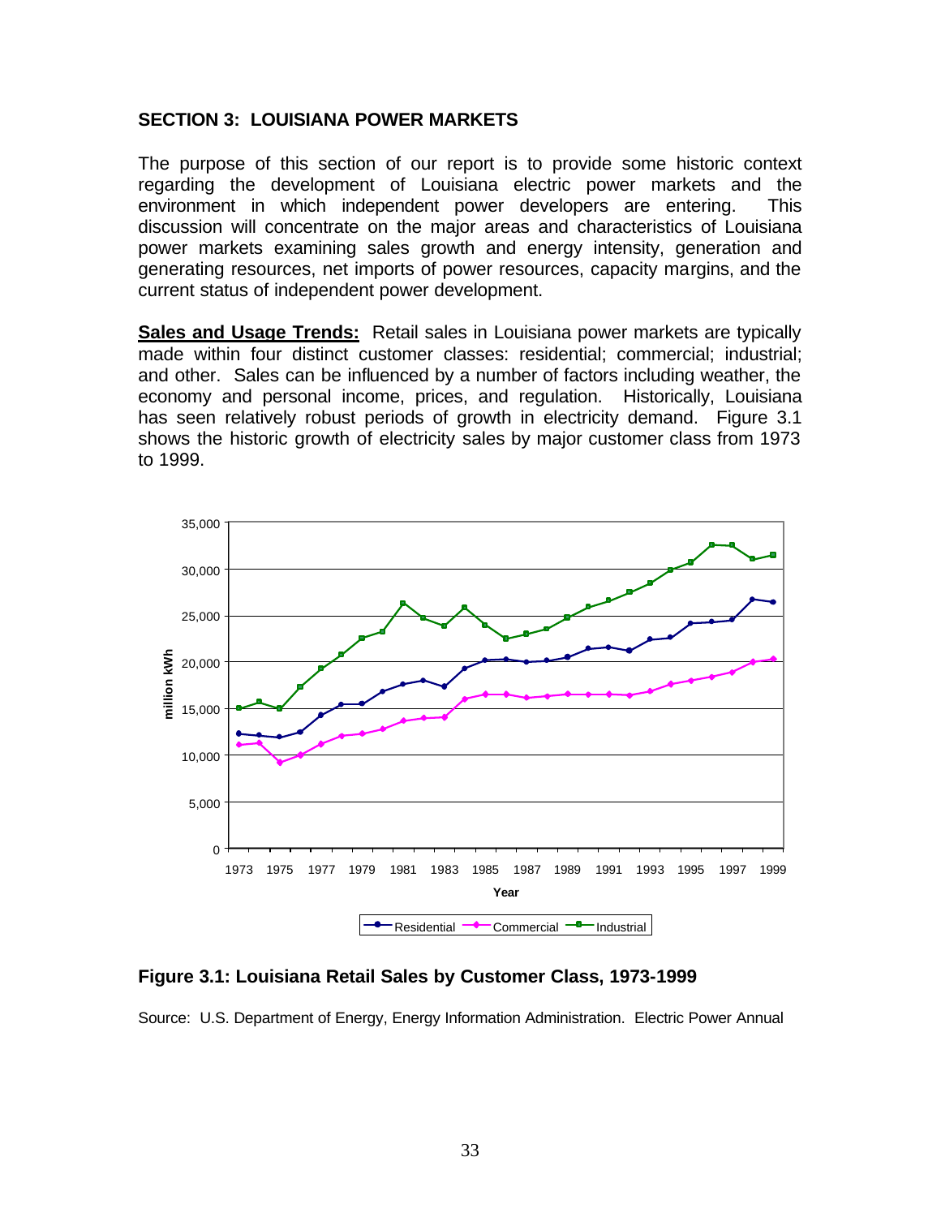## SECTION 3: LOUISIANA POWER MARKETS

The purpose of this section of our report is to provide some historic context regarding the development of Louisiana electric power markets and the environment in which independent power developers are entering. This discussion will concentrate on the major areas and characteristics of Louisiana power markets examining sales growth and energy intensity, generation and generating resources, net imports of power resources, capacity margins, and the current status of independent power development.

**Sales and Usage Trends:** Retail sales in Louisiana power markets are typically made within four distinct customer classes: residential; commercial; industrial; and other. Sales can be influenced by a number of factors including weather, the economy and personal income, prices, and regulation. Historically, Louisiana has seen relatively robust periods of growth in electricity demand. Figure 3.1 shows the historic growth of electricity sales by major customer class from 1973 to 1999.

**Figure 3.1: Louisiana Retail Sales by Customer Class, 1973-1999**

Source: U.S. Department of Energy, Energy Information Administration. Electric Power Annual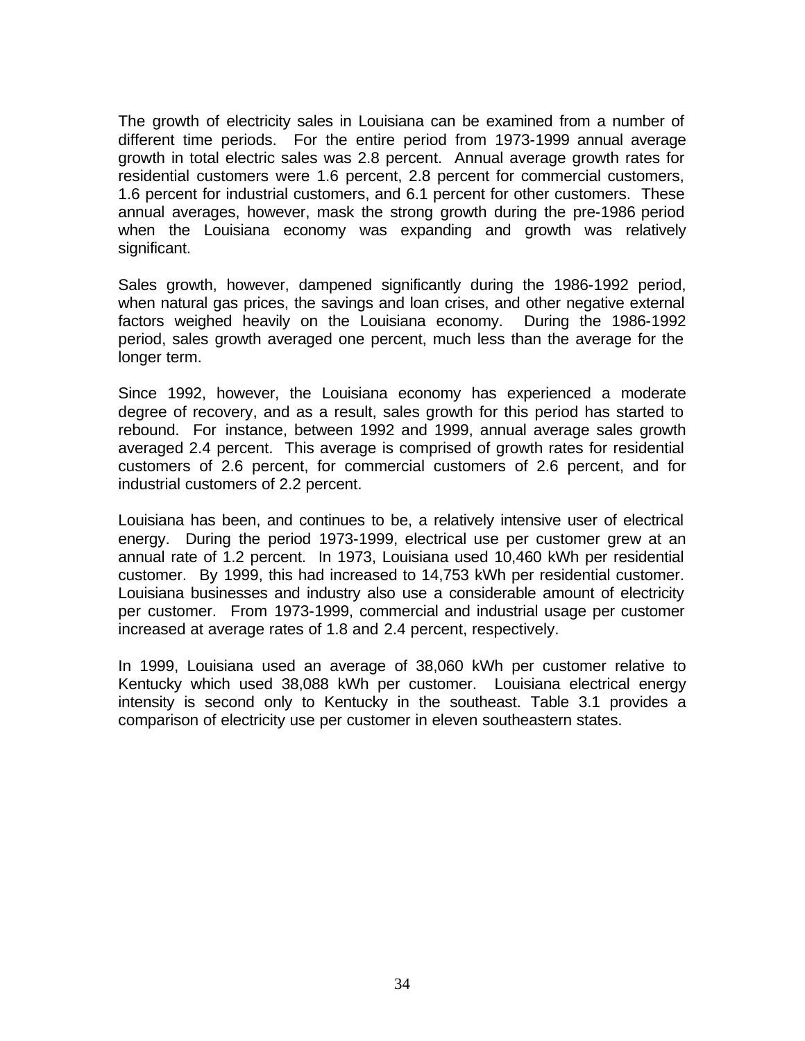The growth of electricity sales in Louisiana can be examined from a number of different time periods. For the entire period from 1973-1999 annual average growth in total electric sales was 2.8 percent. Annual average growth rates for residential customers were 1.6 percent, 2.8 percent for commercial customers, 1.6 percent for industrial customers, and 6.1 percent for other customers. These annual averages, however, mask the strong growth during the pre-1986 period when the Louisiana economy was expanding and growth was relatively significant.

Sales growth, however, dampened significantly during the 1986-1992 period, when natural gas prices, the savings and loan crises, and other negative external factors weighed heavily on the Louisiana economy. During the 1986-1992 period, sales growth averaged one percent, much less than the average for the longer term.

Since 1992, however, the Louisiana economy has experienced a moderate degree of recovery, and as a result, sales growth for this period has started to rebound. For instance, between 1992 and 1999, annual average sales growth averaged 2.4 percent. This average is comprised of growth rates for residential customers of 2.6 percent, for commercial customers of 2.6 percent, and for industrial customers of 2.2 percent.

Louisiana has been, and continues to be, a relatively intensive user of electrical energy. During the period 1973-1999, electrical use per customer grew at an annual rate of 1.2 percent. In 1973, Louisiana used 10,460 kWh per residential customer. By 1999, this had increased to 14,753 kWh per residential customer. Louisiana businesses and industry also use a considerable amount of electricity per customer. From 1973-1999, commercial and industrial usage per customer increased at average rates of 1.8 and 2.4 percent, respectively.

In 1999, Louisiana used an average of 38,060 kWh per customer relative to Kentucky which used 38,088 kWh per customer. Louisiana electrical energy intensity is second only to Kentucky in the southeast. Table 3.1 provides a comparison of electricity use per customer in eleven southeastern states.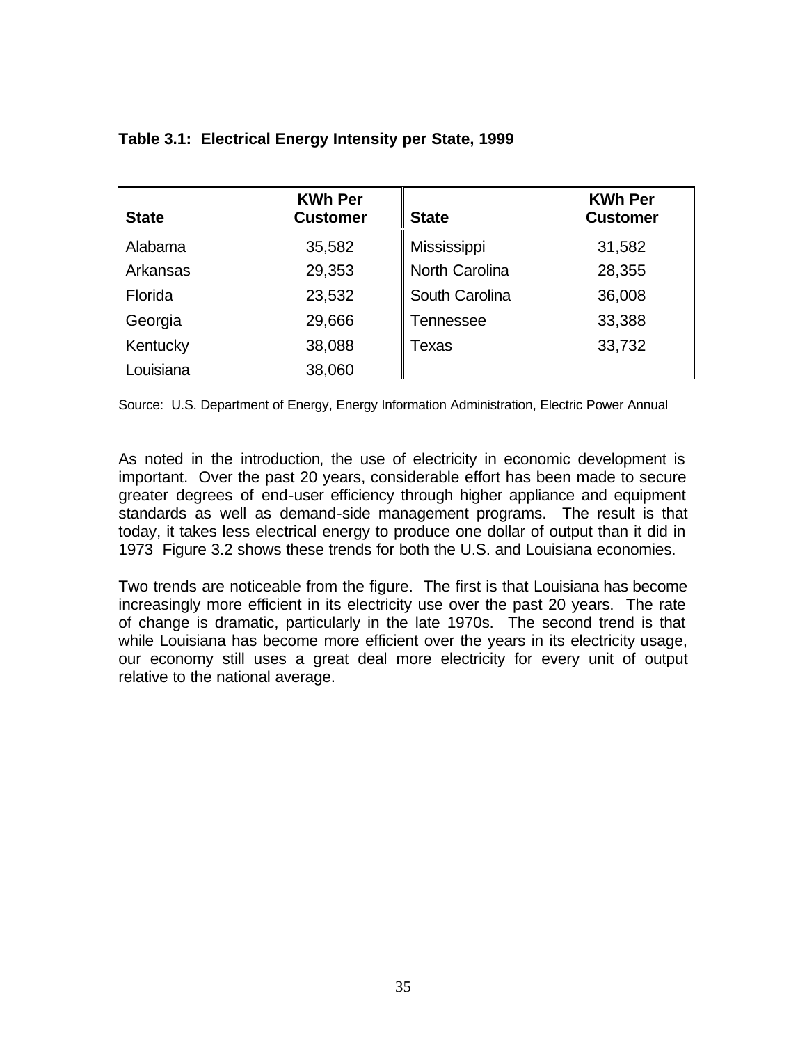**Table 3.1: Electrical Energy Intensity per State, 1999**

| State | KWh Per Customer | State | KWh Per Customer |
|---|---|---|---|
| Alabama | 35,582 | Mississippi | 31,582 |
| Arkansas | 29,353 | North Carolina | 28,355 |
| Florida | 23,532 | South Carolina | 36,008 |
| Georgia | 29,666 | Tennessee | 33,388 |
| Kentucky | 38,088 | Texas | 33,732 |
| Louisiana | 38,060 | | |

Source: U.S. Department of Energy, Energy Information Administration, Electric Power Annual

As noted in the introduction, the use of electricity in economic development is important. Over the past 20 years, considerable effort has been made to secure greater degrees of end-user efficiency through higher appliance and equipment standards as well as demand-side management programs. The result is that today, it takes less electrical energy to produce one dollar of output than it did in 1973 Figure 3.2 shows these trends for both the U.S. and Louisiana economies.

Two trends are noticeable from the figure. The first is that Louisiana has become increasingly more efficient in its electricity use over the past 20 years. The rate of change is dramatic, particularly in the late 1970s. The second trend is that while Louisiana has become more efficient over the years in its electricity usage, our economy still uses a great deal more electricity for every unit of output relative to the national average.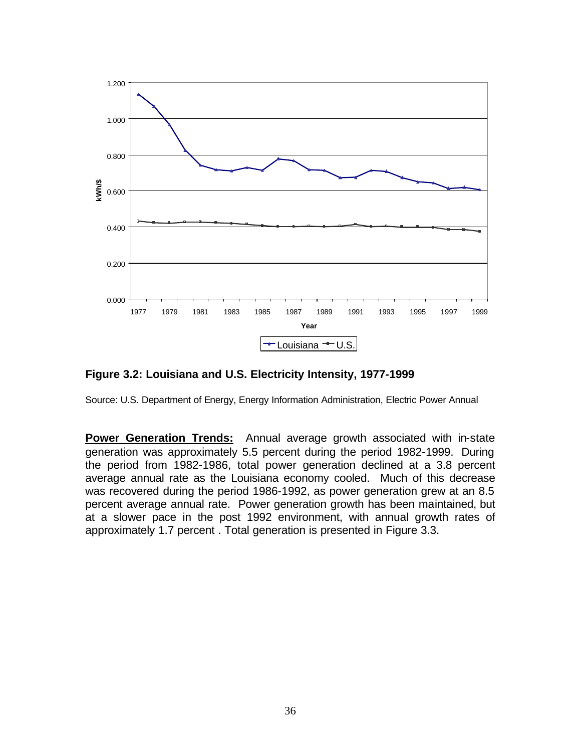**Figure 3.2: Louisiana and U.S. Electricity Intensity, 1977-1999**

Source: U.S. Department of Energy, Energy Information Administration, Electric Power Annual

**Power Generation Trends:** Annual average growth associated with in-state generation was approximately 5.5 percent during the period 1982-1999. During the period from 1982-1986, total power generation declined at a 3.8 percent average annual rate as the Louisiana economy cooled. Much of this decrease was recovered during the period 1986-1992, as power generation grew at an 8.5 percent average annual rate. Power generation growth has been maintained, but at a slower pace in the post 1992 environment, with annual growth rates of approximately 1.7 percent . Total generation is presented in Figure 3.3.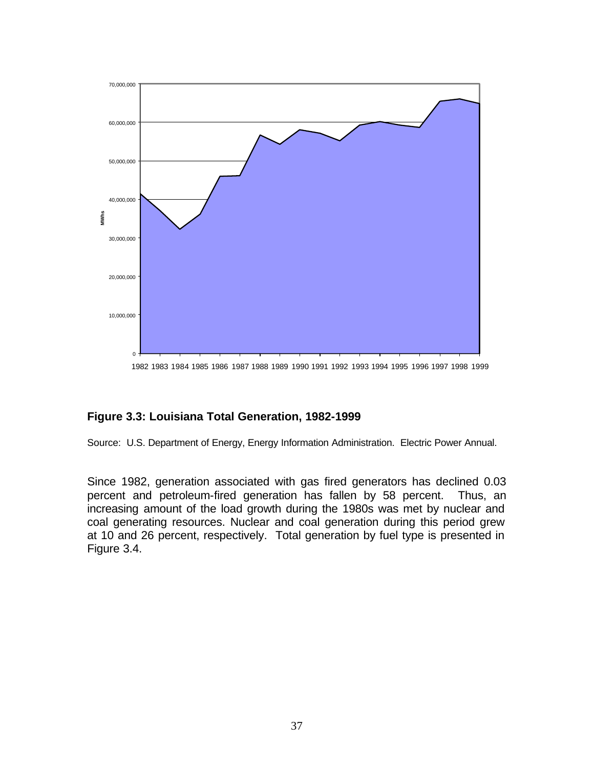**Figure 3.3: Louisiana Total Generation, 1982-1999**

Source: U.S. Department of Energy, Energy Information Administration. Electric Power Annual.

Since 1982, generation associated with gas fired generators has declined 0.03 percent and petroleum-fired generation has fallen by 58 percent. Thus, an increasing amount of the load growth during the 1980s was met by nuclear and coal generating resources. Nuclear and coal generation during this period grew at 10 and 26 percent, respectively. Total generation by fuel type is presented in Figure 3.4.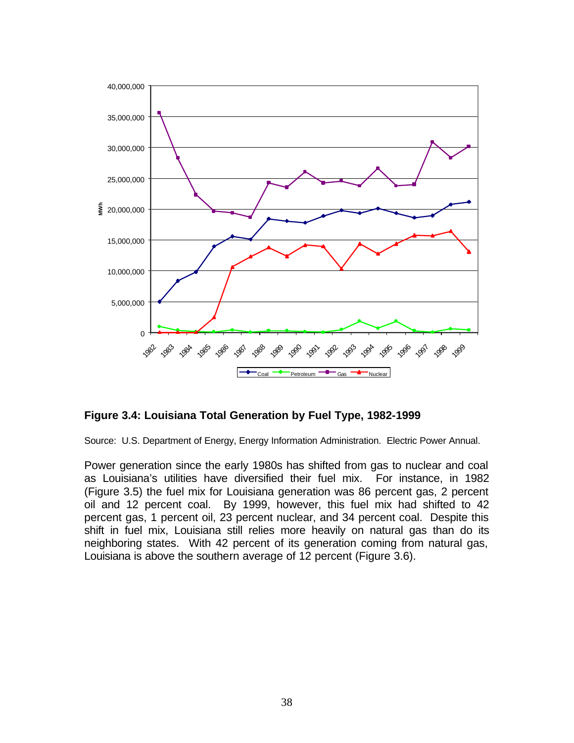**Figure 3.4: Louisiana Total Generation by Fuel Type, 1982-1999**

Source: U.S. Department of Energy, Energy Information Administration. Electric Power Annual.

Power generation since the early 1980s has shifted from gas to nuclear and coal as Louisiana's utilities have diversified their fuel mix. For instance, in 1982 (Figure 3.5) the fuel mix for Louisiana generation was 86 percent gas, 2 percent oil and 12 percent coal. By 1999, however, this fuel mix had shifted to 42 percent gas, 1 percent oil, 23 percent nuclear, and 34 percent coal. Despite this shift in fuel mix, Louisiana still relies more heavily on natural gas than do its neighboring states. With 42 percent of its generation coming from natural gas, Louisiana is above the southern average of 12 percent (Figure 3.6).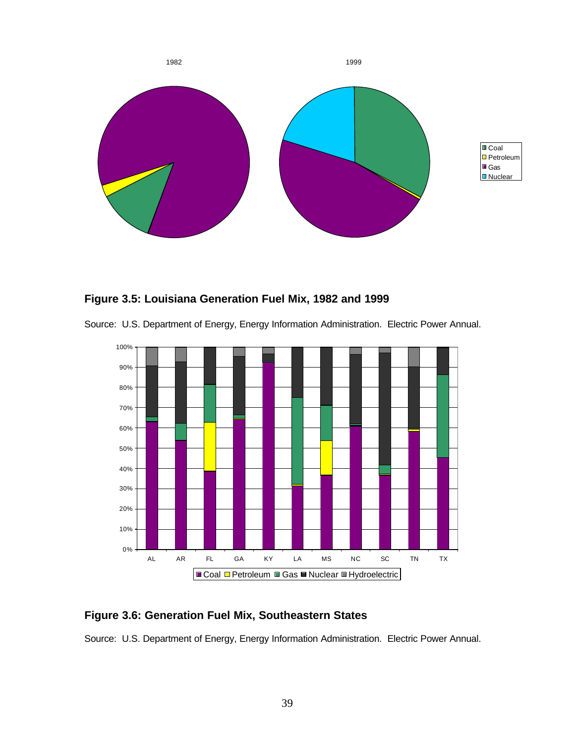### Figure 3.5: Louisiana Generation Fuel Mix, 1982 and 1999

Source: U.S. Department of Energy, Energy Information Administration. Electric Power Annual.

### Figure 3.6: Generation Fuel Mix, Southeastern States

Source: U.S. Department of Energy, Energy Information Administration. Electric Power Annual.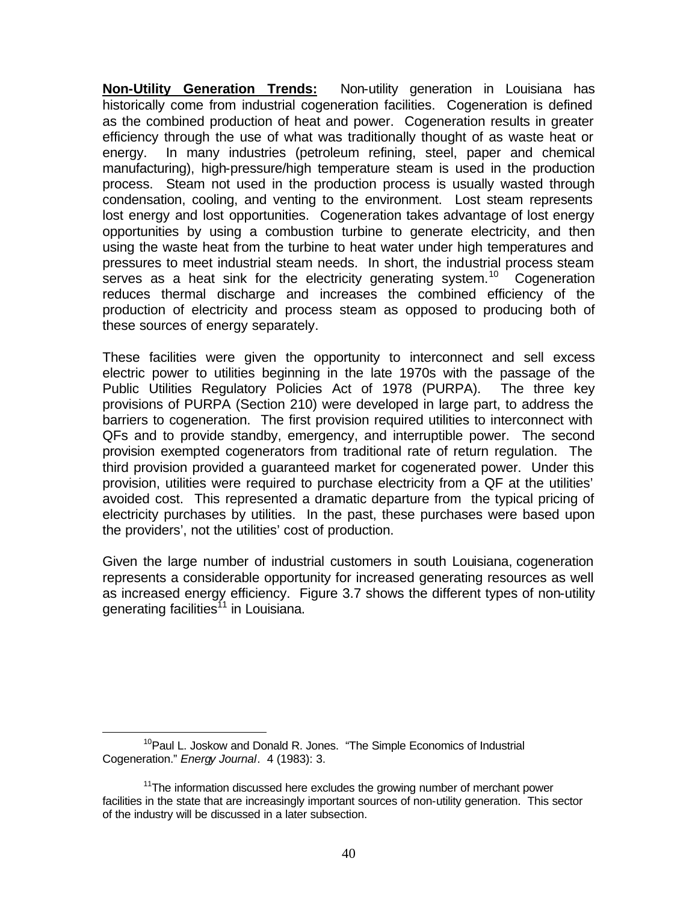**Non-Utility Generation Trends:** Non-utility generation in Louisiana has historically come from industrial cogeneration facilities. Cogeneration is defined as the combined production of heat and power. Cogeneration results in greater efficiency through the use of what was traditionally thought of as waste heat or energy. In many industries (petroleum refining, steel, paper and chemical manufacturing), high-pressure/high temperature steam is used in the production process. Steam not used in the production process is usually wasted through condensation, cooling, and venting to the environment. Lost steam represents lost energy and lost opportunities. Cogeneration takes advantage of lost energy opportunities by using a combustion turbine to generate electricity, and then using the waste heat from the turbine to heat water under high temperatures and pressures to meet industrial steam needs. In short, the industrial process steam serves as a heat sink for the electricity generating system.[10] Cogeneration reduces thermal discharge and increases the combined efficiency of the production of electricity and process steam as opposed to producing both of these sources of energy separately.

These facilities were given the opportunity to interconnect and sell excess electric power to utilities beginning in the late 1970s with the passage of the Public Utilities Regulatory Policies Act of 1978 (PURPA). The three key provisions of PURPA (Section 210) were developed in large part, to address the barriers to cogeneration. The first provision required utilities to interconnect with QFs and to provide standby, emergency, and interruptible power. The second provision exempted cogenerators from traditional rate of return regulation. The third provision provided a guaranteed market for cogenerated power. Under this provision, utilities were required to purchase electricity from a QF at the utilities' avoided cost. This represented a dramatic departure from the typical pricing of electricity purchases by utilities. In the past, these purchases were based upon the providers', not the utilities' cost of production.

Given the large number of industrial customers in south Louisiana, cogeneration represents a considerable opportunity for increased generating resources as well as increased energy efficiency. Figure 3.7 shows the different types of non-utility generating facilities[11] in Louisiana.

---

[10] Paul L. Joskow and Donald R. Jones. "The Simple Economics of Industrial Cogeneration." *Energy Journal*. 4 (1983): 3.

[11] The information discussed here excludes the growing number of merchant power facilities in the state that are increasingly important sources of non-utility generation. This sector of the industry will be discussed in a later subsection.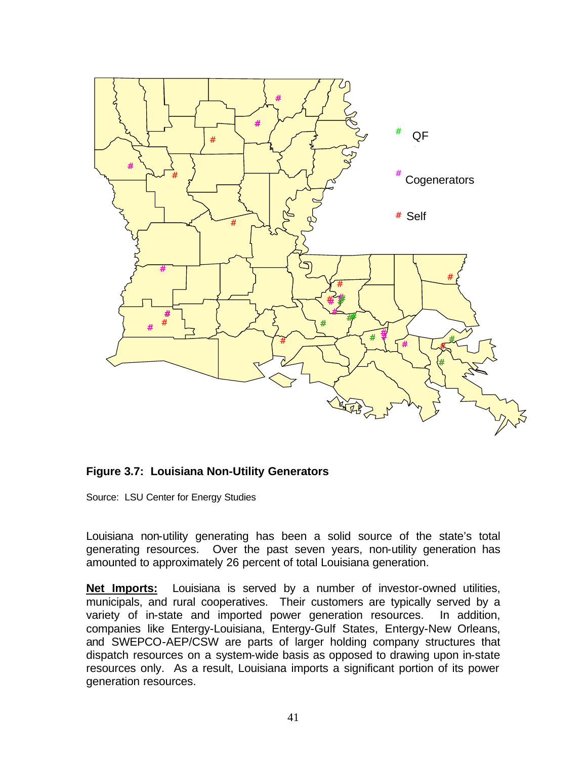**Figure 3.7: Louisiana Non-Utility Generators**

Source: LSU Center for Energy Studies

Louisiana non-utility generating has been a solid source of the state's total generating resources. Over the past seven years, non-utility generation has amounted to approximately 26 percent of total Louisiana generation.

**Net Imports:** Louisiana is served by a number of investor-owned utilities, municipals, and rural cooperatives. Their customers are typically served by a variety of in-state and imported power generation resources. In addition, companies like Entergy-Louisiana, Entergy-Gulf States, Entergy-New Orleans, and SWEPCO-AEP/CSW are parts of larger holding company structures that dispatch resources on a system-wide basis as opposed to drawing upon in-state resources only. As a result, Louisiana imports a significant portion of its power generation resources.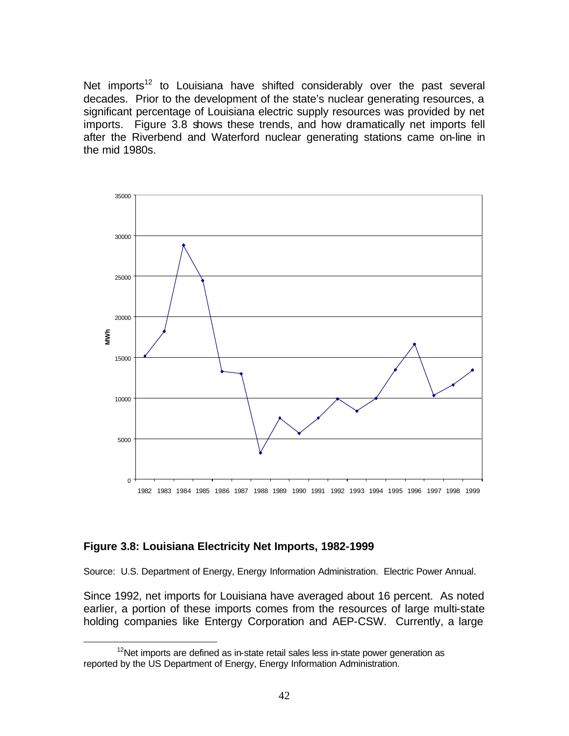Net imports[12] to Louisiana have shifted considerably over the past several decades. Prior to the development of the state's nuclear generating resources, a significant percentage of Louisiana electric supply resources was provided by net imports. Figure 3.8 shows these trends, and how dramatically net imports fell after the Riverbend and Waterford nuclear generating stations came on-line in the mid 1980s.

**Figure 3.8: Louisiana Electricity Net Imports, 1982-1999**

Source: U.S. Department of Energy, Energy Information Administration. Electric Power Annual.

Since 1992, net imports for Louisiana have averaged about 16 percent. As noted earlier, a portion of these imports comes from the resources of large multi-state holding companies like Entergy Corporation and AEP-CSW. Currently, a large

[12] Net imports are defined as in-state retail sales less in-state power generation as reported by the US Department of Energy, Energy Information Administration.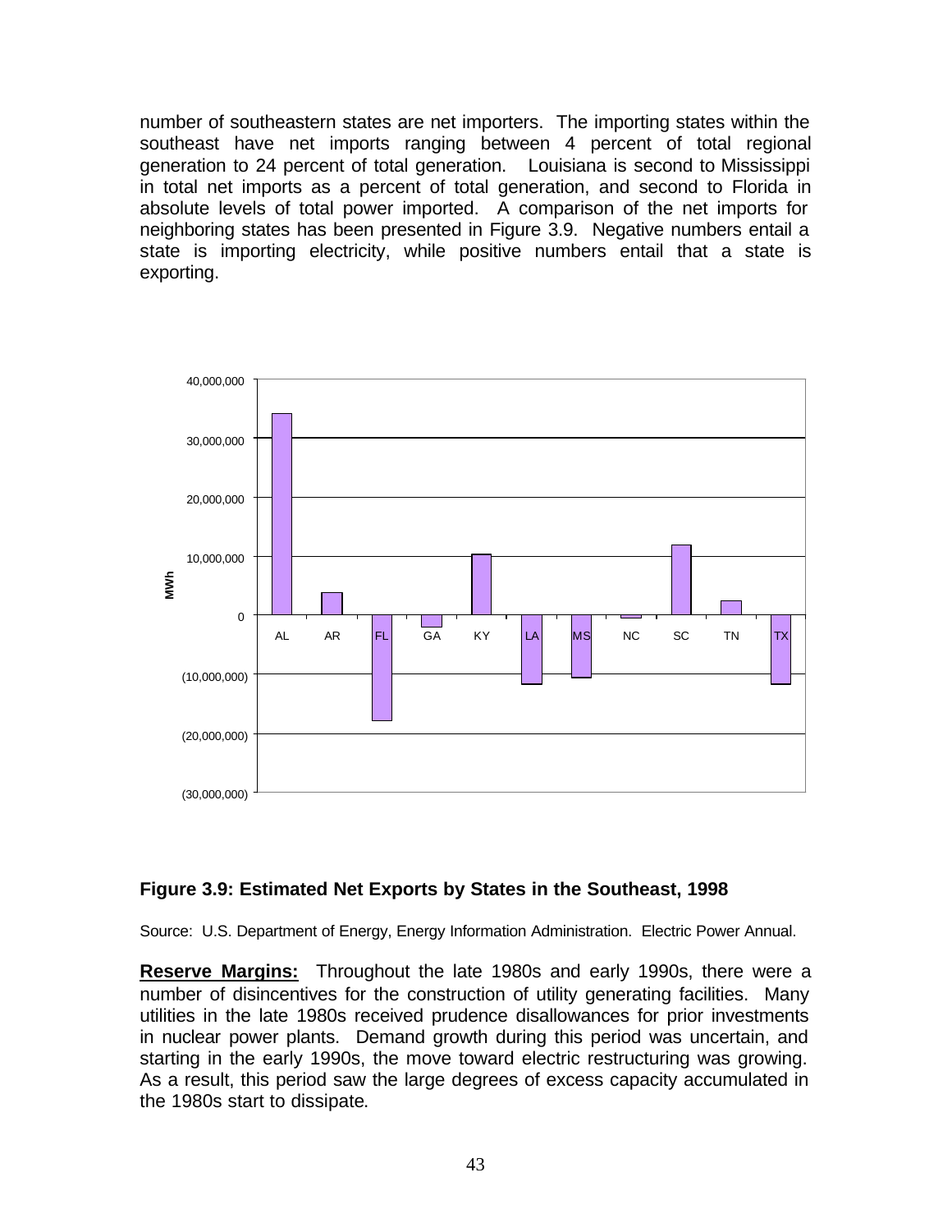number of southeastern states are net importers. The importing states within the southeast have net imports ranging between 4 percent of total regional generation to 24 percent of total generation. Louisiana is second to Mississippi in total net imports as a percent of total generation, and second to Florida in absolute levels of total power imported. A comparison of the net imports for neighboring states has been presented in Figure 3.9. Negative numbers entail a state is importing electricity, while positive numbers entail that a state is exporting.

**Figure 3.9: Estimated Net Exports by States in the Southeast, 1998**

Source: U.S. Department of Energy, Energy Information Administration. Electric Power Annual.

**Reserve Margins:** Throughout the late 1980s and early 1990s, there were a number of disincentives for the construction of utility generating facilities. Many utilities in the late 1980s received prudence disallowances for prior investments in nuclear power plants. Demand growth during this period was uncertain, and starting in the early 1990s, the move toward electric restructuring was growing. As a result, this period saw the large degrees of excess capacity accumulated in the 1980s start to dissipate.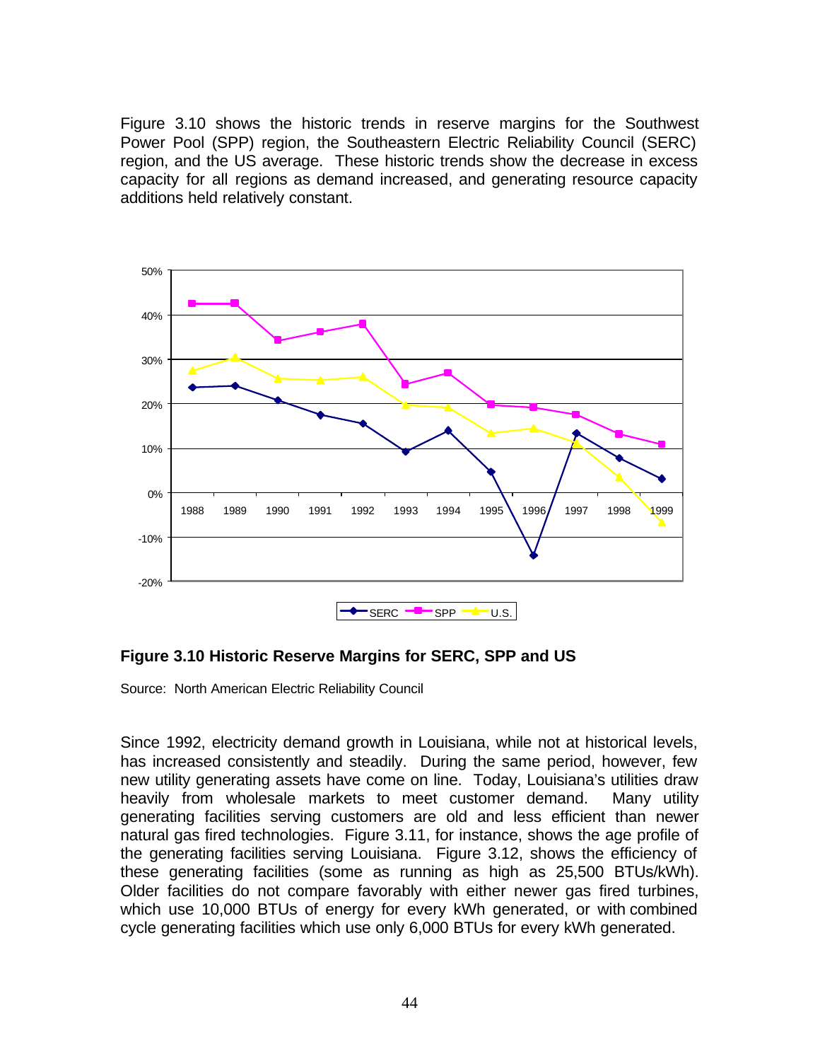Figure 3.10 shows the historic trends in reserve margins for the Southwest Power Pool (SPP) region, the Southeastern Electric Reliability Council (SERC) region, and the US average. These historic trends show the decrease in excess capacity for all regions as demand increased, and generating resource capacity additions held relatively constant.

**Figure 3.10 Historic Reserve Margins for SERC, SPP and US**

Source: North American Electric Reliability Council

Since 1992, electricity demand growth in Louisiana, while not at historical levels, has increased consistently and steadily. During the same period, however, few new utility generating assets have come on line. Today, Louisiana's utilities draw heavily from wholesale markets to meet customer demand. Many utility generating facilities serving customers are old and less efficient than newer natural gas fired technologies. Figure 3.11, for instance, shows the age profile of the generating facilities serving Louisiana. Figure 3.12, shows the efficiency of these generating facilities (some as running as high as 25,500 BTUs/kWh). Older facilities do not compare favorably with either newer gas fired turbines, which use 10,000 BTUs of energy for every kWh generated, or with combined cycle generating facilities which use only 6,000 BTUs for every kWh generated.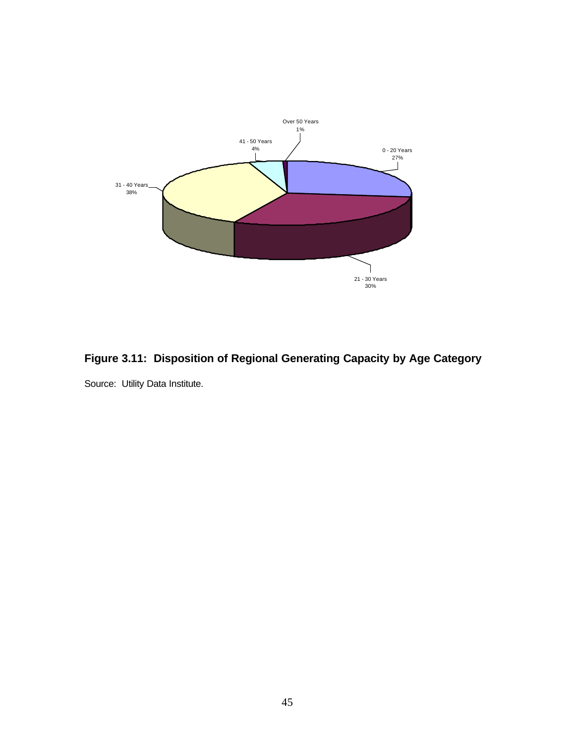Over 50 Years
1%

41 - 50 Years
4%

0 - 20 Years
27%

31 - 40 Years
38%

21 - 30 Years
30%

**Figure 3.11: Disposition of Regional Generating Capacity by Age Category**

Source: Utility Data Institute.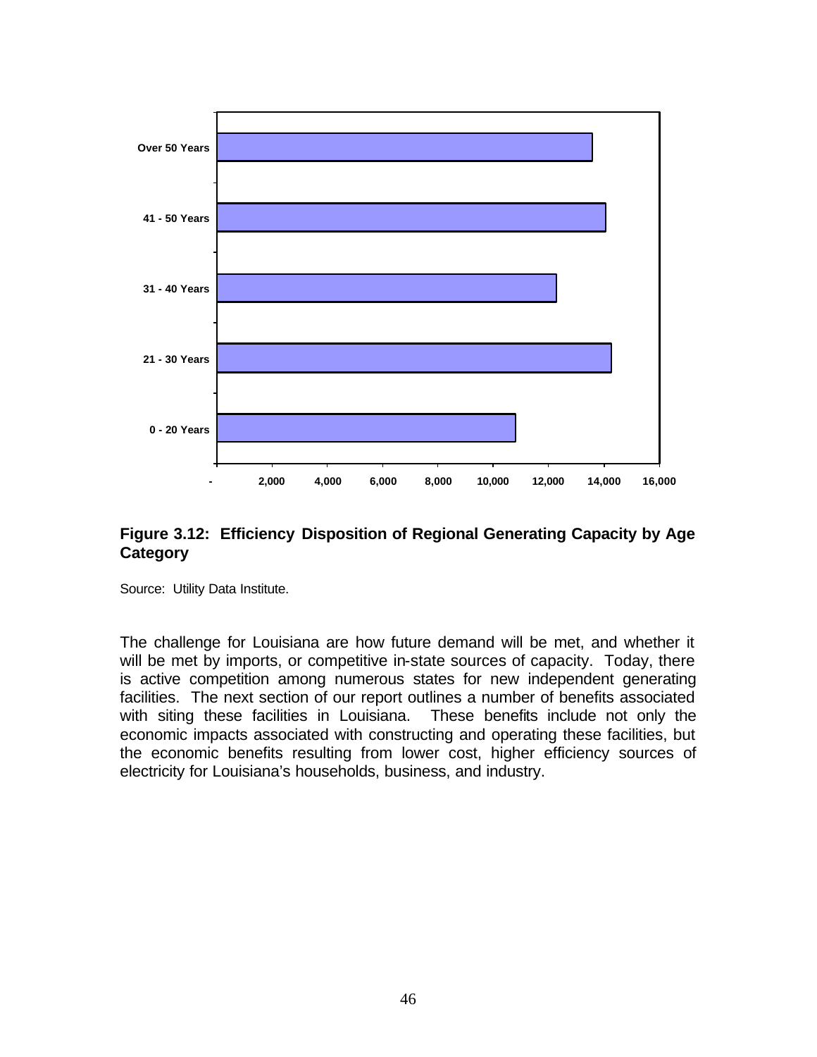**Figure 3.12: Efficiency Disposition of Regional Generating Capacity by Age Category**

Source: Utility Data Institute.

The challenge for Louisiana are how future demand will be met, and whether it will be met by imports, or competitive in-state sources of capacity. Today, there is active competition among numerous states for new independent generating facilities. The next section of our report outlines a number of benefits associated with siting these facilities in Louisiana. These benefits include not only the economic impacts associated with constructing and operating these facilities, but the economic benefits resulting from lower cost, higher efficiency sources of electricity for Louisiana's households, business, and industry.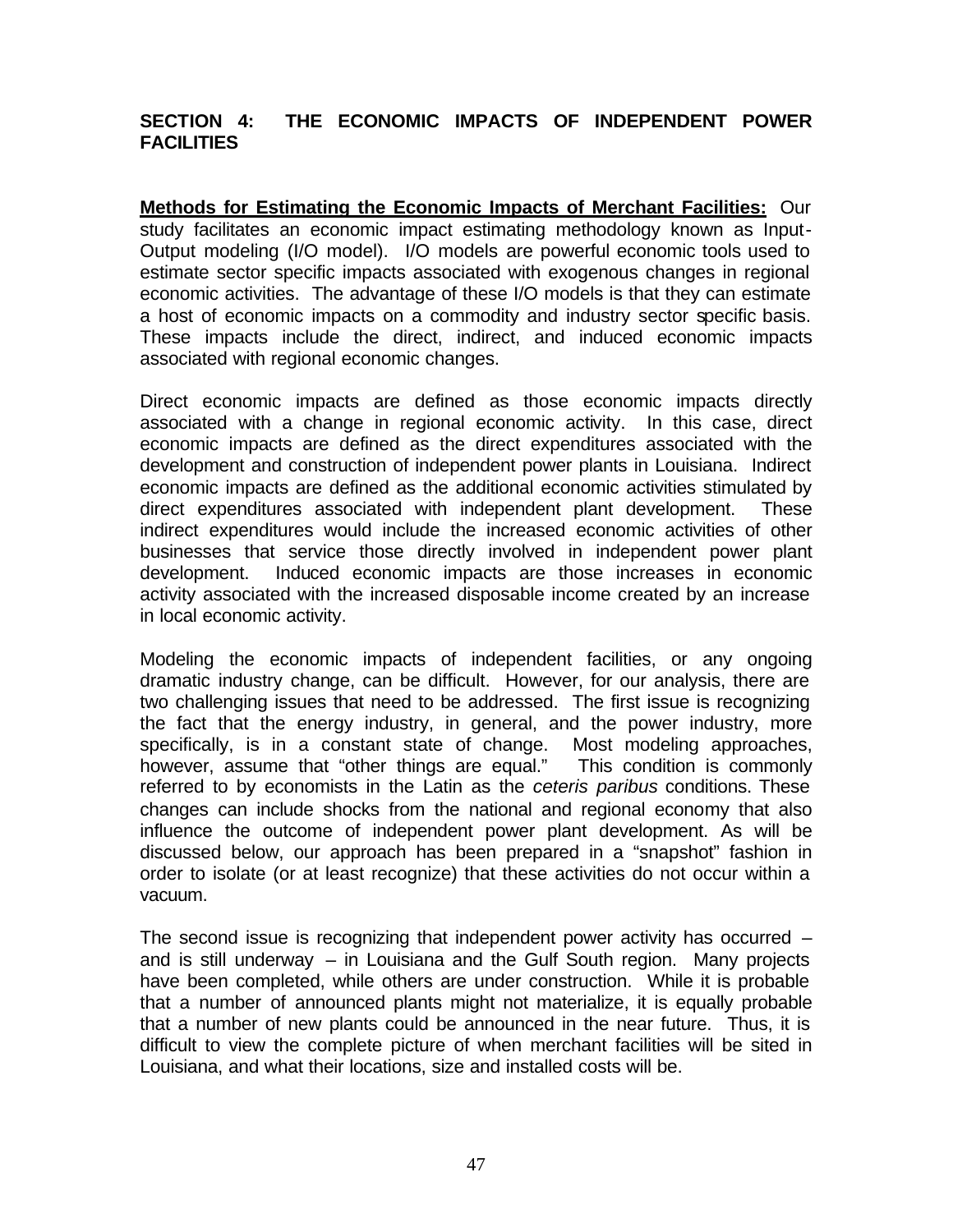## SECTION 4: THE ECONOMIC IMPACTS OF INDEPENDENT POWER FACILITIES

**Methods for Estimating the Economic Impacts of Merchant Facilities:** Our study facilitates an economic impact estimating methodology known as Input-Output modeling (I/O model). I/O models are powerful economic tools used to estimate sector specific impacts associated with exogenous changes in regional economic activities. The advantage of these I/O models is that they can estimate a host of economic impacts on a commodity and industry sector specific basis. These impacts include the direct, indirect, and induced economic impacts associated with regional economic changes.

Direct economic impacts are defined as those economic impacts directly associated with a change in regional economic activity. In this case, direct economic impacts are defined as the direct expenditures associated with the development and construction of independent power plants in Louisiana. Indirect economic impacts are defined as the additional economic activities stimulated by direct expenditures associated with independent plant development. These indirect expenditures would include the increased economic activities of other businesses that service those directly involved in independent power plant development. Induced economic impacts are those increases in economic activity associated with the increased disposable income created by an increase in local economic activity.

Modeling the economic impacts of independent facilities, or any ongoing dramatic industry change, can be difficult. However, for our analysis, there are two challenging issues that need to be addressed. The first issue is recognizing the fact that the energy industry, in general, and the power industry, more specifically, is in a constant state of change. Most modeling approaches, however, assume that "other things are equal." This condition is commonly referred to by economists in the Latin as the *ceteris paribus* conditions. These changes can include shocks from the national and regional economy that also influence the outcome of independent power plant development. As will be discussed below, our approach has been prepared in a "snapshot" fashion in order to isolate (or at least recognize) that these activities do not occur within a vacuum.

The second issue is recognizing that independent power activity has occurred – and is still underway – in Louisiana and the Gulf South region. Many projects have been completed, while others are under construction. While it is probable that a number of announced plants might not materialize, it is equally probable that a number of new plants could be announced in the near future. Thus, it is difficult to view the complete picture of when merchant facilities will be sited in Louisiana, and what their locations, size and installed costs will be.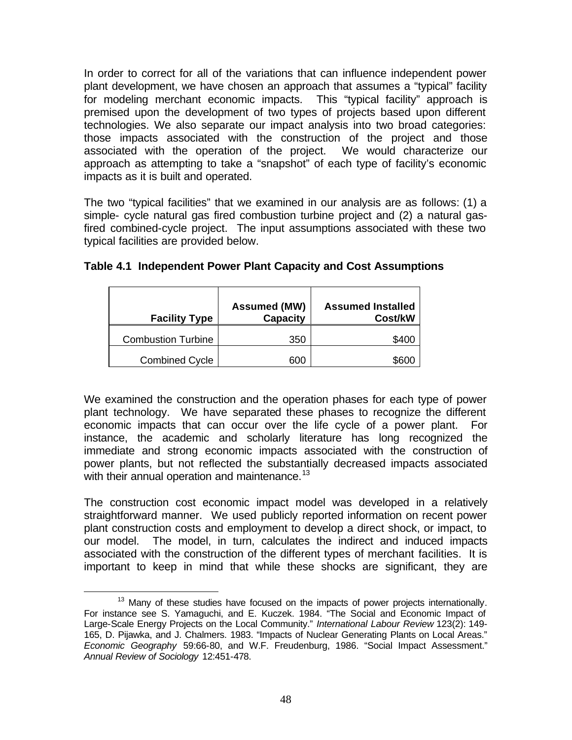In order to correct for all of the variations that can influence independent power plant development, we have chosen an approach that assumes a "typical" facility for modeling merchant economic impacts. This "typical facility" approach is premised upon the development of two types of projects based upon different technologies. We also separate our impact analysis into two broad categories: those impacts associated with the construction of the project and those associated with the operation of the project. We would characterize our approach as attempting to take a "snapshot" of each type of facility's economic impacts as it is built and operated.

The two "typical facilities" that we examined in our analysis are as follows: (1) a simple- cycle natural gas fired combustion turbine project and (2) a natural gas-fired combined-cycle project. The input assumptions associated with these two typical facilities are provided below.

**Table 4.1 Independent Power Plant Capacity and Cost Assumptions**

| Facility Type | Assumed (MW) Capacity | Assumed Installed Cost/kW |
|---|---|---|
| Combustion Turbine | 350 | \$400 |
| Combined Cycle | 600 | \$600 |

We examined the construction and the operation phases for each type of power plant technology. We have separated these phases to recognize the different economic impacts that can occur over the life cycle of a power plant. For instance, the academic and scholarly literature has long recognized the immediate and strong economic impacts associated with the construction of power plants, but not reflected the substantially decreased impacts associated with their annual operation and maintenance.[13]

The construction cost economic impact model was developed in a relatively straightforward manner. We used publicly reported information on recent power plant construction costs and employment to develop a direct shock, or impact, to our model. The model, in turn, calculates the indirect and induced impacts associated with the construction of the different types of merchant facilities. It is important to keep in mind that while these shocks are significant, they are

[13] Many of these studies have focused on the impacts of power projects internationally. For instance see S. Yamaguchi, and E. Kuczek. 1984. "The Social and Economic Impact of Large-Scale Energy Projects on the Local Community." *International Labour Review* 123(2): 149-165, D. Pijawka, and J. Chalmers. 1983. "Impacts of Nuclear Generating Plants on Local Areas." *Economic Geography* 59:66-80, and W.F. Freudenburg, 1986. "Social Impact Assessment." *Annual Review of Sociology* 12:451-478.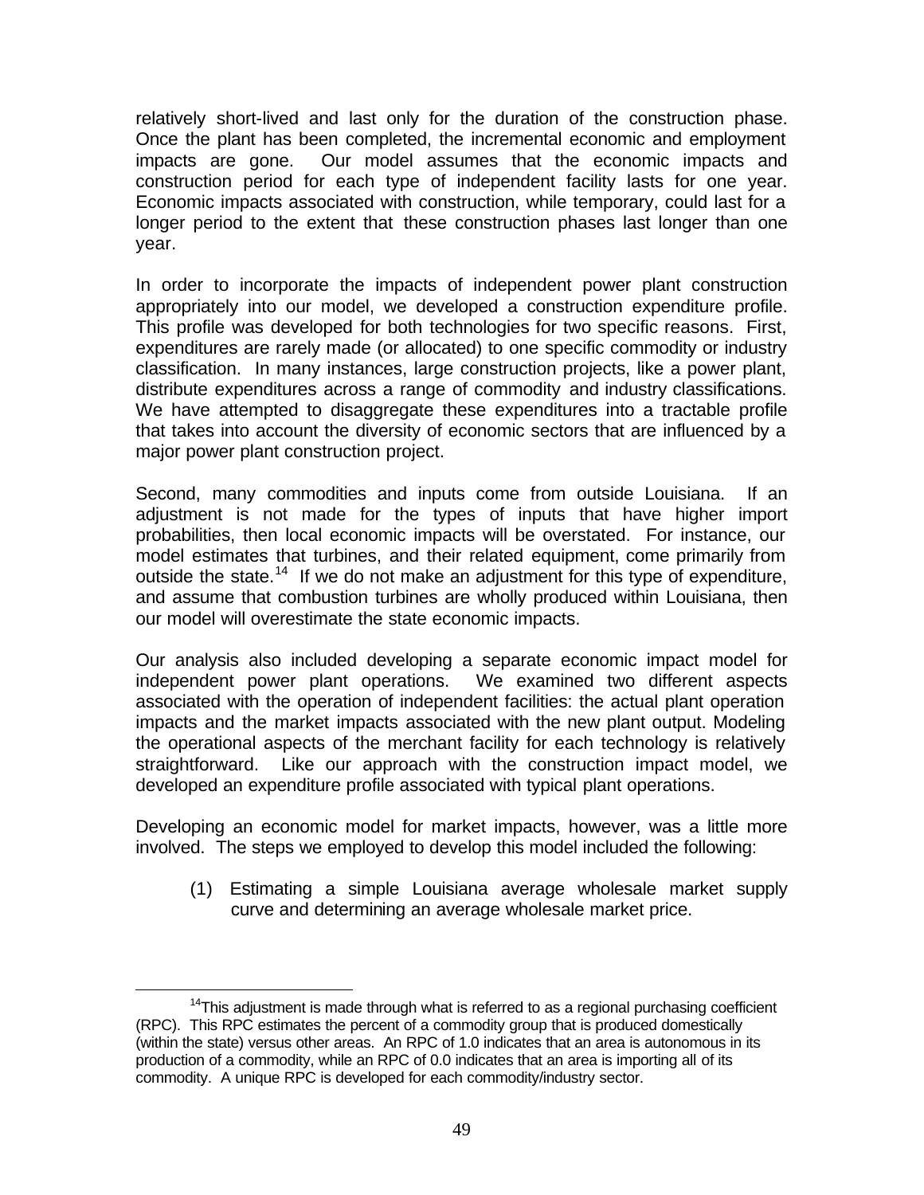relatively short-lived and last only for the duration of the construction phase. Once the plant has been completed, the incremental economic and employment impacts are gone. Our model assumes that the economic impacts and construction period for each type of independent facility lasts for one year. Economic impacts associated with construction, while temporary, could last for a longer period to the extent that these construction phases last longer than one year.

In order to incorporate the impacts of independent power plant construction appropriately into our model, we developed a construction expenditure profile. This profile was developed for both technologies for two specific reasons. First, expenditures are rarely made (or allocated) to one specific commodity or industry classification. In many instances, large construction projects, like a power plant, distribute expenditures across a range of commodity and industry classifications. We have attempted to disaggregate these expenditures into a tractable profile that takes into account the diversity of economic sectors that are influenced by a major power plant construction project.

Second, many commodities and inputs come from outside Louisiana. If an adjustment is not made for the types of inputs that have higher import probabilities, then local economic impacts will be overstated. For instance, our model estimates that turbines, and their related equipment, come primarily from outside the state.[14] If we do not make an adjustment for this type of expenditure, and assume that combustion turbines are wholly produced within Louisiana, then our model will overestimate the state economic impacts.

Our analysis also included developing a separate economic impact model for independent power plant operations. We examined two different aspects associated with the operation of independent facilities: the actual plant operation impacts and the market impacts associated with the new plant output. Modeling the operational aspects of the merchant facility for each technology is relatively straightforward. Like our approach with the construction impact model, we developed an expenditure profile associated with typical plant operations.

Developing an economic model for market impacts, however, was a little more involved. The steps we employed to develop this model included the following:

(1) Estimating a simple Louisiana average wholesale market supply curve and determining an average wholesale market price.

[14] This adjustment is made through what is referred to as a regional purchasing coefficient (RPC). This RPC estimates the percent of a commodity group that is produced domestically (within the state) versus other areas. An RPC of 1.0 indicates that an area is autonomous in its production of a commodity, while an RPC of 0.0 indicates that an area is importing all of its commodity. A unique RPC is developed for each commodity/industry sector.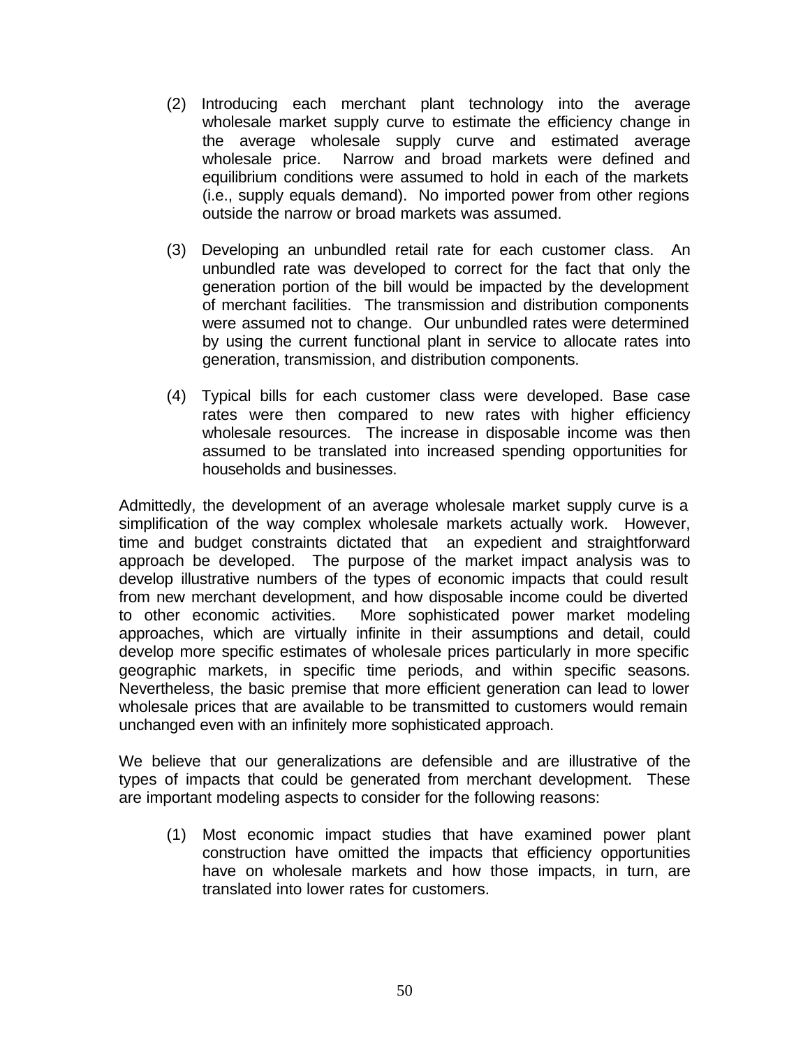(2) Introducing each merchant plant technology into the average wholesale market supply curve to estimate the efficiency change in the average wholesale supply curve and estimated average wholesale price. Narrow and broad markets were defined and equilibrium conditions were assumed to hold in each of the markets (i.e., supply equals demand). No imported power from other regions outside the narrow or broad markets was assumed.

(3) Developing an unbundled retail rate for each customer class. An unbundled rate was developed to correct for the fact that only the generation portion of the bill would be impacted by the development of merchant facilities. The transmission and distribution components were assumed not to change. Our unbundled rates were determined by using the current functional plant in service to allocate rates into generation, transmission, and distribution components.

(4) Typical bills for each customer class were developed. Base case rates were then compared to new rates with higher efficiency wholesale resources. The increase in disposable income was then assumed to be translated into increased spending opportunities for households and businesses.

Admittedly, the development of an average wholesale market supply curve is a simplification of the way complex wholesale markets actually work. However, time and budget constraints dictated that an expedient and straightforward approach be developed. The purpose of the market impact analysis was to develop illustrative numbers of the types of economic impacts that could result from new merchant development, and how disposable income could be diverted to other economic activities. More sophisticated power market modeling approaches, which are virtually infinite in their assumptions and detail, could develop more specific estimates of wholesale prices particularly in more specific geographic markets, in specific time periods, and within specific seasons. Nevertheless, the basic premise that more efficient generation can lead to lower wholesale prices that are available to be transmitted to customers would remain unchanged even with an infinitely more sophisticated approach.

We believe that our generalizations are defensible and are illustrative of the types of impacts that could be generated from merchant development. These are important modeling aspects to consider for the following reasons:

(1) Most economic impact studies that have examined power plant construction have omitted the impacts that efficiency opportunities have on wholesale markets and how those impacts, in turn, are translated into lower rates for customers.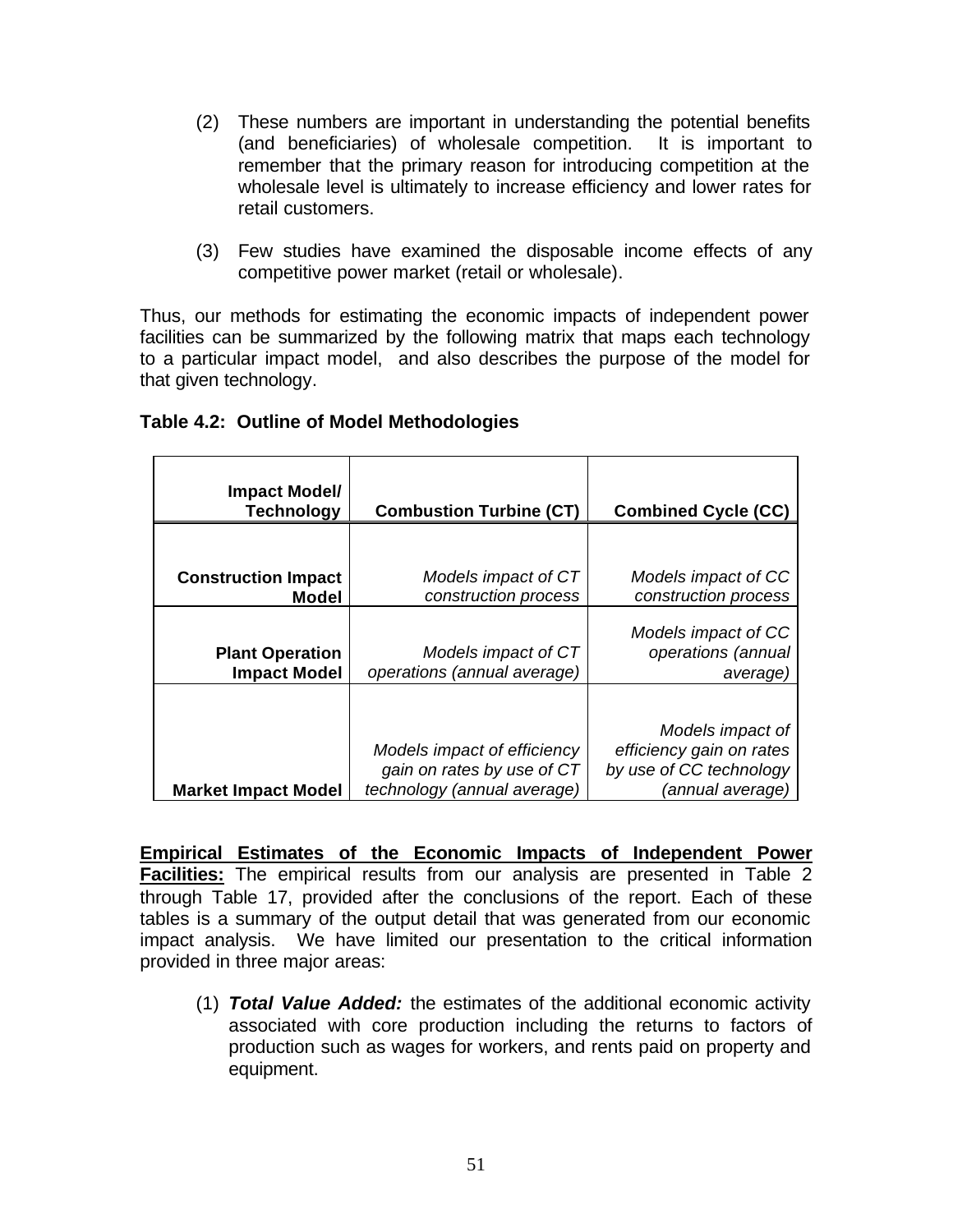(2) These numbers are important in understanding the potential benefits (and beneficiaries) of wholesale competition. It is important to remember that the primary reason for introducing competition at the wholesale level is ultimately to increase efficiency and lower rates for retail customers.

(3) Few studies have examined the disposable income effects of any competitive power market (retail or wholesale).

Thus, our methods for estimating the economic impacts of independent power facilities can be summarized by the following matrix that maps each technology to a particular impact model, and also describes the purpose of the model for that given technology.

**Table 4.2: Outline of Model Methodologies**

| Impact Model/ Technology | Combustion Turbine (CT) | Combined Cycle (CC) |
|---|---|---|
| **Construction Impact Model** | *Models impact of CT construction process* | *Models impact of CC construction process* |
| **Plant Operation Impact Model** | *Models impact of CT operations (annual average)* | *Models impact of CC operations (annual average)* |
| **Market Impact Model** | *Models impact of efficiency gain on rates by use of CT technology (annual average)* | *Models impact of efficiency gain on rates by use of CC technology (annual average)* |

**Empirical Estimates of the Economic Impacts of Independent Power Facilities:** The empirical results from our analysis are presented in Table 2 through Table 17, provided after the conclusions of the report. Each of these tables is a summary of the output detail that was generated from our economic impact analysis. We have limited our presentation to the critical information provided in three major areas:

(1) ***Total Value Added:*** the estimates of the additional economic activity associated with core production including the returns to factors of production such as wages for workers, and rents paid on property and equipment.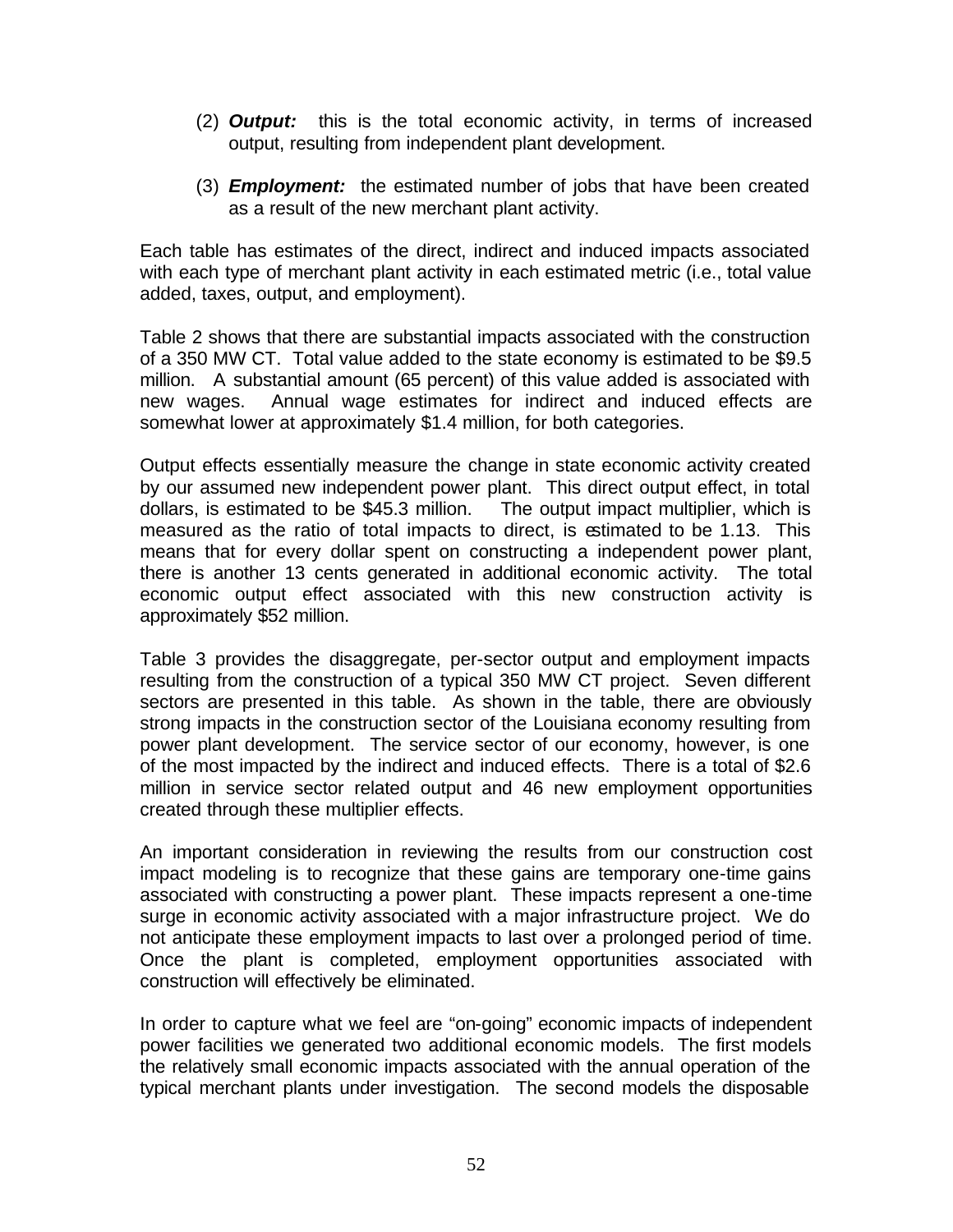(2) ***Output:*** this is the total economic activity, in terms of increased output, resulting from independent plant development.

(3) ***Employment:*** the estimated number of jobs that have been created as a result of the new merchant plant activity.

Each table has estimates of the direct, indirect and induced impacts associated with each type of merchant plant activity in each estimated metric (i.e., total value added, taxes, output, and employment).

Table 2 shows that there are substantial impacts associated with the construction of a 350 MW CT. Total value added to the state economy is estimated to be $9.5 million. A substantial amount (65 percent) of this value added is associated with new wages. Annual wage estimates for indirect and induced effects are somewhat lower at approximately $1.4 million, for both categories.

Output effects essentially measure the change in state economic activity created by our assumed new independent power plant. This direct output effect, in total dollars, is estimated to be $45.3 million. The output impact multiplier, which is measured as the ratio of total impacts to direct, is estimated to be 1.13. This means that for every dollar spent on constructing a independent power plant, there is another 13 cents generated in additional economic activity. The total economic output effect associated with this new construction activity is approximately $52 million.

Table 3 provides the disaggregate, per-sector output and employment impacts resulting from the construction of a typical 350 MW CT project. Seven different sectors are presented in this table. As shown in the table, there are obviously strong impacts in the construction sector of the Louisiana economy resulting from power plant development. The service sector of our economy, however, is one of the most impacted by the indirect and induced effects. There is a total of $2.6 million in service sector related output and 46 new employment opportunities created through these multiplier effects.

An important consideration in reviewing the results from our construction cost impact modeling is to recognize that these gains are temporary one-time gains associated with constructing a power plant. These impacts represent a one-time surge in economic activity associated with a major infrastructure project. We do not anticipate these employment impacts to last over a prolonged period of time. Once the plant is completed, employment opportunities associated with construction will effectively be eliminated.

In order to capture what we feel are "on-going" economic impacts of independent power facilities we generated two additional economic models. The first models the relatively small economic impacts associated with the annual operation of the typical merchant plants under investigation. The second models the disposable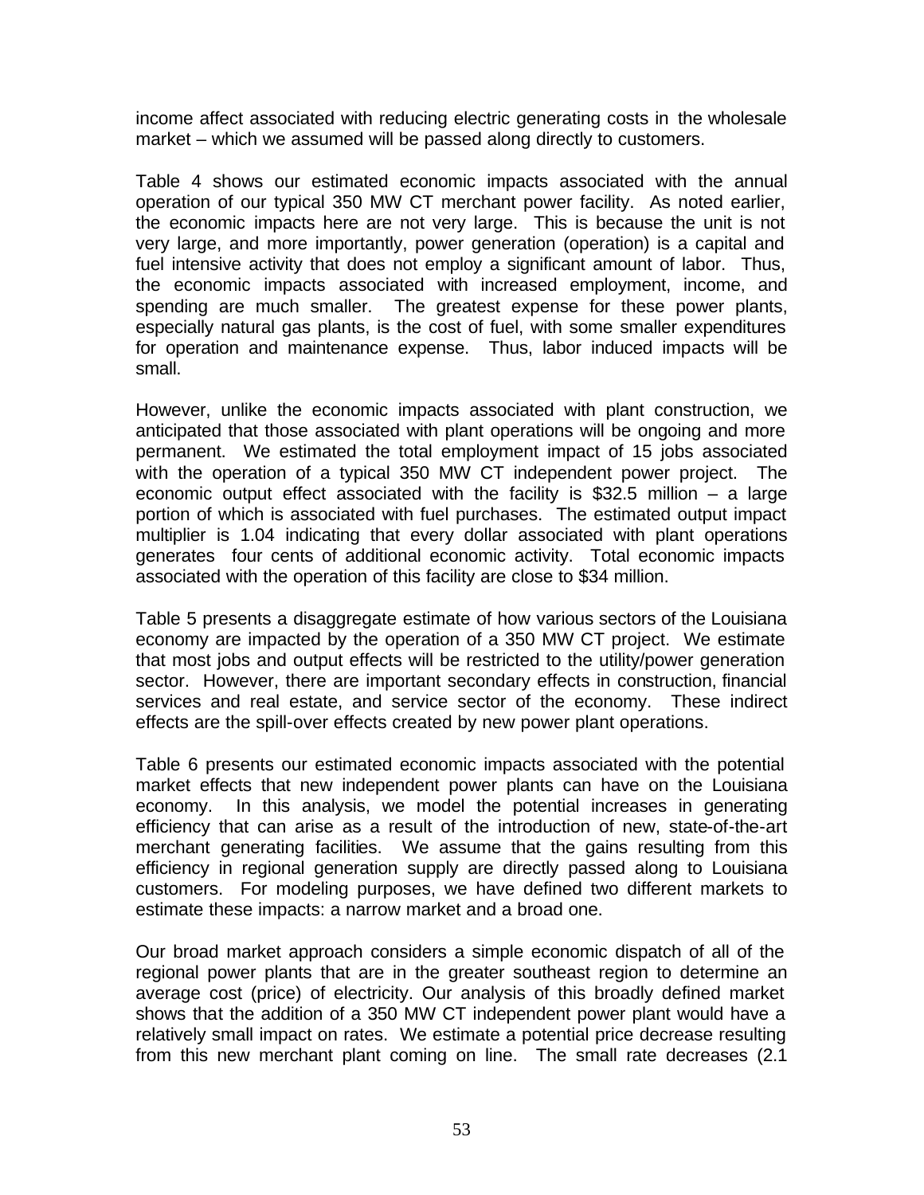income affect associated with reducing electric generating costs in the wholesale market – which we assumed will be passed along directly to customers.

Table 4 shows our estimated economic impacts associated with the annual operation of our typical 350 MW CT merchant power facility. As noted earlier, the economic impacts here are not very large. This is because the unit is not very large, and more importantly, power generation (operation) is a capital and fuel intensive activity that does not employ a significant amount of labor. Thus, the economic impacts associated with increased employment, income, and spending are much smaller. The greatest expense for these power plants, especially natural gas plants, is the cost of fuel, with some smaller expenditures for operation and maintenance expense. Thus, labor induced impacts will be small.

However, unlike the economic impacts associated with plant construction, we anticipated that those associated with plant operations will be ongoing and more permanent. We estimated the total employment impact of 15 jobs associated with the operation of a typical 350 MW CT independent power project. The economic output effect associated with the facility is $32.5 million – a large portion of which is associated with fuel purchases. The estimated output impact multiplier is 1.04 indicating that every dollar associated with plant operations generates four cents of additional economic activity. Total economic impacts associated with the operation of this facility are close to $34 million.

Table 5 presents a disaggregate estimate of how various sectors of the Louisiana economy are impacted by the operation of a 350 MW CT project. We estimate that most jobs and output effects will be restricted to the utility/power generation sector. However, there are important secondary effects in construction, financial services and real estate, and service sector of the economy. These indirect effects are the spill-over effects created by new power plant operations.

Table 6 presents our estimated economic impacts associated with the potential market effects that new independent power plants can have on the Louisiana economy. In this analysis, we model the potential increases in generating efficiency that can arise as a result of the introduction of new, state-of-the-art merchant generating facilities. We assume that the gains resulting from this efficiency in regional generation supply are directly passed along to Louisiana customers. For modeling purposes, we have defined two different markets to estimate these impacts: a narrow market and a broad one.

Our broad market approach considers a simple economic dispatch of all of the regional power plants that are in the greater southeast region to determine an average cost (price) of electricity. Our analysis of this broadly defined market shows that the addition of a 350 MW CT independent power plant would have a relatively small impact on rates. We estimate a potential price decrease resulting from this new merchant plant coming on line. The small rate decreases (2.1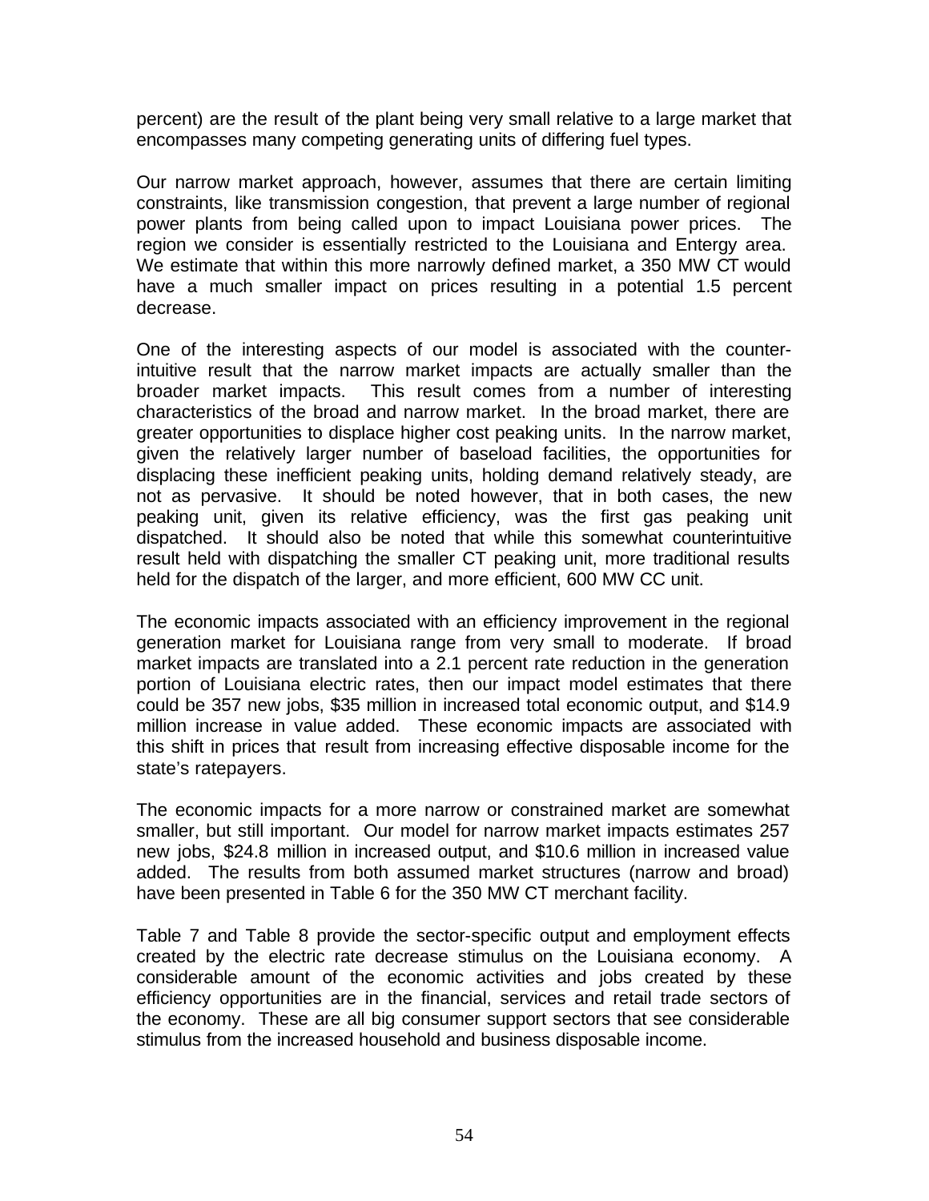percent) are the result of the plant being very small relative to a large market that encompasses many competing generating units of differing fuel types.

Our narrow market approach, however, assumes that there are certain limiting constraints, like transmission congestion, that prevent a large number of regional power plants from being called upon to impact Louisiana power prices. The region we consider is essentially restricted to the Louisiana and Entergy area. We estimate that within this more narrowly defined market, a 350 MW CT would have a much smaller impact on prices resulting in a potential 1.5 percent decrease.

One of the interesting aspects of our model is associated with the counter-intuitive result that the narrow market impacts are actually smaller than the broader market impacts. This result comes from a number of interesting characteristics of the broad and narrow market. In the broad market, there are greater opportunities to displace higher cost peaking units. In the narrow market, given the relatively larger number of baseload facilities, the opportunities for displacing these inefficient peaking units, holding demand relatively steady, are not as pervasive. It should be noted however, that in both cases, the new peaking unit, given its relative efficiency, was the first gas peaking unit dispatched. It should also be noted that while this somewhat counterintuitive result held with dispatching the smaller CT peaking unit, more traditional results held for the dispatch of the larger, and more efficient, 600 MW CC unit.

The economic impacts associated with an efficiency improvement in the regional generation market for Louisiana range from very small to moderate. If broad market impacts are translated into a 2.1 percent rate reduction in the generation portion of Louisiana electric rates, then our impact model estimates that there could be 357 new jobs, $35 million in increased total economic output, and $14.9 million increase in value added. These economic impacts are associated with this shift in prices that result from increasing effective disposable income for the state's ratepayers.

The economic impacts for a more narrow or constrained market are somewhat smaller, but still important. Our model for narrow market impacts estimates 257 new jobs, $24.8 million in increased output, and $10.6 million in increased value added. The results from both assumed market structures (narrow and broad) have been presented in Table 6 for the 350 MW CT merchant facility.

Table 7 and Table 8 provide the sector-specific output and employment effects created by the electric rate decrease stimulus on the Louisiana economy. A considerable amount of the economic activities and jobs created by these efficiency opportunities are in the financial, services and retail trade sectors of the economy. These are all big consumer support sectors that see considerable stimulus from the increased household and business disposable income.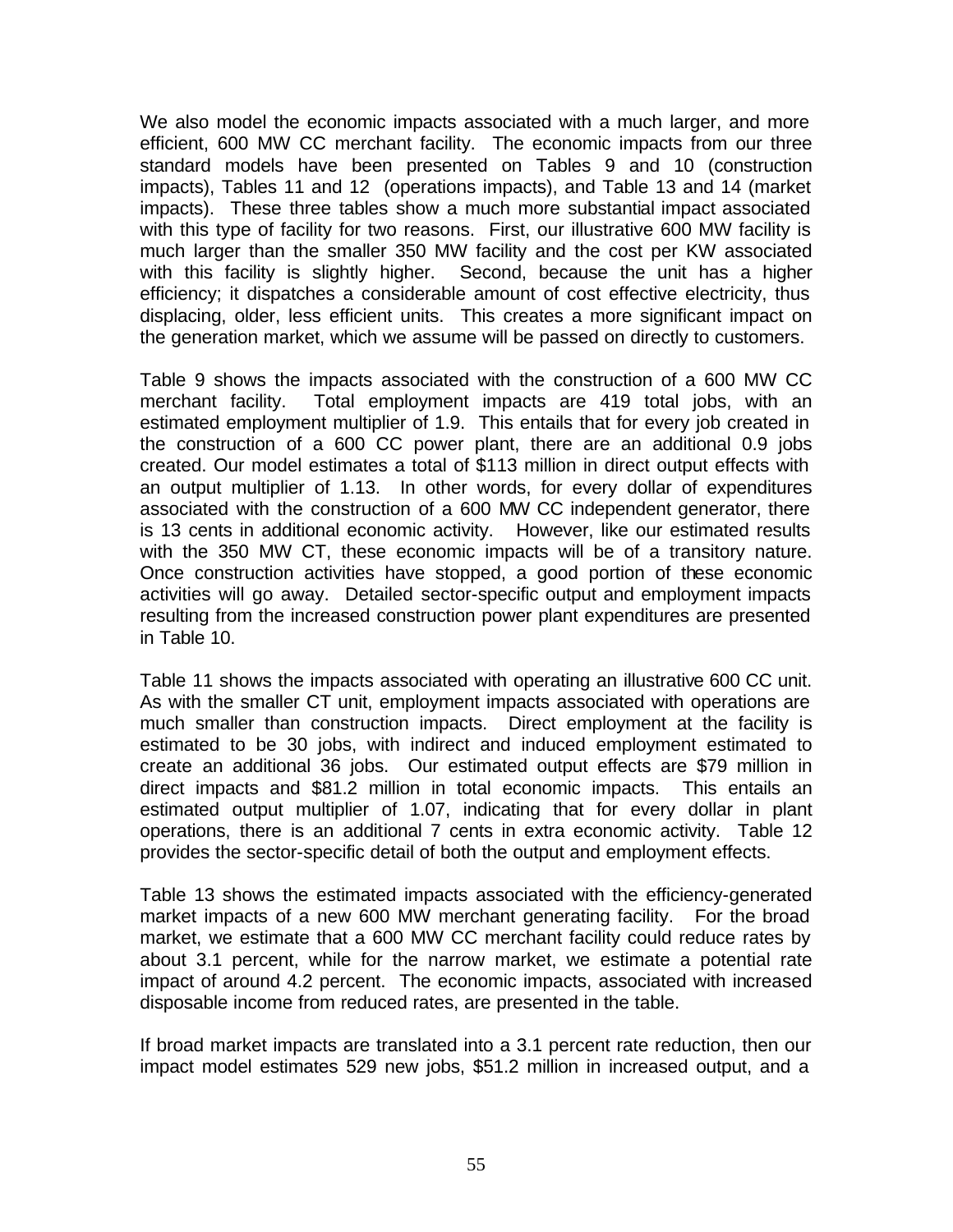We also model the economic impacts associated with a much larger, and more efficient, 600 MW CC merchant facility. The economic impacts from our three standard models have been presented on Tables 9 and 10 (construction impacts), Tables 11 and 12 (operations impacts), and Table 13 and 14 (market impacts). These three tables show a much more substantial impact associated with this type of facility for two reasons. First, our illustrative 600 MW facility is much larger than the smaller 350 MW facility and the cost per KW associated with this facility is slightly higher. Second, because the unit has a higher efficiency; it dispatches a considerable amount of cost effective electricity, thus displacing, older, less efficient units. This creates a more significant impact on the generation market, which we assume will be passed on directly to customers.

Table 9 shows the impacts associated with the construction of a 600 MW CC merchant facility. Total employment impacts are 419 total jobs, with an estimated employment multiplier of 1.9. This entails that for every job created in the construction of a 600 CC power plant, there are an additional 0.9 jobs created. Our model estimates a total of $113 million in direct output effects with an output multiplier of 1.13. In other words, for every dollar of expenditures associated with the construction of a 600 MW CC independent generator, there is 13 cents in additional economic activity. However, like our estimated results with the 350 MW CT, these economic impacts will be of a transitory nature. Once construction activities have stopped, a good portion of these economic activities will go away. Detailed sector-specific output and employment impacts resulting from the increased construction power plant expenditures are presented in Table 10.

Table 11 shows the impacts associated with operating an illustrative 600 CC unit. As with the smaller CT unit, employment impacts associated with operations are much smaller than construction impacts. Direct employment at the facility is estimated to be 30 jobs, with indirect and induced employment estimated to create an additional 36 jobs. Our estimated output effects are $79 million in direct impacts and $81.2 million in total economic impacts. This entails an estimated output multiplier of 1.07, indicating that for every dollar in plant operations, there is an additional 7 cents in extra economic activity. Table 12 provides the sector-specific detail of both the output and employment effects.

Table 13 shows the estimated impacts associated with the efficiency-generated market impacts of a new 600 MW merchant generating facility. For the broad market, we estimate that a 600 MW CC merchant facility could reduce rates by about 3.1 percent, while for the narrow market, we estimate a potential rate impact of around 4.2 percent. The economic impacts, associated with increased disposable income from reduced rates, are presented in the table.

If broad market impacts are translated into a 3.1 percent rate reduction, then our impact model estimates 529 new jobs, $51.2 million in increased output, and a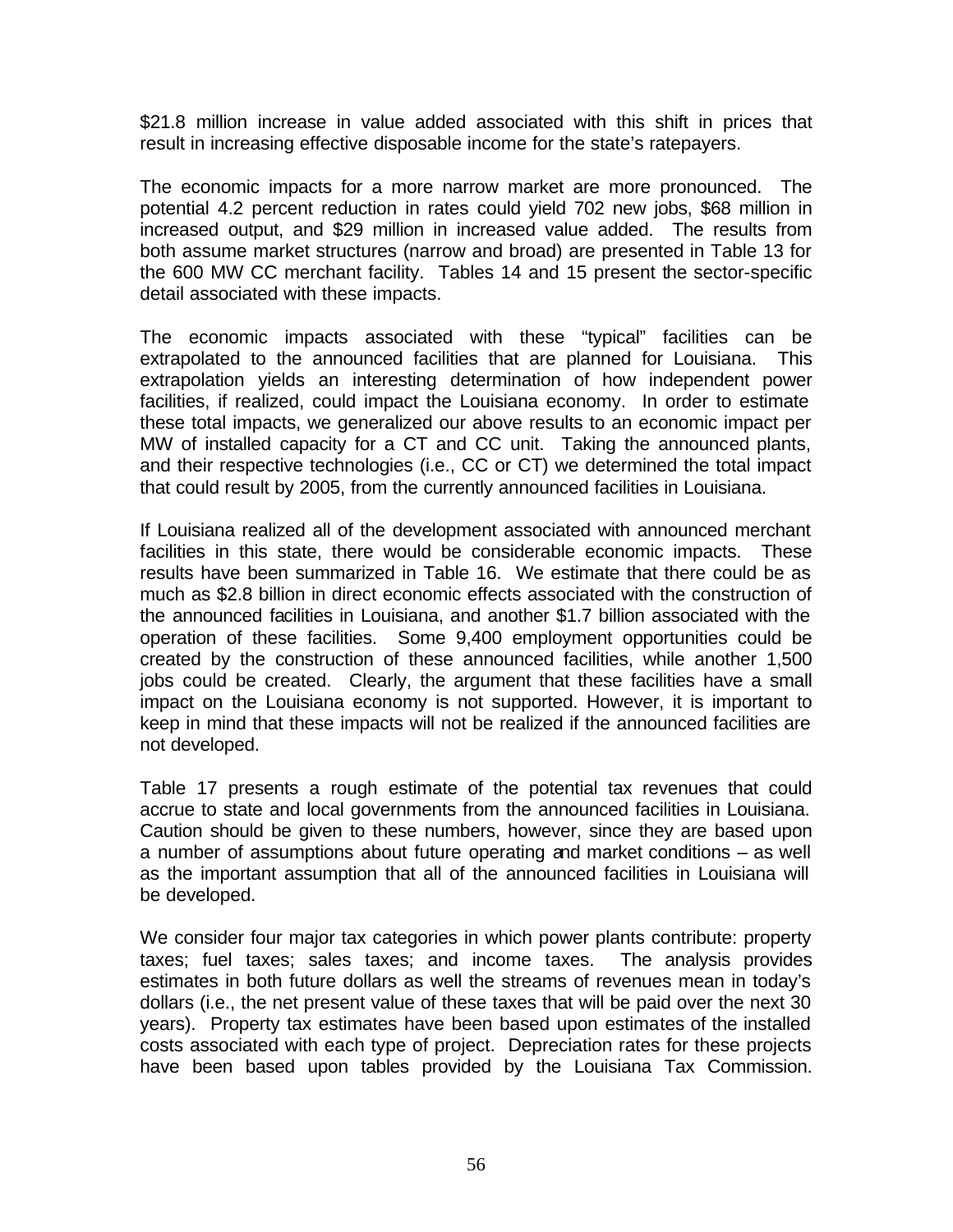$21.8 million increase in value added associated with this shift in prices that result in increasing effective disposable income for the state's ratepayers.

The economic impacts for a more narrow market are more pronounced. The potential 4.2 percent reduction in rates could yield 702 new jobs, $68 million in increased output, and $29 million in increased value added. The results from both assume market structures (narrow and broad) are presented in Table 13 for the 600 MW CC merchant facility. Tables 14 and 15 present the sector-specific detail associated with these impacts.

The economic impacts associated with these "typical" facilities can be extrapolated to the announced facilities that are planned for Louisiana. This extrapolation yields an interesting determination of how independent power facilities, if realized, could impact the Louisiana economy. In order to estimate these total impacts, we generalized our above results to an economic impact per MW of installed capacity for a CT and CC unit. Taking the announced plants, and their respective technologies (i.e., CC or CT) we determined the total impact that could result by 2005, from the currently announced facilities in Louisiana.

If Louisiana realized all of the development associated with announced merchant facilities in this state, there would be considerable economic impacts. These results have been summarized in Table 16. We estimate that there could be as much as $2.8 billion in direct economic effects associated with the construction of the announced facilities in Louisiana, and another $1.7 billion associated with the operation of these facilities. Some 9,400 employment opportunities could be created by the construction of these announced facilities, while another 1,500 jobs could be created. Clearly, the argument that these facilities have a small impact on the Louisiana economy is not supported. However, it is important to keep in mind that these impacts will not be realized if the announced facilities are not developed.

Table 17 presents a rough estimate of the potential tax revenues that could accrue to state and local governments from the announced facilities in Louisiana. Caution should be given to these numbers, however, since they are based upon a number of assumptions about future operating and market conditions – as well as the important assumption that all of the announced facilities in Louisiana will be developed.

We consider four major tax categories in which power plants contribute: property taxes; fuel taxes; sales taxes; and income taxes. The analysis provides estimates in both future dollars as well the streams of revenues mean in today's dollars (i.e., the net present value of these taxes that will be paid over the next 30 years). Property tax estimates have been based upon estimates of the installed costs associated with each type of project. Depreciation rates for these projects have been based upon tables provided by the Louisiana Tax Commission.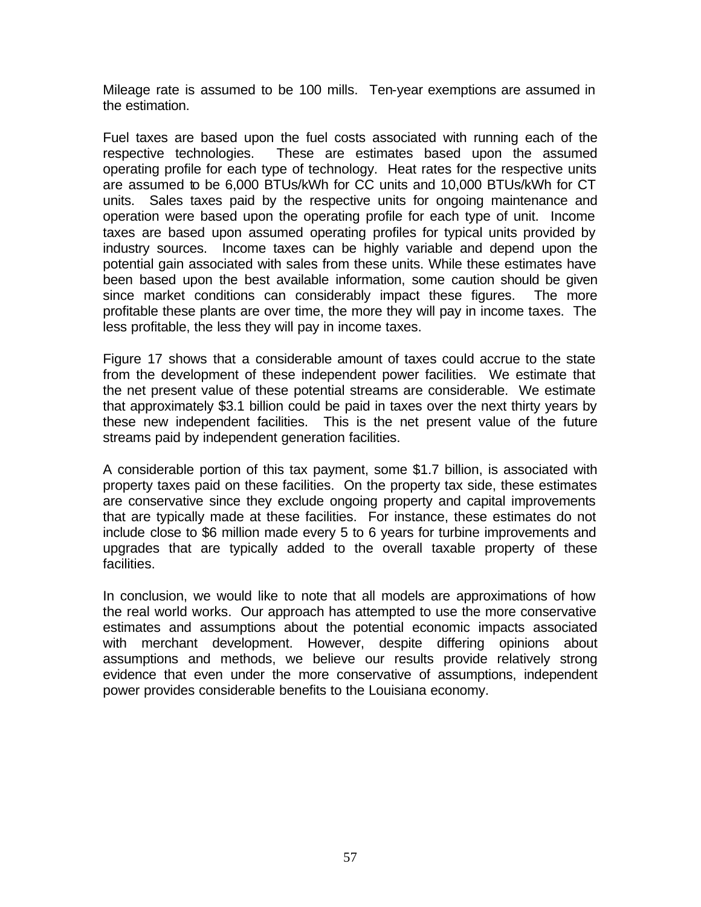Mileage rate is assumed to be 100 mills. Ten-year exemptions are assumed in the estimation.

Fuel taxes are based upon the fuel costs associated with running each of the respective technologies. These are estimates based upon the assumed operating profile for each type of technology. Heat rates for the respective units are assumed to be 6,000 BTUs/kWh for CC units and 10,000 BTUs/kWh for CT units. Sales taxes paid by the respective units for ongoing maintenance and operation were based upon the operating profile for each type of unit. Income taxes are based upon assumed operating profiles for typical units provided by industry sources. Income taxes can be highly variable and depend upon the potential gain associated with sales from these units. While these estimates have been based upon the best available information, some caution should be given since market conditions can considerably impact these figures. The more profitable these plants are over time, the more they will pay in income taxes. The less profitable, the less they will pay in income taxes.

Figure 17 shows that a considerable amount of taxes could accrue to the state from the development of these independent power facilities. We estimate that the net present value of these potential streams are considerable. We estimate that approximately $3.1 billion could be paid in taxes over the next thirty years by these new independent facilities. This is the net present value of the future streams paid by independent generation facilities.

A considerable portion of this tax payment, some $1.7 billion, is associated with property taxes paid on these facilities. On the property tax side, these estimates are conservative since they exclude ongoing property and capital improvements that are typically made at these facilities. For instance, these estimates do not include close to $6 million made every 5 to 6 years for turbine improvements and upgrades that are typically added to the overall taxable property of these facilities.

In conclusion, we would like to note that all models are approximations of how the real world works. Our approach has attempted to use the more conservative estimates and assumptions about the potential economic impacts associated with merchant development. However, despite differing opinions about assumptions and methods, we believe our results provide relatively strong evidence that even under the more conservative of assumptions, independent power provides considerable benefits to the Louisiana economy.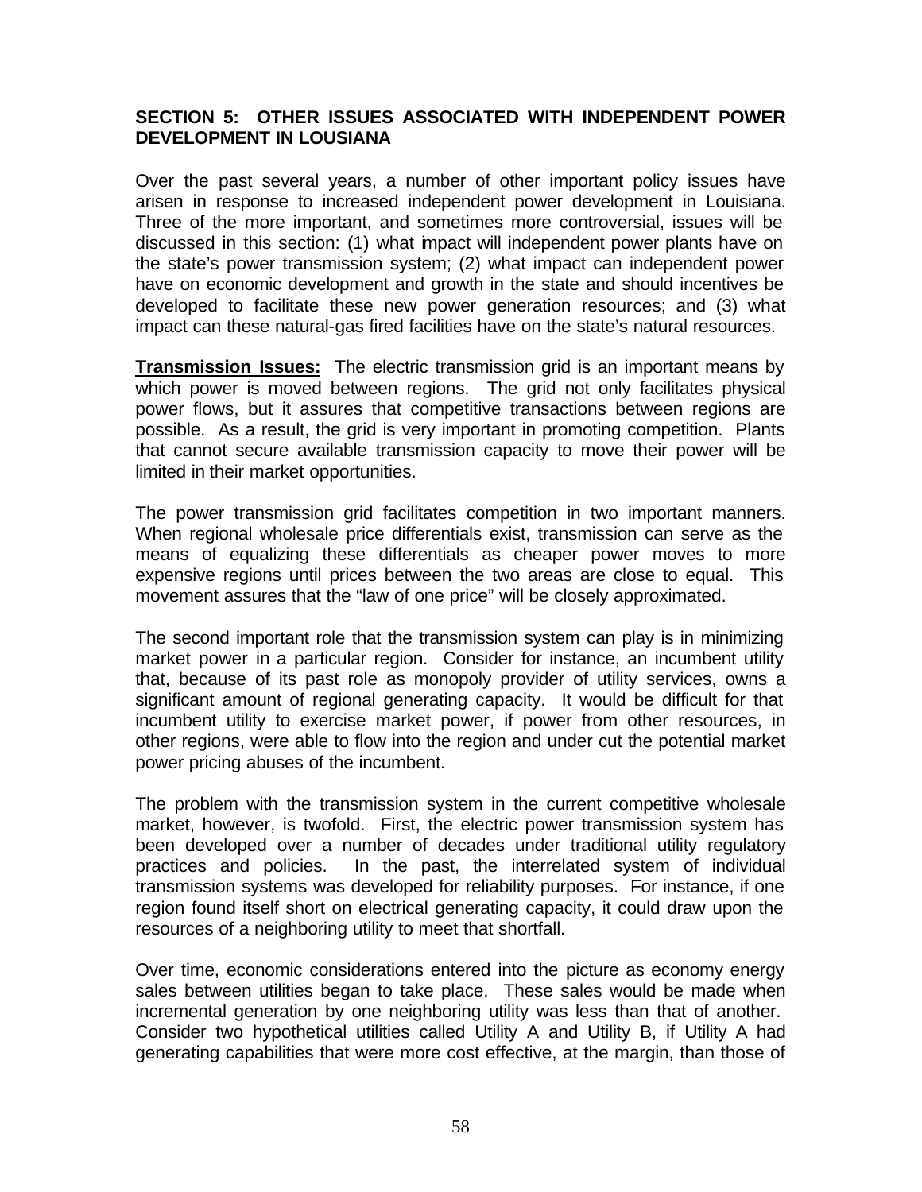## SECTION 5: OTHER ISSUES ASSOCIATED WITH INDEPENDENT POWER DEVELOPMENT IN LOUSIANA

Over the past several years, a number of other important policy issues have arisen in response to increased independent power development in Louisiana. Three of the more important, and sometimes more controversial, issues will be discussed in this section: (1) what impact will independent power plants have on the state's power transmission system; (2) what impact can independent power have on economic development and growth in the state and should incentives be developed to facilitate these new power generation resources; and (3) what impact can these natural-gas fired facilities have on the state's natural resources.

**Transmission Issues:** The electric transmission grid is an important means by which power is moved between regions. The grid not only facilitates physical power flows, but it assures that competitive transactions between regions are possible. As a result, the grid is very important in promoting competition. Plants that cannot secure available transmission capacity to move their power will be limited in their market opportunities.

The power transmission grid facilitates competition in two important manners. When regional wholesale price differentials exist, transmission can serve as the means of equalizing these differentials as cheaper power moves to more expensive regions until prices between the two areas are close to equal. This movement assures that the "law of one price" will be closely approximated.

The second important role that the transmission system can play is in minimizing market power in a particular region. Consider for instance, an incumbent utility that, because of its past role as monopoly provider of utility services, owns a significant amount of regional generating capacity. It would be difficult for that incumbent utility to exercise market power, if power from other resources, in other regions, were able to flow into the region and under cut the potential market power pricing abuses of the incumbent.

The problem with the transmission system in the current competitive wholesale market, however, is twofold. First, the electric power transmission system has been developed over a number of decades under traditional utility regulatory practices and policies. In the past, the interrelated system of individual transmission systems was developed for reliability purposes. For instance, if one region found itself short on electrical generating capacity, it could draw upon the resources of a neighboring utility to meet that shortfall.

Over time, economic considerations entered into the picture as economy energy sales between utilities began to take place. These sales would be made when incremental generation by one neighboring utility was less than that of another. Consider two hypothetical utilities called Utility A and Utility B, if Utility A had generating capabilities that were more cost effective, at the margin, than those of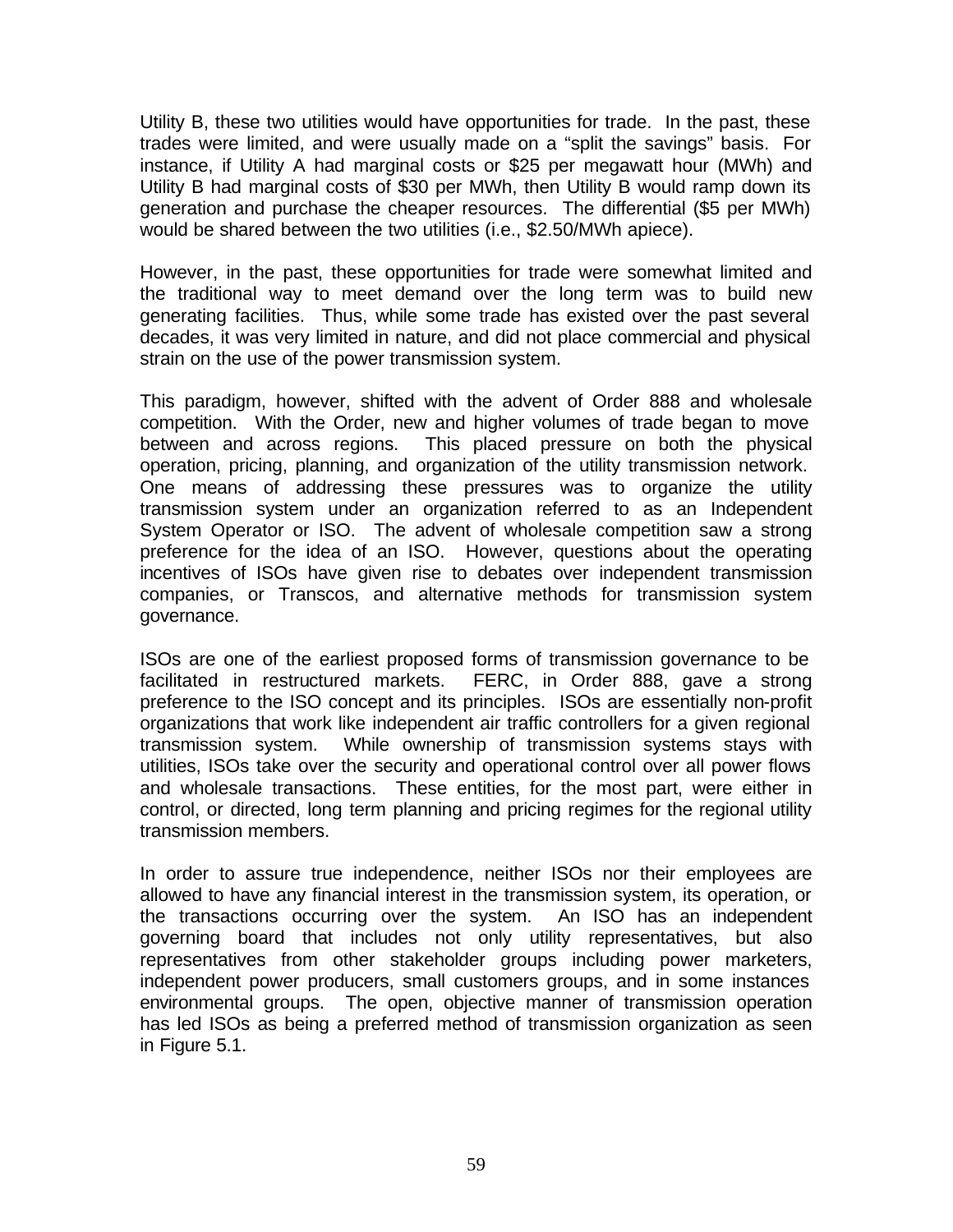Utility B, these two utilities would have opportunities for trade. In the past, these trades were limited, and were usually made on a "split the savings" basis. For instance, if Utility A had marginal costs or $25 per megawatt hour (MWh) and Utility B had marginal costs of $30 per MWh, then Utility B would ramp down its generation and purchase the cheaper resources. The differential ($5 per MWh) would be shared between the two utilities (i.e., $2.50/MWh apiece).

However, in the past, these opportunities for trade were somewhat limited and the traditional way to meet demand over the long term was to build new generating facilities. Thus, while some trade has existed over the past several decades, it was very limited in nature, and did not place commercial and physical strain on the use of the power transmission system.

This paradigm, however, shifted with the advent of Order 888 and wholesale competition. With the Order, new and higher volumes of trade began to move between and across regions. This placed pressure on both the physical operation, pricing, planning, and organization of the utility transmission network. One means of addressing these pressures was to organize the utility transmission system under an organization referred to as an Independent System Operator or ISO. The advent of wholesale competition saw a strong preference for the idea of an ISO. However, questions about the operating incentives of ISOs have given rise to debates over independent transmission companies, or Transcos, and alternative methods for transmission system governance.

ISOs are one of the earliest proposed forms of transmission governance to be facilitated in restructured markets. FERC, in Order 888, gave a strong preference to the ISO concept and its principles. ISOs are essentially non-profit organizations that work like independent air traffic controllers for a given regional transmission system. While ownership of transmission systems stays with utilities, ISOs take over the security and operational control over all power flows and wholesale transactions. These entities, for the most part, were either in control, or directed, long term planning and pricing regimes for the regional utility transmission members.

In order to assure true independence, neither ISOs nor their employees are allowed to have any financial interest in the transmission system, its operation, or the transactions occurring over the system. An ISO has an independent governing board that includes not only utility representatives, but also representatives from other stakeholder groups including power marketers, independent power producers, small customers groups, and in some instances environmental groups. The open, objective manner of transmission operation has led ISOs as being a preferred method of transmission organization as seen in Figure 5.1.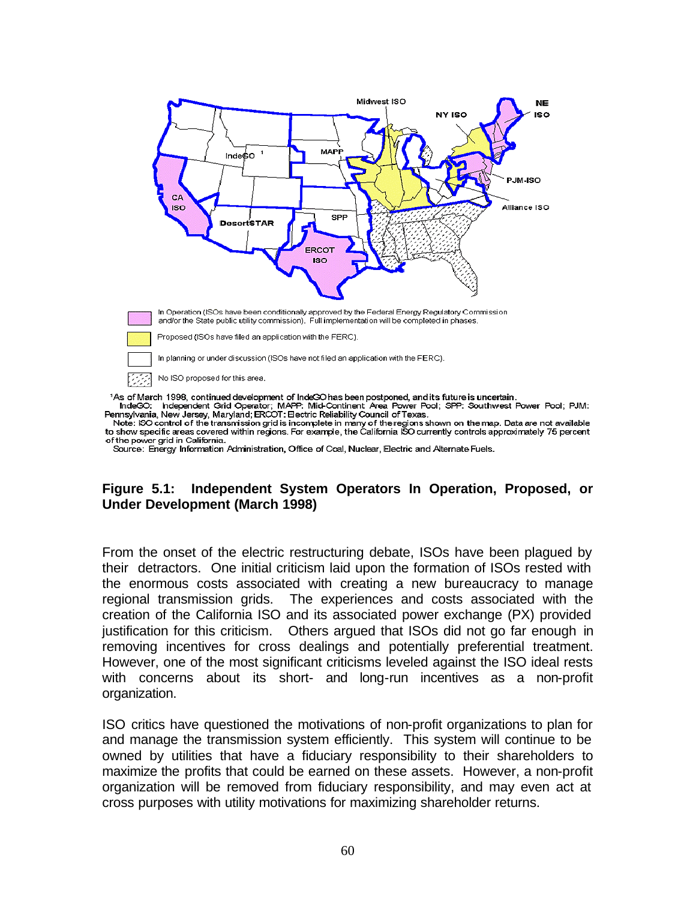In Operation (ISOs have been conditionally approved by the Federal Energy Regulatory Commission and/or the State public utility commission). Full implementation will be completed in phases.

Proposed (ISOs have filed an application with the FERC).

In planning or under discussion (ISOs have not filed an application with the FERC).

No ISO proposed for this area.

[1]As of March 1998, continued development of IndeGO has been postponed, and its future is uncertain.
IndeGO: Independent Grid Operator; MAPP: Mid-Continent Area Power Pool; SPP: Southwest Power Pool; PJM: Pennsylvania, New Jersey, Maryland; ERCOT: Electric Reliability Council of Texas.
Note: ISO control of the transmission grid is incomplete in many of the regions shown on the map. Data are not available to show specific areas covered within regions. For example, the California ISO currently controls approximately 75 percent of the power grid in California.
Source: Energy Information Administration, Office of Coal, Nuclear, Electric and Alternate Fuels.

**Figure 5.1: Independent System Operators In Operation, Proposed, or Under Development (March 1998)**

From the onset of the electric restructuring debate, ISOs have been plagued by their detractors. One initial criticism laid upon the formation of ISOs rested with the enormous costs associated with creating a new bureaucracy to manage regional transmission grids. The experiences and costs associated with the creation of the California ISO and its associated power exchange (PX) provided justification for this criticism. Others argued that ISOs did not go far enough in removing incentives for cross dealings and potentially preferential treatment. However, one of the most significant criticisms leveled against the ISO ideal rests with concerns about its short- and long-run incentives as a non-profit organization.

ISO critics have questioned the motivations of non-profit organizations to plan for and manage the transmission system efficiently. This system will continue to be owned by utilities that have a fiduciary responsibility to their shareholders to maximize the profits that could be earned on these assets. However, a non-profit organization will be removed from fiduciary responsibility, and may even act at cross purposes with utility motivations for maximizing shareholder returns.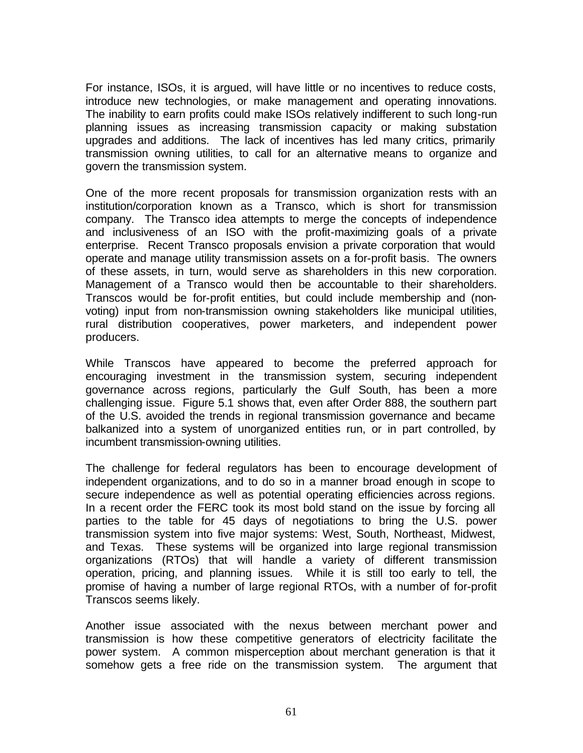For instance, ISOs, it is argued, will have little or no incentives to reduce costs, introduce new technologies, or make management and operating innovations. The inability to earn profits could make ISOs relatively indifferent to such long-run planning issues as increasing transmission capacity or making substation upgrades and additions. The lack of incentives has led many critics, primarily transmission owning utilities, to call for an alternative means to organize and govern the transmission system.

One of the more recent proposals for transmission organization rests with an institution/corporation known as a Transco, which is short for transmission company. The Transco idea attempts to merge the concepts of independence and inclusiveness of an ISO with the profit-maximizing goals of a private enterprise. Recent Transco proposals envision a private corporation that would operate and manage utility transmission assets on a for-profit basis. The owners of these assets, in turn, would serve as shareholders in this new corporation. Management of a Transco would then be accountable to their shareholders. Transcos would be for-profit entities, but could include membership and (non-voting) input from non-transmission owning stakeholders like municipal utilities, rural distribution cooperatives, power marketers, and independent power producers.

While Transcos have appeared to become the preferred approach for encouraging investment in the transmission system, securing independent governance across regions, particularly the Gulf South, has been a more challenging issue. Figure 5.1 shows that, even after Order 888, the southern part of the U.S. avoided the trends in regional transmission governance and became balkanized into a system of unorganized entities run, or in part controlled, by incumbent transmission-owning utilities.

The challenge for federal regulators has been to encourage development of independent organizations, and to do so in a manner broad enough in scope to secure independence as well as potential operating efficiencies across regions. In a recent order the FERC took its most bold stand on the issue by forcing all parties to the table for 45 days of negotiations to bring the U.S. power transmission system into five major systems: West, South, Northeast, Midwest, and Texas. These systems will be organized into large regional transmission organizations (RTOs) that will handle a variety of different transmission operation, pricing, and planning issues. While it is still too early to tell, the promise of having a number of large regional RTOs, with a number of for-profit Transcos seems likely.

Another issue associated with the nexus between merchant power and transmission is how these competitive generators of electricity facilitate the power system. A common misperception about merchant generation is that it somehow gets a free ride on the transmission system. The argument that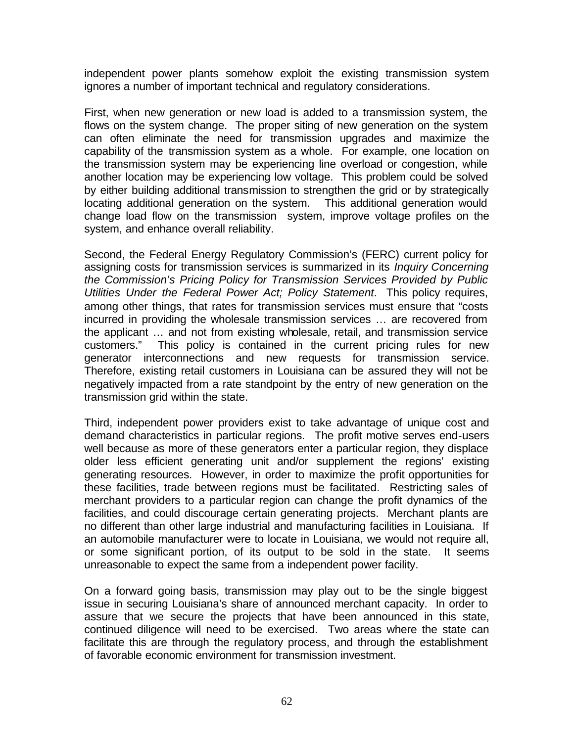independent power plants somehow exploit the existing transmission system ignores a number of important technical and regulatory considerations.

First, when new generation or new load is added to a transmission system, the flows on the system change. The proper siting of new generation on the system can often eliminate the need for transmission upgrades and maximize the capability of the transmission system as a whole. For example, one location on the transmission system may be experiencing line overload or congestion, while another location may be experiencing low voltage. This problem could be solved by either building additional transmission to strengthen the grid or by strategically locating additional generation on the system. This additional generation would change load flow on the transmission system, improve voltage profiles on the system, and enhance overall reliability.

Second, the Federal Energy Regulatory Commission's (FERC) current policy for assigning costs for transmission services is summarized in its *Inquiry Concerning the Commission's Pricing Policy for Transmission Services Provided by Public Utilities Under the Federal Power Act; Policy Statement*. This policy requires, among other things, that rates for transmission services must ensure that "costs incurred in providing the wholesale transmission services … are recovered from the applicant … and not from existing wholesale, retail, and transmission service customers." This policy is contained in the current pricing rules for new generator interconnections and new requests for transmission service. Therefore, existing retail customers in Louisiana can be assured they will not be negatively impacted from a rate standpoint by the entry of new generation on the transmission grid within the state.

Third, independent power providers exist to take advantage of unique cost and demand characteristics in particular regions. The profit motive serves end-users well because as more of these generators enter a particular region, they displace older less efficient generating unit and/or supplement the regions' existing generating resources. However, in order to maximize the profit opportunities for these facilities, trade between regions must be facilitated. Restricting sales of merchant providers to a particular region can change the profit dynamics of the facilities, and could discourage certain generating projects. Merchant plants are no different than other large industrial and manufacturing facilities in Louisiana. If an automobile manufacturer were to locate in Louisiana, we would not require all, or some significant portion, of its output to be sold in the state. It seems unreasonable to expect the same from a independent power facility.

On a forward going basis, transmission may play out to be the single biggest issue in securing Louisiana's share of announced merchant capacity. In order to assure that we secure the projects that have been announced in this state, continued diligence will need to be exercised. Two areas where the state can facilitate this are through the regulatory process, and through the establishment of favorable economic environment for transmission investment.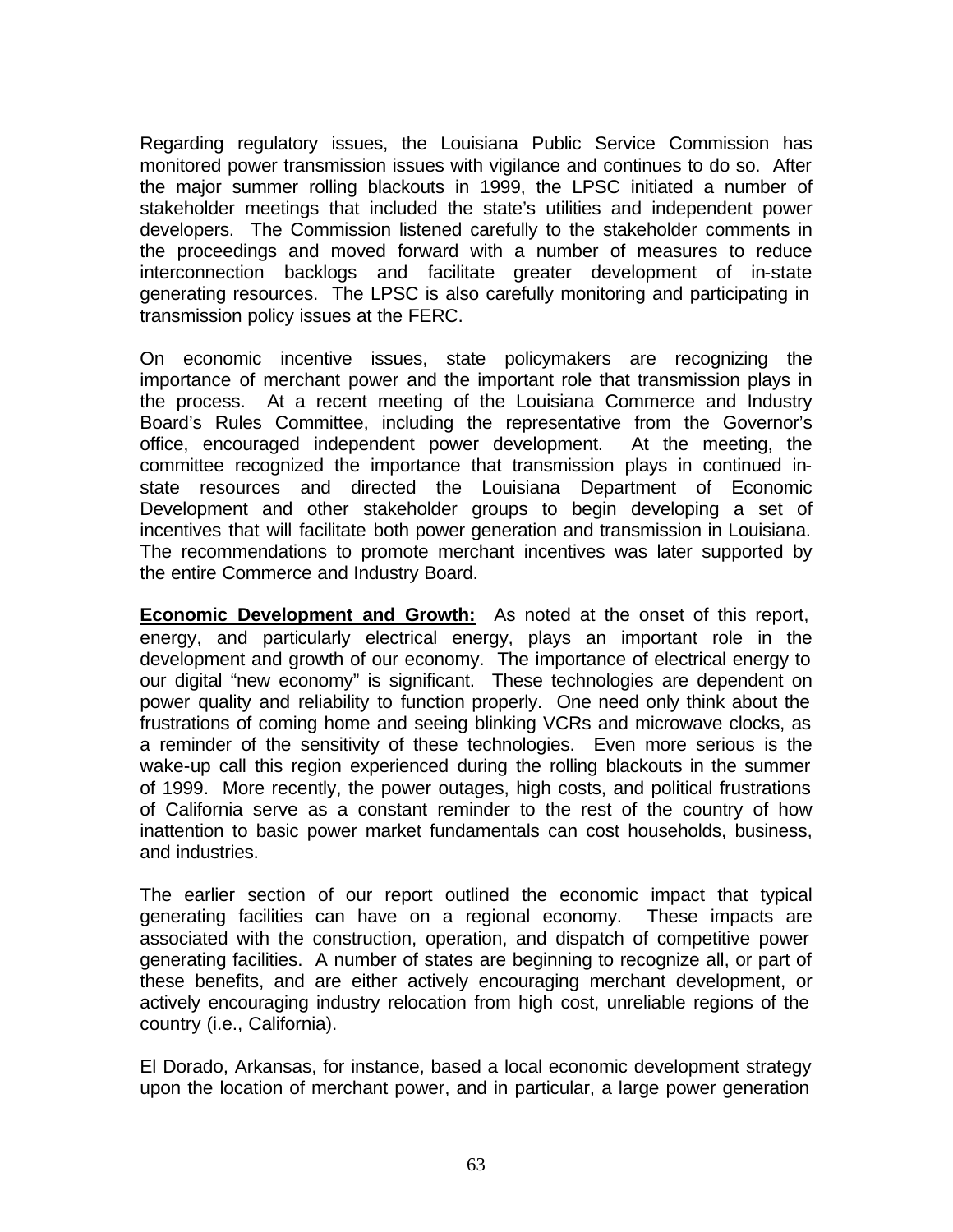Regarding regulatory issues, the Louisiana Public Service Commission has monitored power transmission issues with vigilance and continues to do so. After the major summer rolling blackouts in 1999, the LPSC initiated a number of stakeholder meetings that included the state's utilities and independent power developers. The Commission listened carefully to the stakeholder comments in the proceedings and moved forward with a number of measures to reduce interconnection backlogs and facilitate greater development of in-state generating resources. The LPSC is also carefully monitoring and participating in transmission policy issues at the FERC.

On economic incentive issues, state policymakers are recognizing the importance of merchant power and the important role that transmission plays in the process. At a recent meeting of the Louisiana Commerce and Industry Board's Rules Committee, including the representative from the Governor's office, encouraged independent power development. At the meeting, the committee recognized the importance that transmission plays in continued in-state resources and directed the Louisiana Department of Economic Development and other stakeholder groups to begin developing a set of incentives that will facilitate both power generation and transmission in Louisiana. The recommendations to promote merchant incentives was later supported by the entire Commerce and Industry Board.

**Economic Development and Growth:** As noted at the onset of this report, energy, and particularly electrical energy, plays an important role in the development and growth of our economy. The importance of electrical energy to our digital "new economy" is significant. These technologies are dependent on power quality and reliability to function properly. One need only think about the frustrations of coming home and seeing blinking VCRs and microwave clocks, as a reminder of the sensitivity of these technologies. Even more serious is the wake-up call this region experienced during the rolling blackouts in the summer of 1999. More recently, the power outages, high costs, and political frustrations of California serve as a constant reminder to the rest of the country of how inattention to basic power market fundamentals can cost households, business, and industries.

The earlier section of our report outlined the economic impact that typical generating facilities can have on a regional economy. These impacts are associated with the construction, operation, and dispatch of competitive power generating facilities. A number of states are beginning to recognize all, or part of these benefits, and are either actively encouraging merchant development, or actively encouraging industry relocation from high cost, unreliable regions of the country (i.e., California).

El Dorado, Arkansas, for instance, based a local economic development strategy upon the location of merchant power, and in particular, a large power generation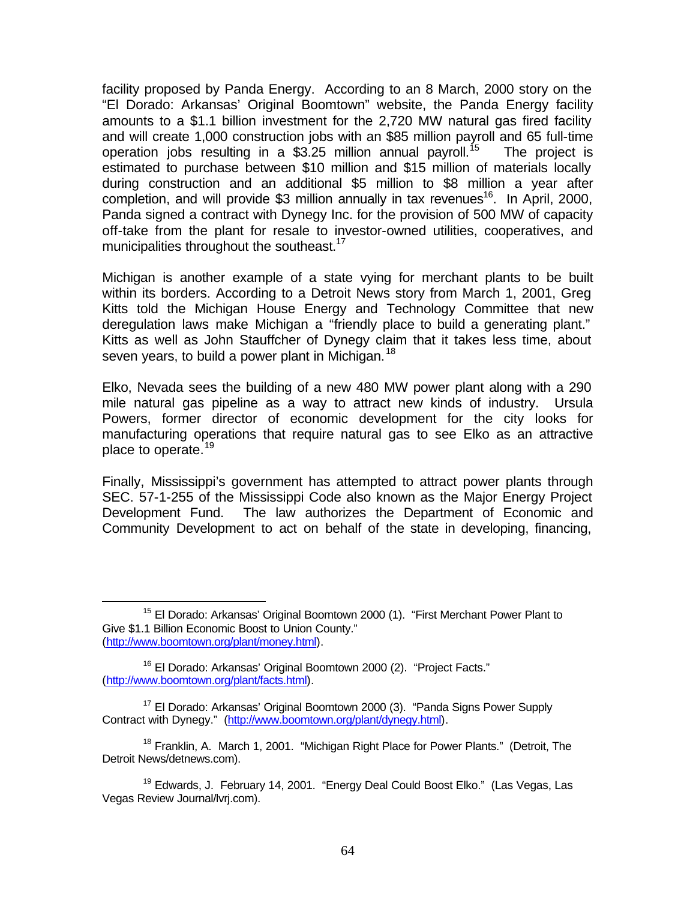facility proposed by Panda Energy. According to an 8 March, 2000 story on the "El Dorado: Arkansas' Original Boomtown" website, the Panda Energy facility amounts to a $1.1 billion investment for the 2,720 MW natural gas fired facility and will create 1,000 construction jobs with an $85 million payroll and 65 full-time operation jobs resulting in a $3.25 million annual payroll.[15] The project is estimated to purchase between $10 million and $15 million of materials locally during construction and an additional $5 million to $8 million a year after completion, and will provide $3 million annually in tax revenues[16]. In April, 2000, Panda signed a contract with Dynegy Inc. for the provision of 500 MW of capacity off-take from the plant for resale to investor-owned utilities, cooperatives, and municipalities throughout the southeast.[17]

Michigan is another example of a state vying for merchant plants to be built within its borders. According to a Detroit News story from March 1, 2001, Greg Kitts told the Michigan House Energy and Technology Committee that new deregulation laws make Michigan a "friendly place to build a generating plant." Kitts as well as John Stauffcher of Dynegy claim that it takes less time, about seven years, to build a power plant in Michigan.[18]

Elko, Nevada sees the building of a new 480 MW power plant along with a 290 mile natural gas pipeline as a way to attract new kinds of industry. Ursula Powers, former director of economic development for the city looks for manufacturing operations that require natural gas to see Elko as an attractive place to operate.[19]

Finally, Mississippi's government has attempted to attract power plants through SEC. 57-1-255 of the Mississippi Code also known as the Major Energy Project Development Fund. The law authorizes the Department of Economic and Community Development to act on behalf of the state in developing, financing,

---

[15] El Dorado: Arkansas' Original Boomtown 2000 (1). "First Merchant Power Plant to Give $1.1 Billion Economic Boost to Union County." (http://www.boomtown.org/plant/money.html).

[16] El Dorado: Arkansas' Original Boomtown 2000 (2). "Project Facts." (http://www.boomtown.org/plant/facts.html).

[17] El Dorado: Arkansas' Original Boomtown 2000 (3). "Panda Signs Power Supply Contract with Dynegy." (http://www.boomtown.org/plant/dynegy.html).

[18] Franklin, A. March 1, 2001. "Michigan Right Place for Power Plants." (Detroit, The Detroit News/detnews.com).

[19] Edwards, J. February 14, 2001. "Energy Deal Could Boost Elko." (Las Vegas, Las Vegas Review Journal/lvrj.com).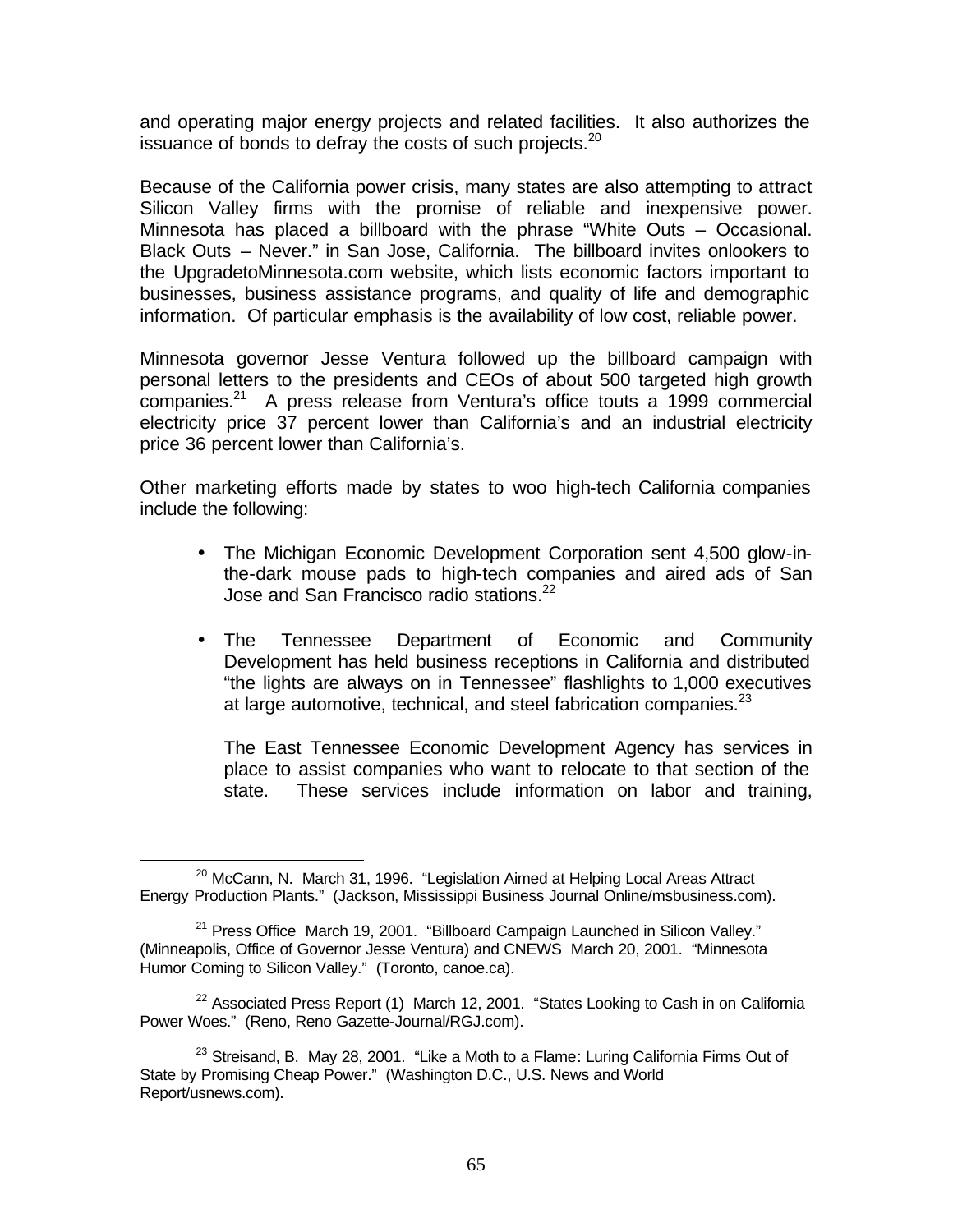and operating major energy projects and related facilities. It also authorizes the issuance of bonds to defray the costs of such projects.[20]

Because of the California power crisis, many states are also attempting to attract Silicon Valley firms with the promise of reliable and inexpensive power. Minnesota has placed a billboard with the phrase "White Outs – Occasional. Black Outs – Never." in San Jose, California. The billboard invites onlookers to the UpgradetoMinnesota.com website, which lists economic factors important to businesses, business assistance programs, and quality of life and demographic information. Of particular emphasis is the availability of low cost, reliable power.

Minnesota governor Jesse Ventura followed up the billboard campaign with personal letters to the presidents and CEOs of about 500 targeted high growth companies.[21] A press release from Ventura's office touts a 1999 commercial electricity price 37 percent lower than California's and an industrial electricity price 36 percent lower than California's.

Other marketing efforts made by states to woo high-tech California companies include the following:

- The Michigan Economic Development Corporation sent 4,500 glow-in-the-dark mouse pads to high-tech companies and aired ads of San Jose and San Francisco radio stations.[22]

- The Tennessee Department of Economic and Community Development has held business receptions in California and distributed "the lights are always on in Tennessee" flashlights to 1,000 executives at large automotive, technical, and steel fabrication companies.[23]

  The East Tennessee Economic Development Agency has services in place to assist companies who want to relocate to that section of the state. These services include information on labor and training,

---

[20] McCann, N. March 31, 1996. "Legislation Aimed at Helping Local Areas Attract Energy Production Plants." (Jackson, Mississippi Business Journal Online/msbusiness.com).

[21] Press Office March 19, 2001. "Billboard Campaign Launched in Silicon Valley." (Minneapolis, Office of Governor Jesse Ventura) and CNEWS March 20, 2001. "Minnesota Humor Coming to Silicon Valley." (Toronto, canoe.ca).

[22] Associated Press Report (1) March 12, 2001. "States Looking to Cash in on California Power Woes." (Reno, Reno Gazette-Journal/RGJ.com).

[23] Streisand, B. May 28, 2001. "Like a Moth to a Flame: Luring California Firms Out of State by Promising Cheap Power." (Washington D.C., U.S. News and World Report/usnews.com).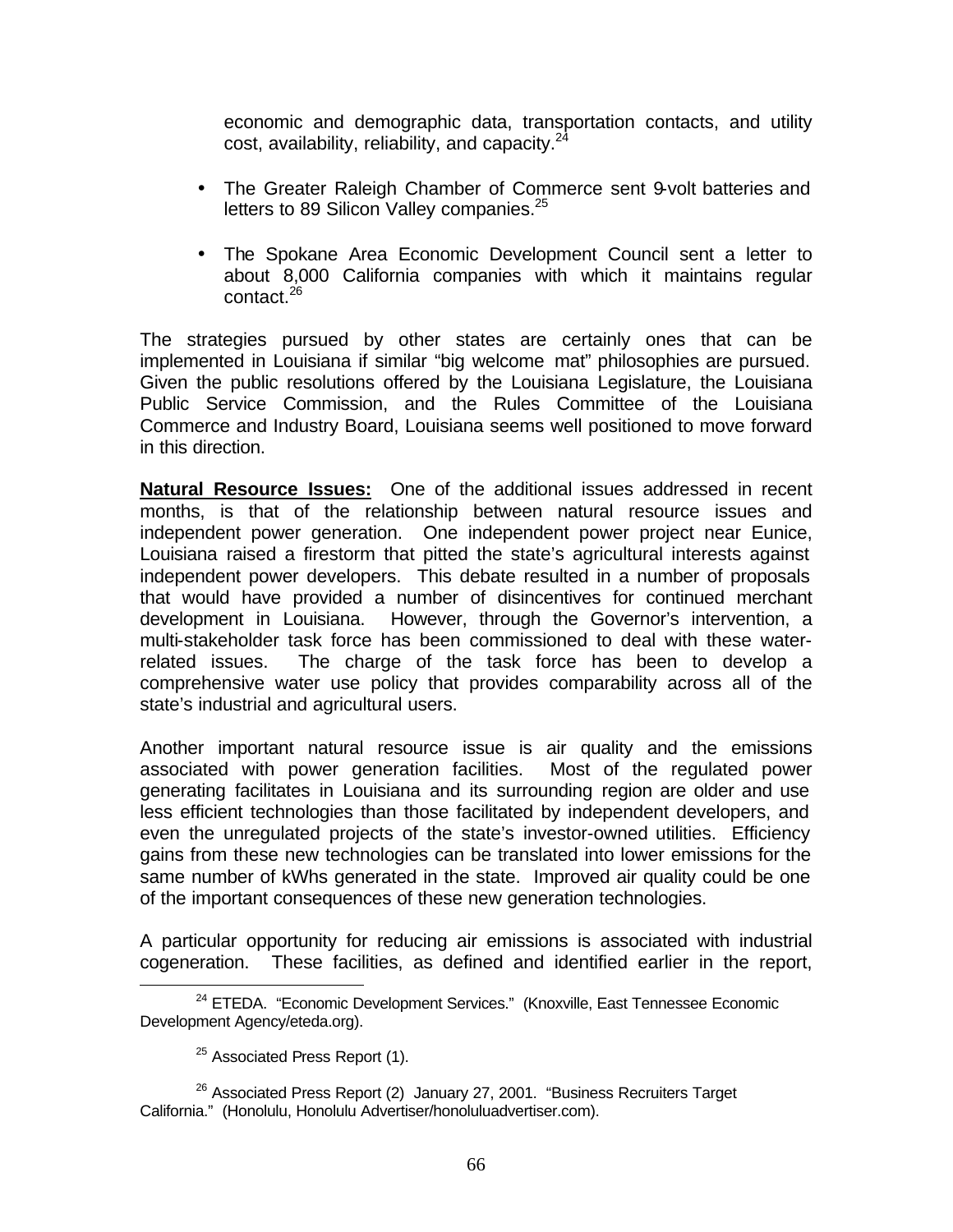economic and demographic data, transportation contacts, and utility cost, availability, reliability, and capacity.[24]

- The Greater Raleigh Chamber of Commerce sent 9-volt batteries and letters to 89 Silicon Valley companies.[25]
- The Spokane Area Economic Development Council sent a letter to about 8,000 California companies with which it maintains regular contact.[26]

The strategies pursued by other states are certainly ones that can be implemented in Louisiana if similar "big welcome mat" philosophies are pursued. Given the public resolutions offered by the Louisiana Legislature, the Louisiana Public Service Commission, and the Rules Committee of the Louisiana Commerce and Industry Board, Louisiana seems well positioned to move forward in this direction.

**Natural Resource Issues:** One of the additional issues addressed in recent months, is that of the relationship between natural resource issues and independent power generation. One independent power project near Eunice, Louisiana raised a firestorm that pitted the state's agricultural interests against independent power developers. This debate resulted in a number of proposals that would have provided a number of disincentives for continued merchant development in Louisiana. However, through the Governor's intervention, a multi-stakeholder task force has been commissioned to deal with these water-related issues. The charge of the task force has been to develop a comprehensive water use policy that provides comparability across all of the state's industrial and agricultural users.

Another important natural resource issue is air quality and the emissions associated with power generation facilities. Most of the regulated power generating facilitates in Louisiana and its surrounding region are older and use less efficient technologies than those facilitated by independent developers, and even the unregulated projects of the state's investor-owned utilities. Efficiency gains from these new technologies can be translated into lower emissions for the same number of kWhs generated in the state. Improved air quality could be one of the important consequences of these new generation technologies.

A particular opportunity for reducing air emissions is associated with industrial cogeneration. These facilities, as defined and identified earlier in the report,

---

[24] ETEDA. "Economic Development Services." (Knoxville, East Tennessee Economic Development Agency/eteda.org).

[25] Associated Press Report (1).

[26] Associated Press Report (2) January 27, 2001. "Business Recruiters Target California." (Honolulu, Honolulu Advertiser/honoluluadvertiser.com).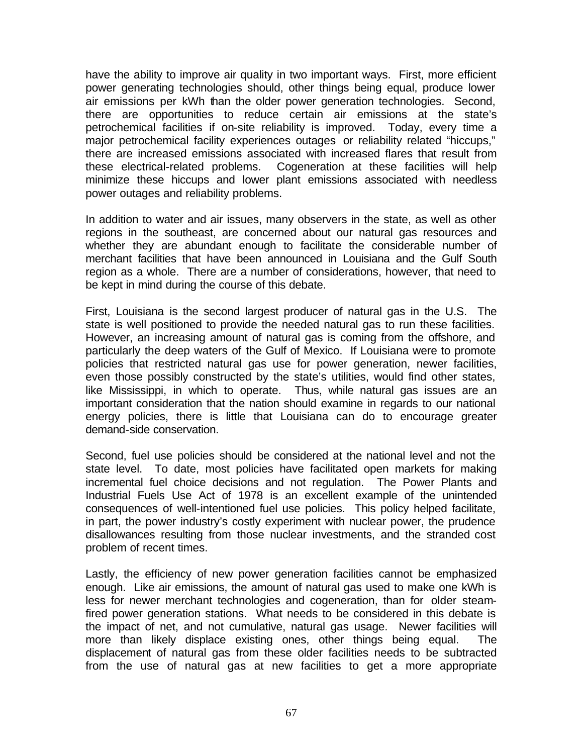have the ability to improve air quality in two important ways. First, more efficient power generating technologies should, other things being equal, produce lower air emissions per kWh than the older power generation technologies. Second, there are opportunities to reduce certain air emissions at the state's petrochemical facilities if on-site reliability is improved. Today, every time a major petrochemical facility experiences outages or reliability related "hiccups," there are increased emissions associated with increased flares that result from these electrical-related problems. Cogeneration at these facilities will help minimize these hiccups and lower plant emissions associated with needless power outages and reliability problems.

In addition to water and air issues, many observers in the state, as well as other regions in the southeast, are concerned about our natural gas resources and whether they are abundant enough to facilitate the considerable number of merchant facilities that have been announced in Louisiana and the Gulf South region as a whole. There are a number of considerations, however, that need to be kept in mind during the course of this debate.

First, Louisiana is the second largest producer of natural gas in the U.S. The state is well positioned to provide the needed natural gas to run these facilities. However, an increasing amount of natural gas is coming from the offshore, and particularly the deep waters of the Gulf of Mexico. If Louisiana were to promote policies that restricted natural gas use for power generation, newer facilities, even those possibly constructed by the state's utilities, would find other states, like Mississippi, in which to operate. Thus, while natural gas issues are an important consideration that the nation should examine in regards to our national energy policies, there is little that Louisiana can do to encourage greater demand-side conservation.

Second, fuel use policies should be considered at the national level and not the state level. To date, most policies have facilitated open markets for making incremental fuel choice decisions and not regulation. The Power Plants and Industrial Fuels Use Act of 1978 is an excellent example of the unintended consequences of well-intentioned fuel use policies. This policy helped facilitate, in part, the power industry's costly experiment with nuclear power, the prudence disallowances resulting from those nuclear investments, and the stranded cost problem of recent times.

Lastly, the efficiency of new power generation facilities cannot be emphasized enough. Like air emissions, the amount of natural gas used to make one kWh is less for newer merchant technologies and cogeneration, than for older steam-fired power generation stations. What needs to be considered in this debate is the impact of net, and not cumulative, natural gas usage. Newer facilities will more than likely displace existing ones, other things being equal. The displacement of natural gas from these older facilities needs to be subtracted from the use of natural gas at new facilities to get a more appropriate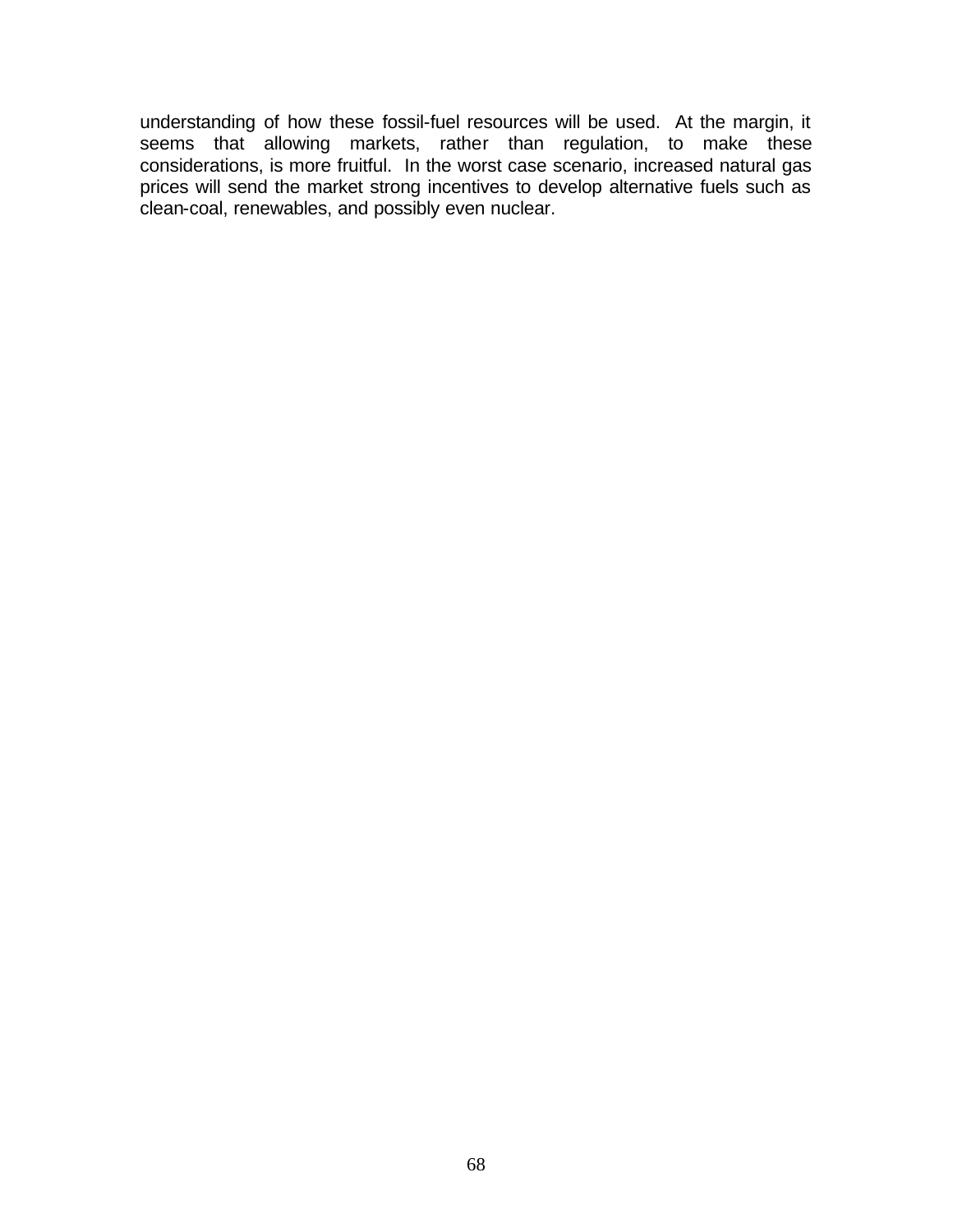understanding of how these fossil-fuel resources will be used. At the margin, it seems that allowing markets, rather than regulation, to make these considerations, is more fruitful. In the worst case scenario, increased natural gas prices will send the market strong incentives to develop alternative fuels such as clean-coal, renewables, and possibly even nuclear.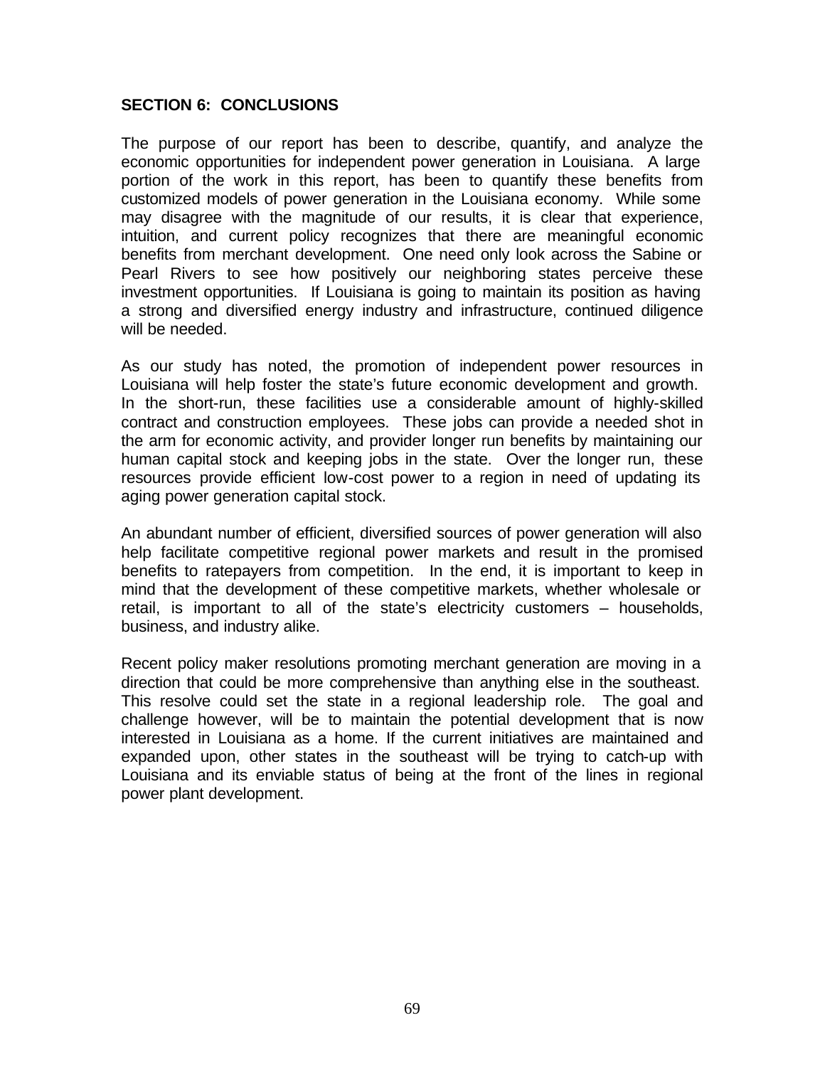## SECTION 6: CONCLUSIONS

The purpose of our report has been to describe, quantify, and analyze the economic opportunities for independent power generation in Louisiana. A large portion of the work in this report, has been to quantify these benefits from customized models of power generation in the Louisiana economy. While some may disagree with the magnitude of our results, it is clear that experience, intuition, and current policy recognizes that there are meaningful economic benefits from merchant development. One need only look across the Sabine or Pearl Rivers to see how positively our neighboring states perceive these investment opportunities. If Louisiana is going to maintain its position as having a strong and diversified energy industry and infrastructure, continued diligence will be needed.

As our study has noted, the promotion of independent power resources in Louisiana will help foster the state's future economic development and growth. In the short-run, these facilities use a considerable amount of highly-skilled contract and construction employees. These jobs can provide a needed shot in the arm for economic activity, and provider longer run benefits by maintaining our human capital stock and keeping jobs in the state. Over the longer run, these resources provide efficient low-cost power to a region in need of updating its aging power generation capital stock.

An abundant number of efficient, diversified sources of power generation will also help facilitate competitive regional power markets and result in the promised benefits to ratepayers from competition. In the end, it is important to keep in mind that the development of these competitive markets, whether wholesale or retail, is important to all of the state's electricity customers – households, business, and industry alike.

Recent policy maker resolutions promoting merchant generation are moving in a direction that could be more comprehensive than anything else in the southeast. This resolve could set the state in a regional leadership role. The goal and challenge however, will be to maintain the potential development that is now interested in Louisiana as a home. If the current initiatives are maintained and expanded upon, other states in the southeast will be trying to catch-up with Louisiana and its enviable status of being at the front of the lines in regional power plant development.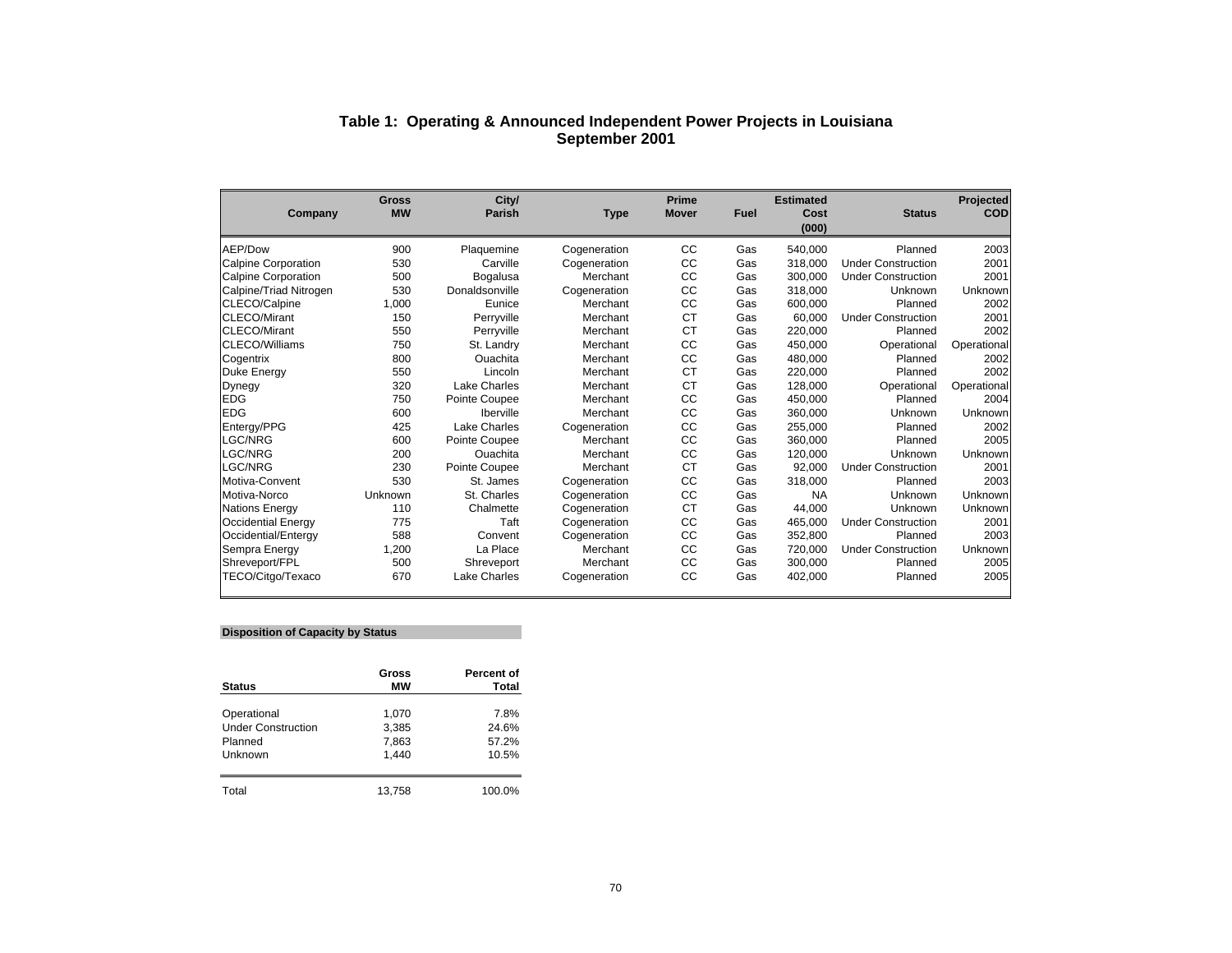## Table 1: Operating & Announced Independent Power Projects in Louisiana
## September 2001

| Company | Gross MW | City/ Parish | Type | Prime Mover | Fuel | Estimated Cost (000) | Status | Projected COD |
|---|---|---|---|---|---|---|---|---|
| AEP/Dow | 900 | Plaquemine | Cogeneration | CC | Gas | 540,000 | Planned | 2003 |
| Calpine Corporation | 530 | Carville | Cogeneration | CC | Gas | 318,000 | Under Construction | 2001 |
| Calpine Corporation | 500 | Bogalusa | Merchant | CC | Gas | 300,000 | Under Construction | 2001 |
| Calpine/Triad Nitrogen | 530 | Donaldsonville | Cogeneration | CC | Gas | 318,000 | Unknown | Unknown |
| CLECO/Calpine | 1,000 | Eunice | Merchant | CC | Gas | 600,000 | Planned | 2002 |
| CLECO/Mirant | 150 | Perryville | Merchant | CT | Gas | 60,000 | Under Construction | 2001 |
| CLECO/Mirant | 550 | Perryville | Merchant | CT | Gas | 220,000 | Planned | 2002 |
| CLECO/Williams | 750 | St. Landry | Merchant | CC | Gas | 450,000 | Operational | Operational |
| Cogentrix | 800 | Ouachita | Merchant | CC | Gas | 480,000 | Planned | 2002 |
| Duke Energy | 550 | Lincoln | Merchant | CT | Gas | 220,000 | Planned | 2002 |
| Dynegy | 320 | Lake Charles | Merchant | CT | Gas | 128,000 | Operational | Operational |
| EDG | 750 | Pointe Coupee | Merchant | CC | Gas | 450,000 | Planned | 2004 |
| EDG | 600 | Iberville | Merchant | CC | Gas | 360,000 | Unknown | Unknown |
| Entergy/PPG | 425 | Lake Charles | Cogeneration | CC | Gas | 255,000 | Planned | 2002 |
| LGC/NRG | 600 | Pointe Coupee | Merchant | CC | Gas | 360,000 | Planned | 2005 |
| LGC/NRG | 200 | Ouachita | Merchant | CC | Gas | 120,000 | Unknown | Unknown |
| LGC/NRG | 230 | Pointe Coupee | Merchant | CT | Gas | 92,000 | Under Construction | 2001 |
| Motiva-Convent | 530 | St. James | Cogeneration | CC | Gas | 318,000 | Planned | 2003 |
| Motiva-Norco | Unknown | St. Charles | Cogeneration | CC | Gas | NA | Unknown | Unknown |
| Nations Energy | 110 | Chalmette | Cogeneration | CT | Gas | 44,000 | Unknown | Unknown |
| Occidential Energy | 775 | Taft | Cogeneration | CC | Gas | 465,000 | Under Construction | 2001 |
| Occidential/Entergy | 588 | Convent | Cogeneration | CC | Gas | 352,800 | Planned | 2003 |
| Sempra Energy | 1,200 | La Place | Merchant | CC | Gas | 720,000 | Under Construction | Unknown |
| Shreveport/FPL | 500 | Shreveport | Merchant | CC | Gas | 300,000 | Planned | 2005 |
| TECO/Citgo/Texaco | 670 | Lake Charles | Cogeneration | CC | Gas | 402,000 | Planned | 2005 |

**Disposition of Capacity by Status**

| Status | Gross MW | Percent of Total |
|---|---|---|
| Operational | 1,070 | 7.8% |
| Under Construction | 3,385 | 24.6% |
| Planned | 7,863 | 57.2% |
| Unknown | 1,440 | 10.5% |
| Total | 13,758 | 100.0% |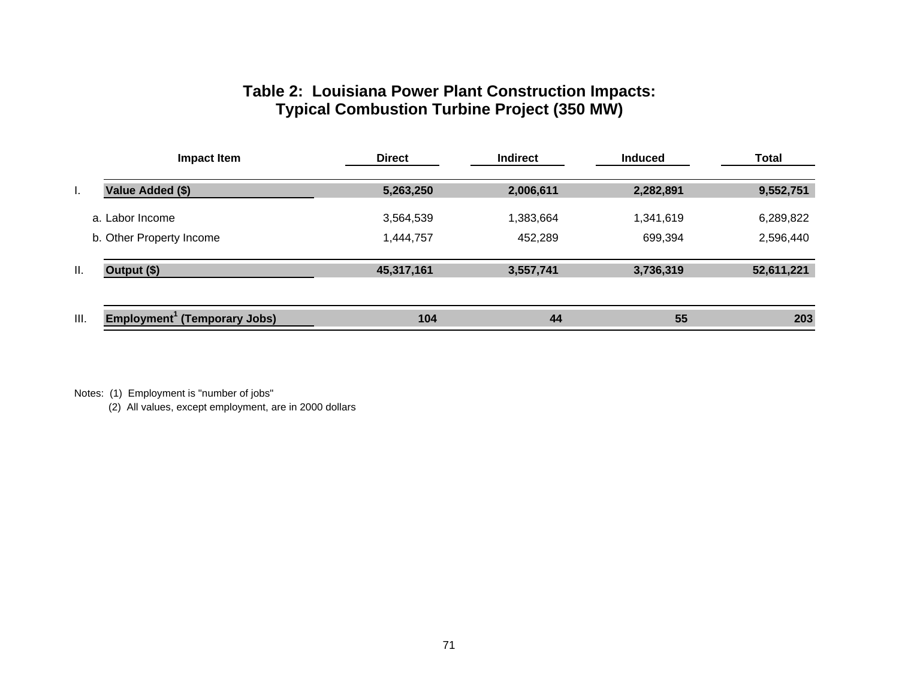## Table 2: Louisiana Power Plant Construction Impacts: Typical Combustion Turbine Project (350 MW)

| | Impact Item | Direct | Indirect | Induced | Total |
|---|---|---|---|---|---|
| I. | **Value Added ($)** | **5,263,250** | **2,006,611** | **2,282,891** | **9,552,751** |
| | a. Labor Income | 3,564,539 | 1,383,664 | 1,341,619 | 6,289,822 |
| | b. Other Property Income | 1,444,757 | 452,289 | 699,394 | 2,596,440 |
| II. | **Output ($)** | **45,317,161** | **3,557,741** | **3,736,319** | **52,611,221** |
| III. | **Employment[1] (Temporary Jobs)** | **104** | **44** | **55** | **203** |

Notes: (1) Employment is "number of jobs"
(2) All values, except employment, are in 2000 dollars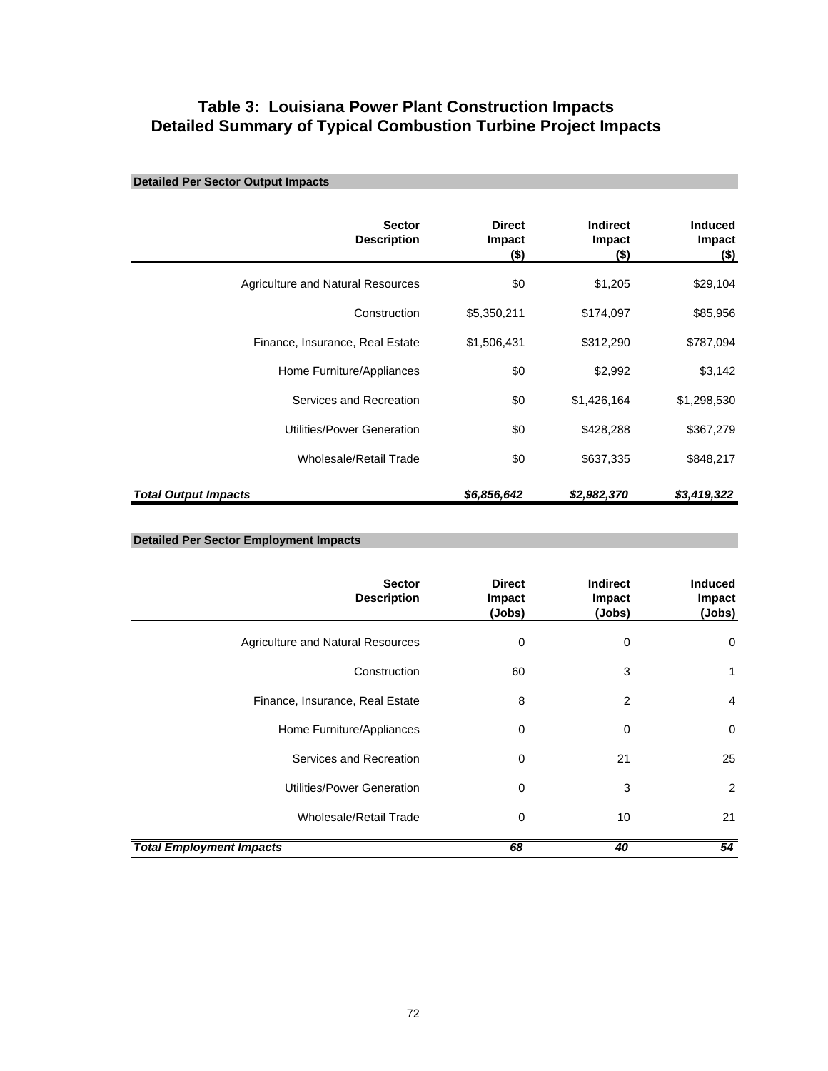# Table 3: Louisiana Power Plant Construction Impacts
# Detailed Summary of Typical Combustion Turbine Project Impacts

**Detailed Per Sector Output Impacts**

| Sector Description | Direct Impact ($) | Indirect Impact ($) | Induced Impact ($) |
|---|---|---|---|
| Agriculture and Natural Resources | $0 | $1,205 | $29,104 |
| Construction | $5,350,211 | $174,097 | $85,956 |
| Finance, Insurance, Real Estate | $1,506,431 | $312,290 | $787,094 |
| Home Furniture/Appliances | $0 | $2,992 | $3,142 |
| Services and Recreation | $0 | $1,426,164 | $1,298,530 |
| Utilities/Power Generation | $0 | $428,288 | $367,279 |
| Wholesale/Retail Trade | $0 | $637,335 | $848,217 |
| ***Total Output Impacts*** | ***$6,856,642*** | ***$2,982,370*** | ***$3,419,322*** |

**Detailed Per Sector Employment Impacts**

| Sector Description | Direct Impact (Jobs) | Indirect Impact (Jobs) | Induced Impact (Jobs) |
|---|---|---|---|
| Agriculture and Natural Resources | 0 | 0 | 0 |
| Construction | 60 | 3 | 1 |
| Finance, Insurance, Real Estate | 8 | 2 | 4 |
| Home Furniture/Appliances | 0 | 0 | 0 |
| Services and Recreation | 0 | 21 | 25 |
| Utilities/Power Generation | 0 | 3 | 2 |
| Wholesale/Retail Trade | 0 | 10 | 21 |
| ***Total Employment Impacts*** | ***68*** | ***40*** | ***54*** |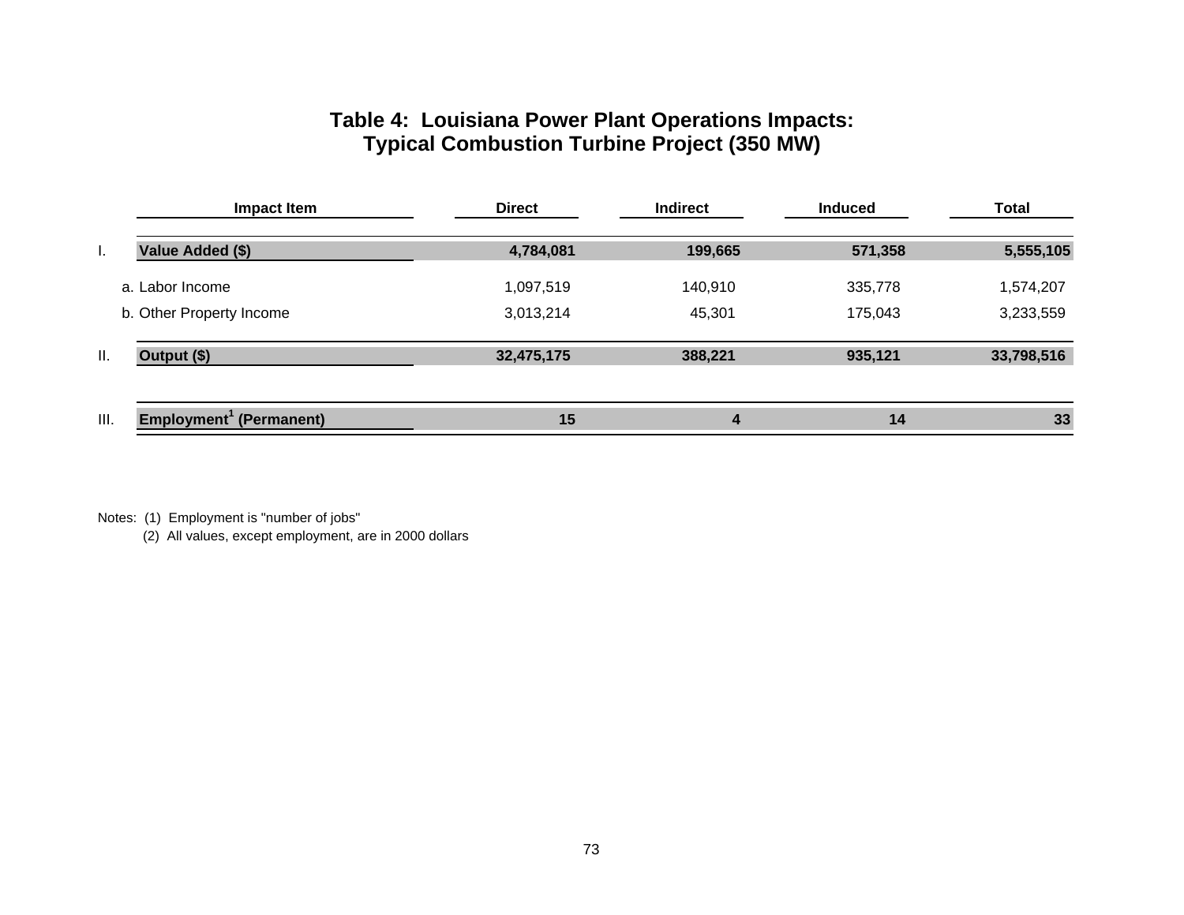# Table 4: Louisiana Power Plant Operations Impacts: Typical Combustion Turbine Project (350 MW)

| | Impact Item | Direct | Indirect | Induced | Total |
|---|---|---|---|---|---|
| I. | **Value Added ($)** | **4,784,081** | **199,665** | **571,358** | **5,555,105** |
| | a. Labor Income | 1,097,519 | 140,910 | 335,778 | 1,574,207 |
| | b. Other Property Income | 3,013,214 | 45,301 | 175,043 | 3,233,559 |
| II. | **Output ($)** | **32,475,175** | **388,221** | **935,121** | **33,798,516** |
| III. | **Employment[1] (Permanent)** | **15** | **4** | **14** | **33** |

Notes: (1) Employment is "number of jobs"
(2) All values, except employment, are in 2000 dollars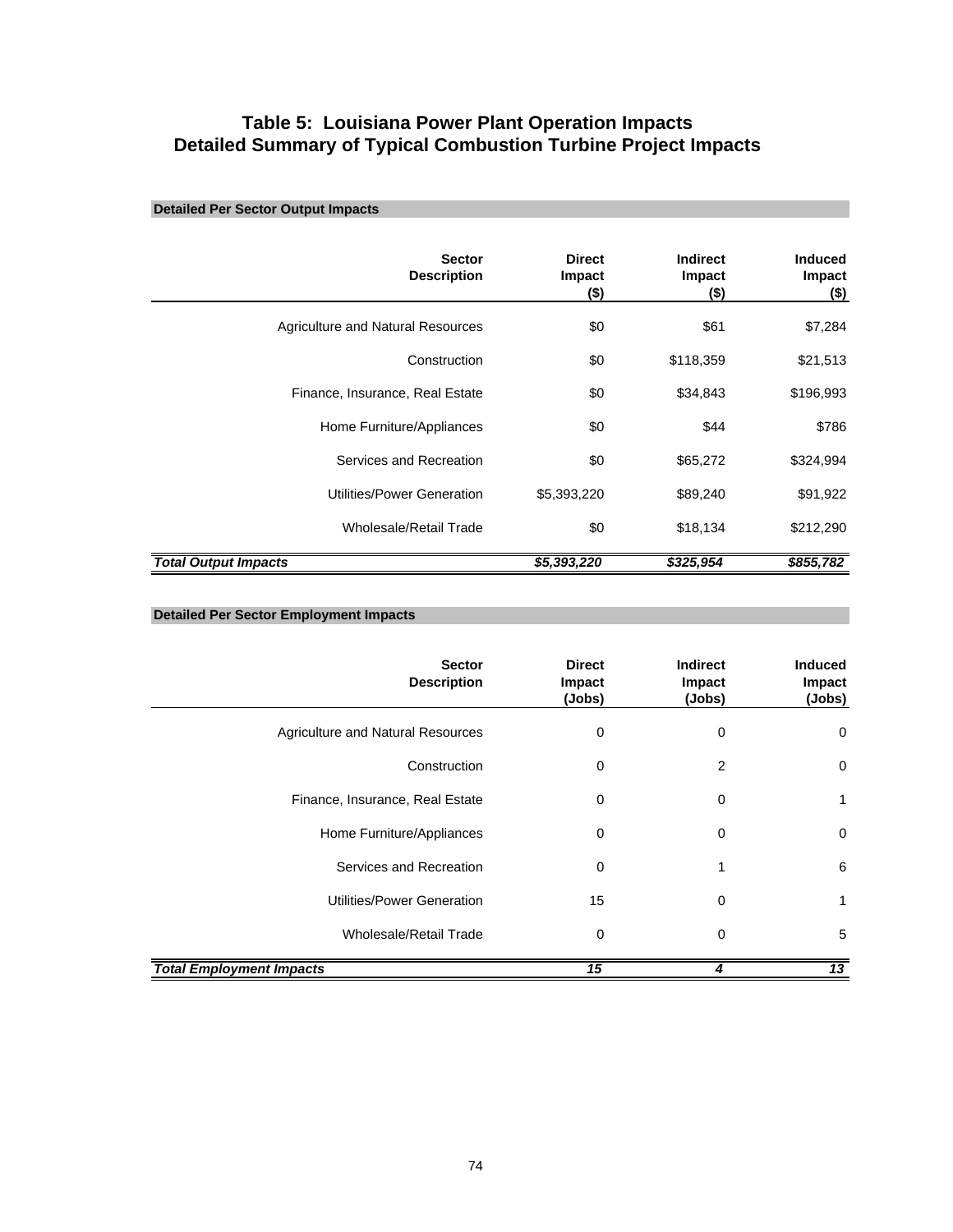# Table 5: Louisiana Power Plant Operation Impacts
# Detailed Summary of Typical Combustion Turbine Project Impacts

**Detailed Per Sector Output Impacts**

| Sector Description | Direct Impact ($) | Indirect Impact ($) | Induced Impact ($) |
|---|---|---|---|
| Agriculture and Natural Resources | $0 | $61 | $7,284 |
| Construction | $0 | $118,359 | $21,513 |
| Finance, Insurance, Real Estate | $0 | $34,843 | $196,993 |
| Home Furniture/Appliances | $0 | $44 | $786 |
| Services and Recreation | $0 | $65,272 | $324,994 |
| Utilities/Power Generation | $5,393,220 | $89,240 | $91,922 |
| Wholesale/Retail Trade | $0 | $18,134 | $212,290 |
| ***Total Output Impacts*** | ***$5,393,220*** | ***$325,954*** | ***$855,782*** |

**Detailed Per Sector Employment Impacts**

| Sector Description | Direct Impact (Jobs) | Indirect Impact (Jobs) | Induced Impact (Jobs) |
|---|---|---|---|
| Agriculture and Natural Resources | 0 | 0 | 0 |
| Construction | 0 | 2 | 0 |
| Finance, Insurance, Real Estate | 0 | 0 | 1 |
| Home Furniture/Appliances | 0 | 0 | 0 |
| Services and Recreation | 0 | 1 | 6 |
| Utilities/Power Generation | 15 | 0 | 1 |
| Wholesale/Retail Trade | 0 | 0 | 5 |
| ***Total Employment Impacts*** | ***15*** | ***4*** | ***13*** |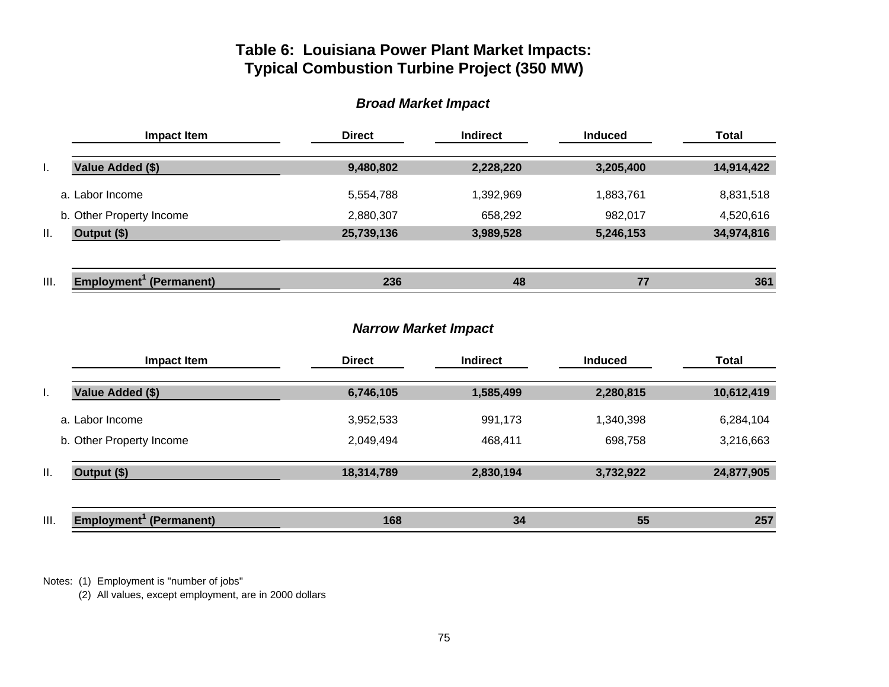# Table 6: Louisiana Power Plant Market Impacts: Typical Combustion Turbine Project (350 MW)

### *Broad Market Impact*

| | Impact Item | Direct | Indirect | Induced | Total |
|---|---|---|---|---|---|
| I. | **Value Added ($)** | **9,480,802** | **2,228,220** | **3,205,400** | **14,914,422** |
| | a. Labor Income | 5,554,788 | 1,392,969 | 1,883,761 | 8,831,518 |
| | b. Other Property Income | 2,880,307 | 658,292 | 982,017 | 4,520,616 |
| II. | **Output ($)** | **25,739,136** | **3,989,528** | **5,246,153** | **34,974,816** |
| III. | **Employment[1] (Permanent)** | **236** | **48** | **77** | **361** |

### *Narrow Market Impact*

| | Impact Item | Direct | Indirect | Induced | Total |
|---|---|---|---|---|---|
| I. | **Value Added ($)** | **6,746,105** | **1,585,499** | **2,280,815** | **10,612,419** |
| | a. Labor Income | 3,952,533 | 991,173 | 1,340,398 | 6,284,104 |
| | b. Other Property Income | 2,049,494 | 468,411 | 698,758 | 3,216,663 |
| II. | **Output ($)** | **18,314,789** | **2,830,194** | **3,732,922** | **24,877,905** |
| III. | **Employment[1] (Permanent)** | **168** | **34** | **55** | **257** |

Notes: (1) Employment is "number of jobs"
(2) All values, except employment, are in 2000 dollars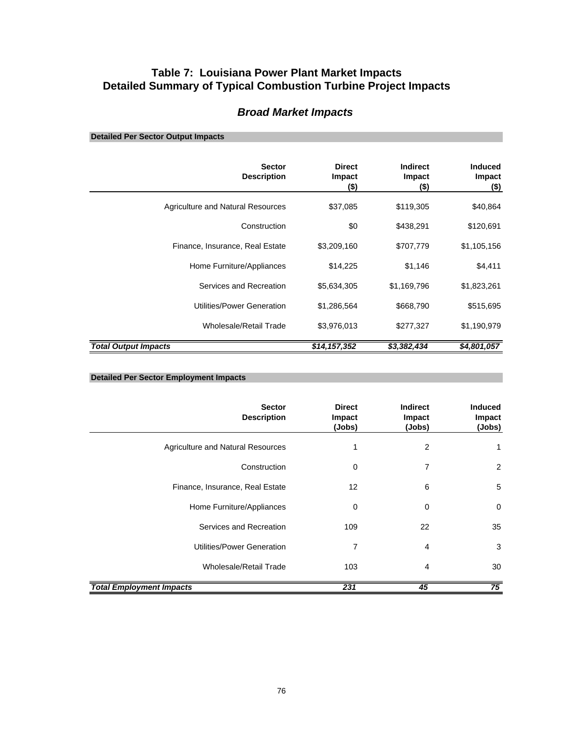# Table 7: Louisiana Power Plant Market Impacts
# Detailed Summary of Typical Combustion Turbine Project Impacts

## *Broad Market Impacts*

**Detailed Per Sector Output Impacts**

| Sector Description | Direct Impact ($) | Indirect Impact ($) | Induced Impact ($) |
|---|---|---|---|
| Agriculture and Natural Resources | $37,085 | $119,305 | $40,864 |
| Construction | $0 | $438,291 | $120,691 |
| Finance, Insurance, Real Estate | $3,209,160 | $707,779 | $1,105,156 |
| Home Furniture/Appliances | $14,225 | $1,146 | $4,411 |
| Services and Recreation | $5,634,305 | $1,169,796 | $1,823,261 |
| Utilities/Power Generation | $1,286,564 | $668,790 | $515,695 |
| Wholesale/Retail Trade | $3,976,013 | $277,327 | $1,190,979 |
| ***Total Output Impacts*** | ***$14,157,352*** | ***$3,382,434*** | ***$4,801,057*** |

**Detailed Per Sector Employment Impacts**

| Sector Description | Direct Impact (Jobs) | Indirect Impact (Jobs) | Induced Impact (Jobs) |
|---|---|---|---|
| Agriculture and Natural Resources | 1 | 2 | 1 |
| Construction | 0 | 7 | 2 |
| Finance, Insurance, Real Estate | 12 | 6 | 5 |
| Home Furniture/Appliances | 0 | 0 | 0 |
| Services and Recreation | 109 | 22 | 35 |
| Utilities/Power Generation | 7 | 4 | 3 |
| Wholesale/Retail Trade | 103 | 4 | 30 |
| ***Total Employment Impacts*** | ***231*** | ***45*** | ***75*** |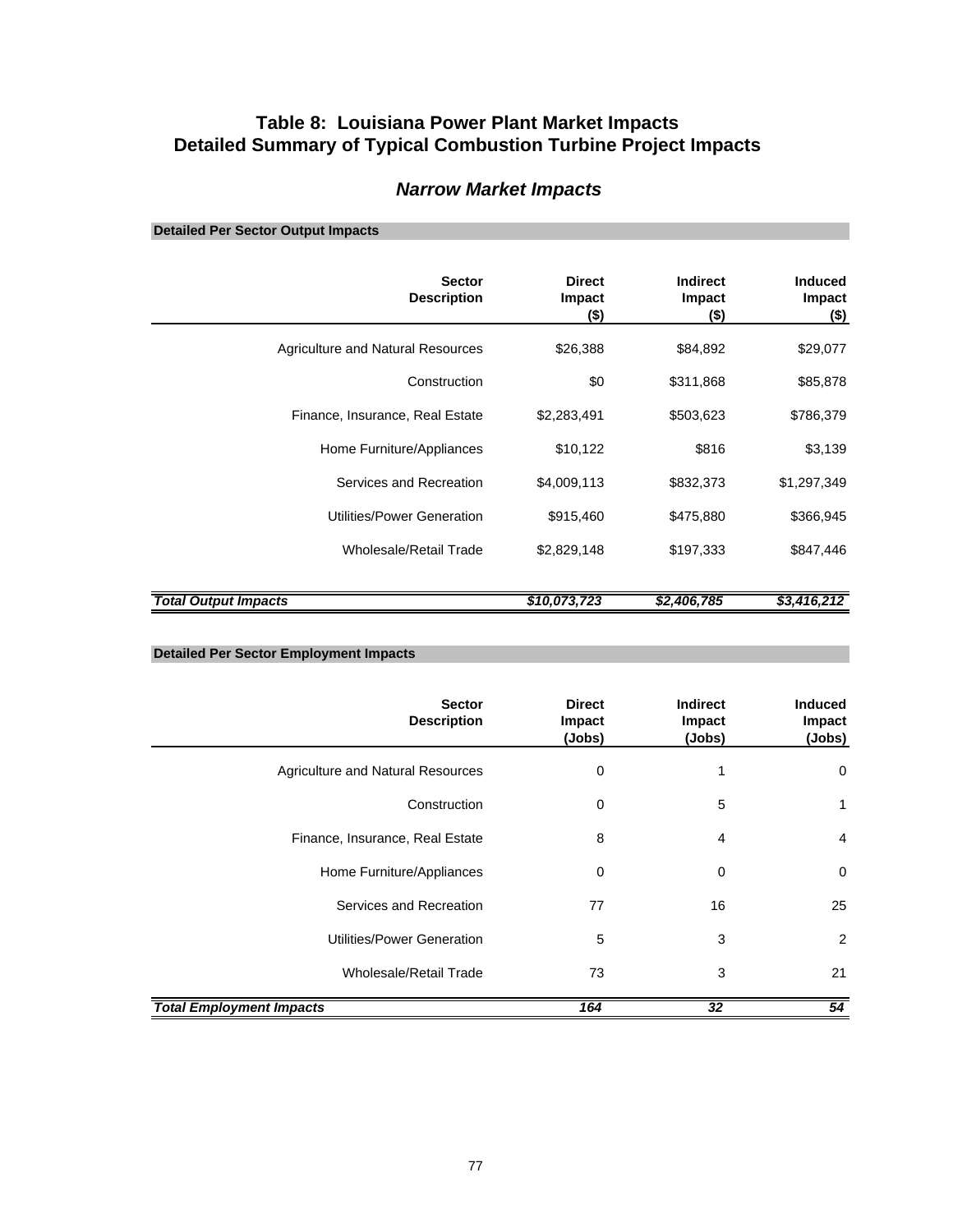# Table 8: Louisiana Power Plant Market Impacts
# Detailed Summary of Typical Combustion Turbine Project Impacts

## *Narrow Market Impacts*

**Detailed Per Sector Output Impacts**

| Sector Description | Direct Impact ($) | Indirect Impact ($) | Induced Impact ($) |
|---|---|---|---|
| Agriculture and Natural Resources | $26,388 | $84,892 | $29,077 |
| Construction | $0 | $311,868 | $85,878 |
| Finance, Insurance, Real Estate | $2,283,491 | $503,623 | $786,379 |
| Home Furniture/Appliances | $10,122 | $816 | $3,139 |
| Services and Recreation | $4,009,113 | $832,373 | $1,297,349 |
| Utilities/Power Generation | $915,460 | $475,880 | $366,945 |
| Wholesale/Retail Trade | $2,829,148 | $197,333 | $847,446 |
| ***Total Output Impacts*** | ***$10,073,723*** | ***$2,406,785*** | ***$3,416,212*** |

**Detailed Per Sector Employment Impacts**

| Sector Description | Direct Impact (Jobs) | Indirect Impact (Jobs) | Induced Impact (Jobs) |
|---|---|---|---|
| Agriculture and Natural Resources | 0 | 1 | 0 |
| Construction | 0 | 5 | 1 |
| Finance, Insurance, Real Estate | 8 | 4 | 4 |
| Home Furniture/Appliances | 0 | 0 | 0 |
| Services and Recreation | 77 | 16 | 25 |
| Utilities/Power Generation | 5 | 3 | 2 |
| Wholesale/Retail Trade | 73 | 3 | 21 |
| ***Total Employment Impacts*** | ***164*** | ***32*** | ***54*** |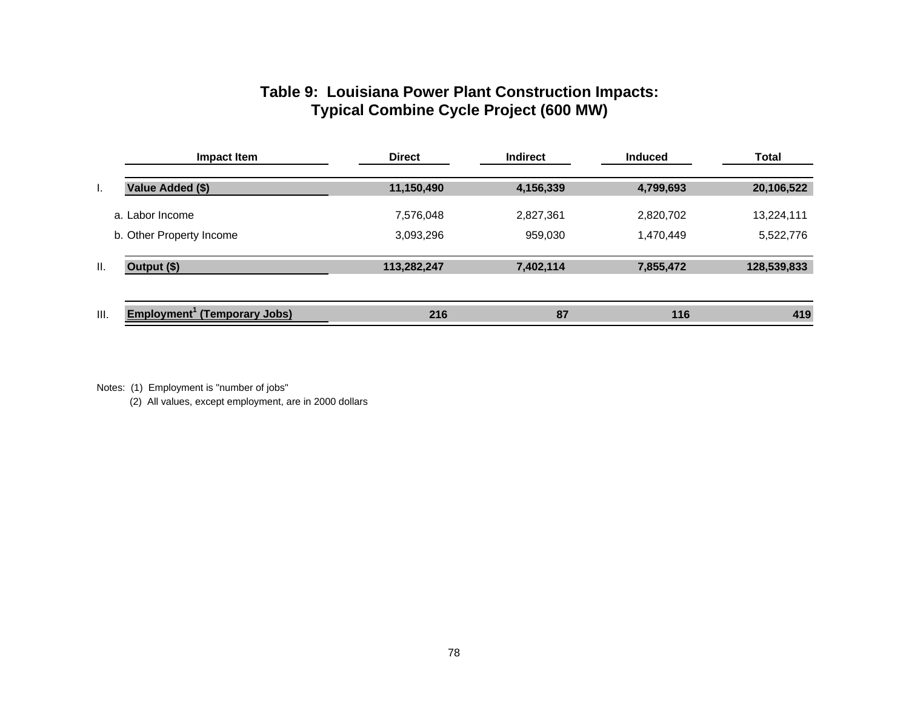## Table 9: Louisiana Power Plant Construction Impacts: Typical Combine Cycle Project (600 MW)

| | Impact Item | Direct | Indirect | Induced | Total |
|---|---|---|---|---|---|
| I. | **Value Added ($)** | **11,150,490** | **4,156,339** | **4,799,693** | **20,106,522** |
| | a. Labor Income | 7,576,048 | 2,827,361 | 2,820,702 | 13,224,111 |
| | b. Other Property Income | 3,093,296 | 959,030 | 1,470,449 | 5,522,776 |
| II. | **Output ($)** | **113,282,247** | **7,402,114** | **7,855,472** | **128,539,833** |
| III. | **Employment[1] (Temporary Jobs)** | **216** | **87** | **116** | **419** |

Notes: (1) Employment is "number of jobs"
(2) All values, except employment, are in 2000 dollars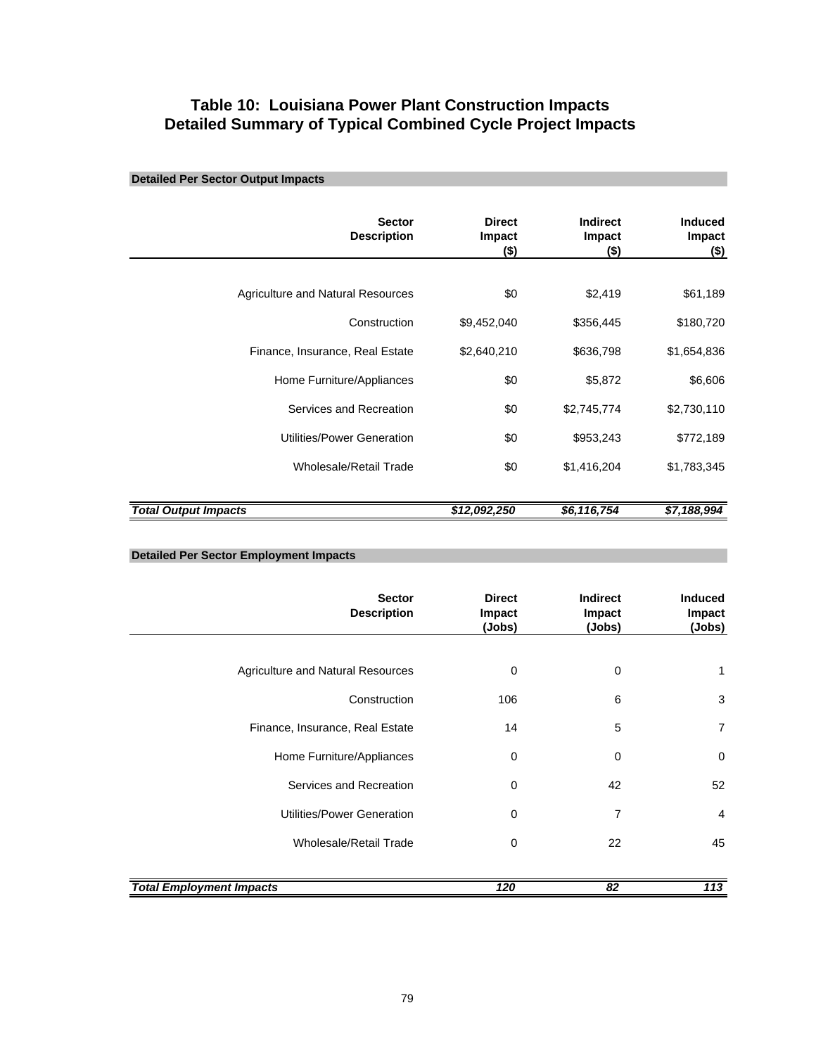# Table 10: Louisiana Power Plant Construction Impacts
## Detailed Summary of Typical Combined Cycle Project Impacts

**Detailed Per Sector Output Impacts**

| Sector Description | Direct Impact ($) | Indirect Impact ($) | Induced Impact ($) |
|---|---|---|---|
| Agriculture and Natural Resources | $0 | $2,419 | $61,189 |
| Construction | $9,452,040 | $356,445 | $180,720 |
| Finance, Insurance, Real Estate | $2,640,210 | $636,798 | $1,654,836 |
| Home Furniture/Appliances | $0 | $5,872 | $6,606 |
| Services and Recreation | $0 | $2,745,774 | $2,730,110 |
| Utilities/Power Generation | $0 | $953,243 | $772,189 |
| Wholesale/Retail Trade | $0 | $1,416,204 | $1,783,345 |
| ***Total Output Impacts*** | ***$12,092,250*** | ***$6,116,754*** | ***$7,188,994*** |

**Detailed Per Sector Employment Impacts**

| Sector Description | Direct Impact (Jobs) | Indirect Impact (Jobs) | Induced Impact (Jobs) |
|---|---|---|---|
| Agriculture and Natural Resources | 0 | 0 | 1 |
| Construction | 106 | 6 | 3 |
| Finance, Insurance, Real Estate | 14 | 5 | 7 |
| Home Furniture/Appliances | 0 | 0 | 0 |
| Services and Recreation | 0 | 42 | 52 |
| Utilities/Power Generation | 0 | 7 | 4 |
| Wholesale/Retail Trade | 0 | 22 | 45 |
| ***Total Employment Impacts*** | ***120*** | ***82*** | ***113*** |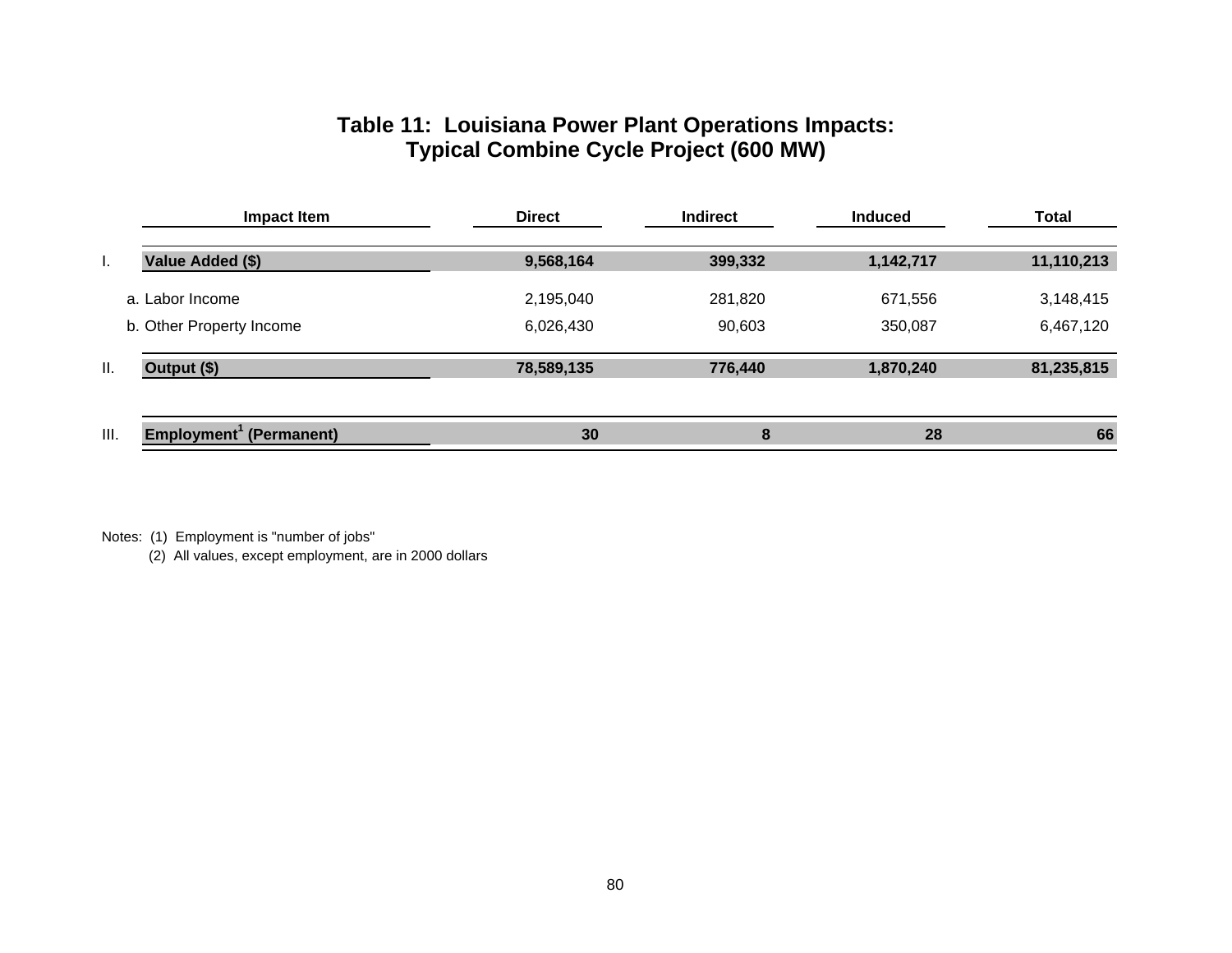# Table 11: Louisiana Power Plant Operations Impacts: Typical Combine Cycle Project (600 MW)

| | Impact Item | Direct | Indirect | Induced | Total |
|---|---|---|---|---|---|
| I. | **Value Added ($)** | **9,568,164** | **399,332** | **1,142,717** | **11,110,213** |
| | a. Labor Income | 2,195,040 | 281,820 | 671,556 | 3,148,415 |
| | b. Other Property Income | 6,026,430 | 90,603 | 350,087 | 6,467,120 |
| II. | **Output ($)** | **78,589,135** | **776,440** | **1,870,240** | **81,235,815** |
| III. | **Employment[1] (Permanent)** | **30** | **8** | **28** | **66** |

Notes: (1) Employment is "number of jobs"
(2) All values, except employment, are in 2000 dollars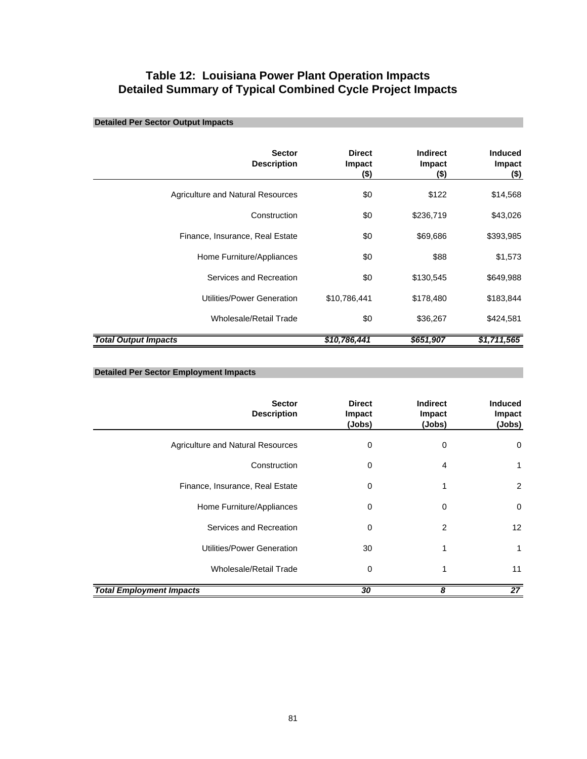# Table 12: Louisiana Power Plant Operation Impacts
## Detailed Summary of Typical Combined Cycle Project Impacts

**Detailed Per Sector Output Impacts**

| Sector Description | Direct Impact ($) | Indirect Impact ($) | Induced Impact ($) |
|---|---|---|---|
| Agriculture and Natural Resources | $0 | $122 | $14,568 |
| Construction | $0 | $236,719 | $43,026 |
| Finance, Insurance, Real Estate | $0 | $69,686 | $393,985 |
| Home Furniture/Appliances | $0 | $88 | $1,573 |
| Services and Recreation | $0 | $130,545 | $649,988 |
| Utilities/Power Generation | $10,786,441 | $178,480 | $183,844 |
| Wholesale/Retail Trade | $0 | $36,267 | $424,581 |
| ***Total Output Impacts*** | ***$10,786,441*** | ***$651,907*** | ***$1,711,565*** |

**Detailed Per Sector Employment Impacts**

| Sector Description | Direct Impact (Jobs) | Indirect Impact (Jobs) | Induced Impact (Jobs) |
|---|---|---|---|
| Agriculture and Natural Resources | 0 | 0 | 0 |
| Construction | 0 | 4 | 1 |
| Finance, Insurance, Real Estate | 0 | 1 | 2 |
| Home Furniture/Appliances | 0 | 0 | 0 |
| Services and Recreation | 0 | 2 | 12 |
| Utilities/Power Generation | 30 | 1 | 1 |
| Wholesale/Retail Trade | 0 | 1 | 11 |
| ***Total Employment Impacts*** | ***30*** | ***8*** | ***27*** |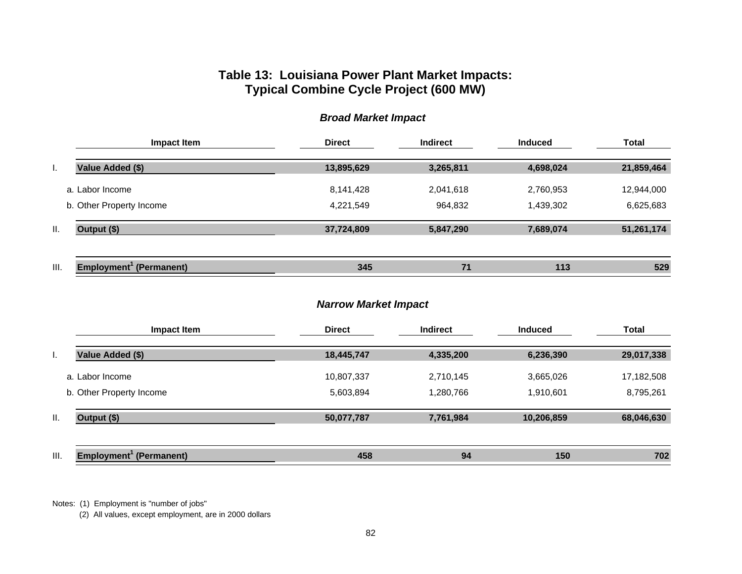# Table 13: Louisiana Power Plant Market Impacts: Typical Combine Cycle Project (600 MW)

### *Broad Market Impact*

| | Impact Item | Direct | Indirect | Induced | Total |
|---|---|---|---|---|---|
| I. | **Value Added ($)** | **13,895,629** | **3,265,811** | **4,698,024** | **21,859,464** |
| | a. Labor Income | 8,141,428 | 2,041,618 | 2,760,953 | 12,944,000 |
| | b. Other Property Income | 4,221,549 | 964,832 | 1,439,302 | 6,625,683 |
| II. | **Output ($)** | **37,724,809** | **5,847,290** | **7,689,074** | **51,261,174** |
| III. | **Employment[1] (Permanent)** | **345** | **71** | **113** | **529** |

### *Narrow Market Impact*

| | Impact Item | Direct | Indirect | Induced | Total |
|---|---|---|---|---|---|
| I. | **Value Added ($)** | **18,445,747** | **4,335,200** | **6,236,390** | **29,017,338** |
| | a. Labor Income | 10,807,337 | 2,710,145 | 3,665,026 | 17,182,508 |
| | b. Other Property Income | 5,603,894 | 1,280,766 | 1,910,601 | 8,795,261 |
| II. | **Output ($)** | **50,077,787** | **7,761,984** | **10,206,859** | **68,046,630** |
| III. | **Employment[1] (Permanent)** | **458** | **94** | **150** | **702** |

Notes: (1) Employment is "number of jobs"

(2) All values, except employment, are in 2000 dollars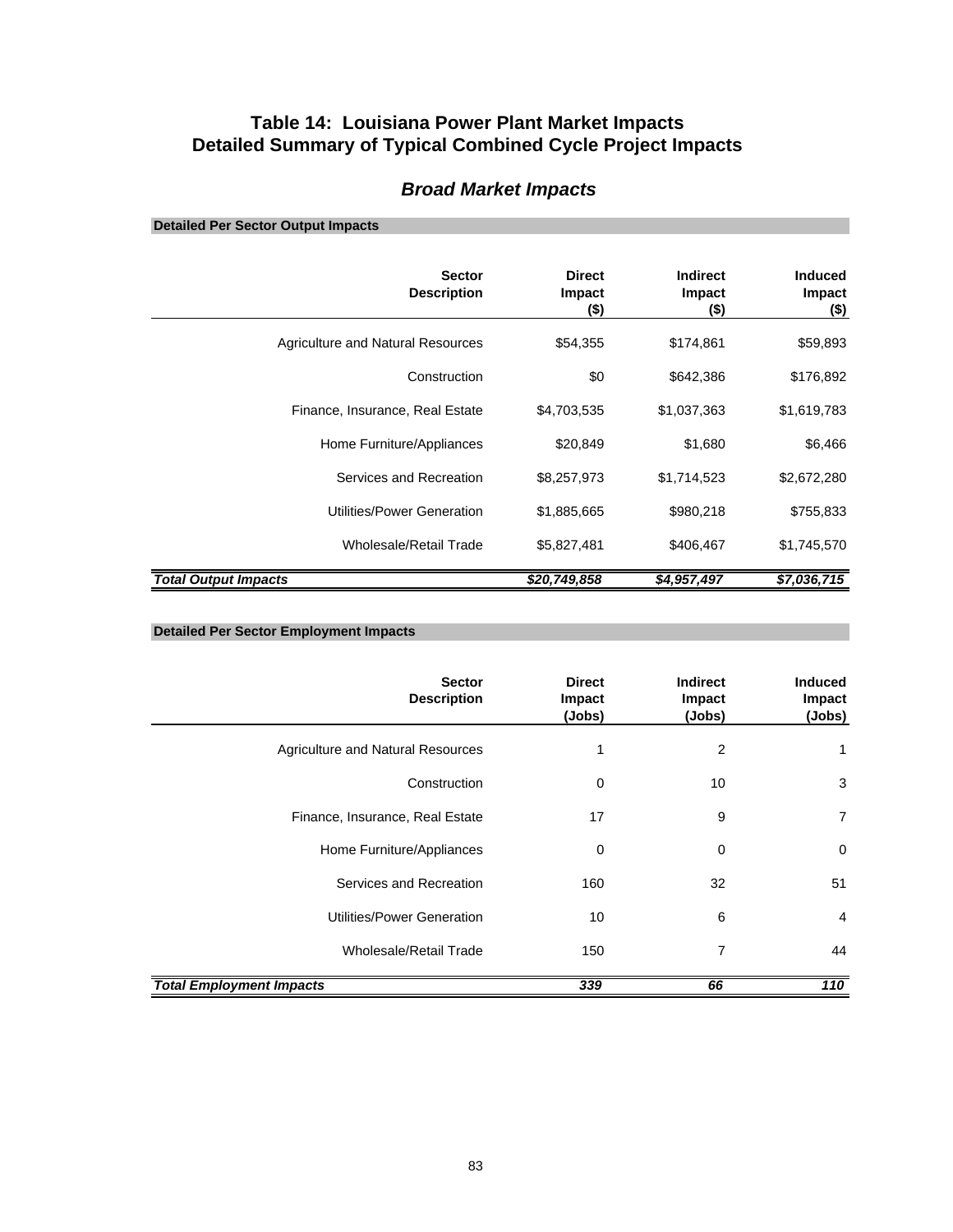# Table 14: Louisiana Power Plant Market Impacts
# Detailed Summary of Typical Combined Cycle Project Impacts

## *Broad Market Impacts*

**Detailed Per Sector Output Impacts**

| Sector Description | Direct Impact ($) | Indirect Impact ($) | Induced Impact ($) |
|---|---|---|---|
| Agriculture and Natural Resources | $54,355 | $174,861 | $59,893 |
| Construction | $0 | $642,386 | $176,892 |
| Finance, Insurance, Real Estate | $4,703,535 | $1,037,363 | $1,619,783 |
| Home Furniture/Appliances | $20,849 | $1,680 | $6,466 |
| Services and Recreation | $8,257,973 | $1,714,523 | $2,672,280 |
| Utilities/Power Generation | $1,885,665 | $980,218 | $755,833 |
| Wholesale/Retail Trade | $5,827,481 | $406,467 | $1,745,570 |
| ***Total Output Impacts*** | ***$20,749,858*** | ***$4,957,497*** | ***$7,036,715*** |

**Detailed Per Sector Employment Impacts**

| Sector Description | Direct Impact (Jobs) | Indirect Impact (Jobs) | Induced Impact (Jobs) |
|---|---|---|---|
| Agriculture and Natural Resources | 1 | 2 | 1 |
| Construction | 0 | 10 | 3 |
| Finance, Insurance, Real Estate | 17 | 9 | 7 |
| Home Furniture/Appliances | 0 | 0 | 0 |
| Services and Recreation | 160 | 32 | 51 |
| Utilities/Power Generation | 10 | 6 | 4 |
| Wholesale/Retail Trade | 150 | 7 | 44 |
| ***Total Employment Impacts*** | ***339*** | ***66*** | ***110*** |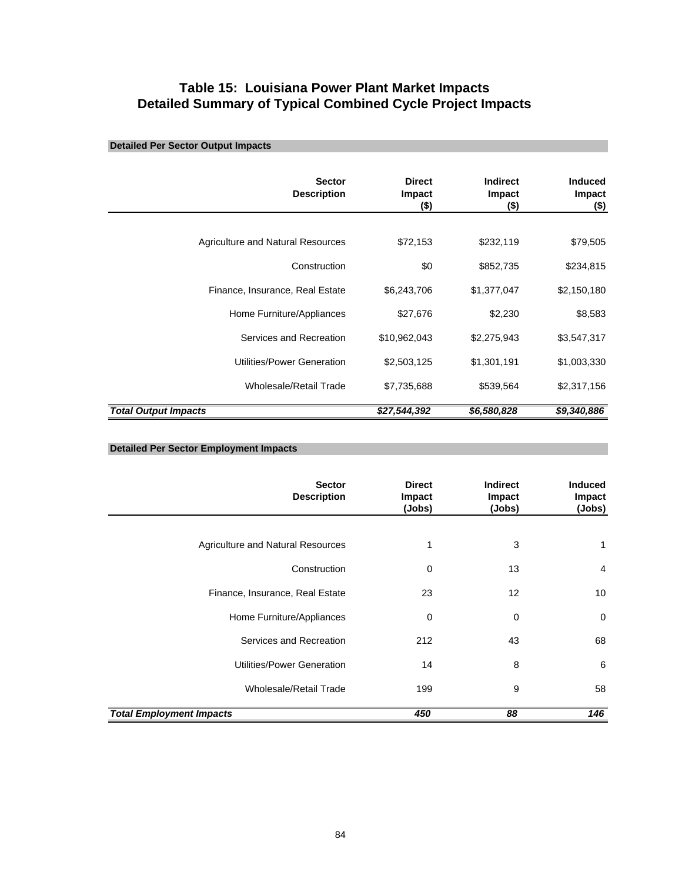# Table 15: Louisiana Power Plant Market Impacts
## Detailed Summary of Typical Combined Cycle Project Impacts

**Detailed Per Sector Output Impacts**

| Sector Description | Direct Impact ($) | Indirect Impact ($) | Induced Impact ($) |
|---|---|---|---|
| Agriculture and Natural Resources | $72,153 | $232,119 | $79,505 |
| Construction | $0 | $852,735 | $234,815 |
| Finance, Insurance, Real Estate | $6,243,706 | $1,377,047 | $2,150,180 |
| Home Furniture/Appliances | $27,676 | $2,230 | $8,583 |
| Services and Recreation | $10,962,043 | $2,275,943 | $3,547,317 |
| Utilities/Power Generation | $2,503,125 | $1,301,191 | $1,003,330 |
| Wholesale/Retail Trade | $7,735,688 | $539,564 | $2,317,156 |
| ***Total Output Impacts*** | ***$27,544,392*** | ***$6,580,828*** | ***$9,340,886*** |

**Detailed Per Sector Employment Impacts**

| Sector Description | Direct Impact (Jobs) | Indirect Impact (Jobs) | Induced Impact (Jobs) |
|---|---|---|---|
| Agriculture and Natural Resources | 1 | 3 | 1 |
| Construction | 0 | 13 | 4 |
| Finance, Insurance, Real Estate | 23 | 12 | 10 |
| Home Furniture/Appliances | 0 | 0 | 0 |
| Services and Recreation | 212 | 43 | 68 |
| Utilities/Power Generation | 14 | 8 | 6 |
| Wholesale/Retail Trade | 199 | 9 | 58 |
| ***Total Employment Impacts*** | ***450*** | ***88*** | ***146*** |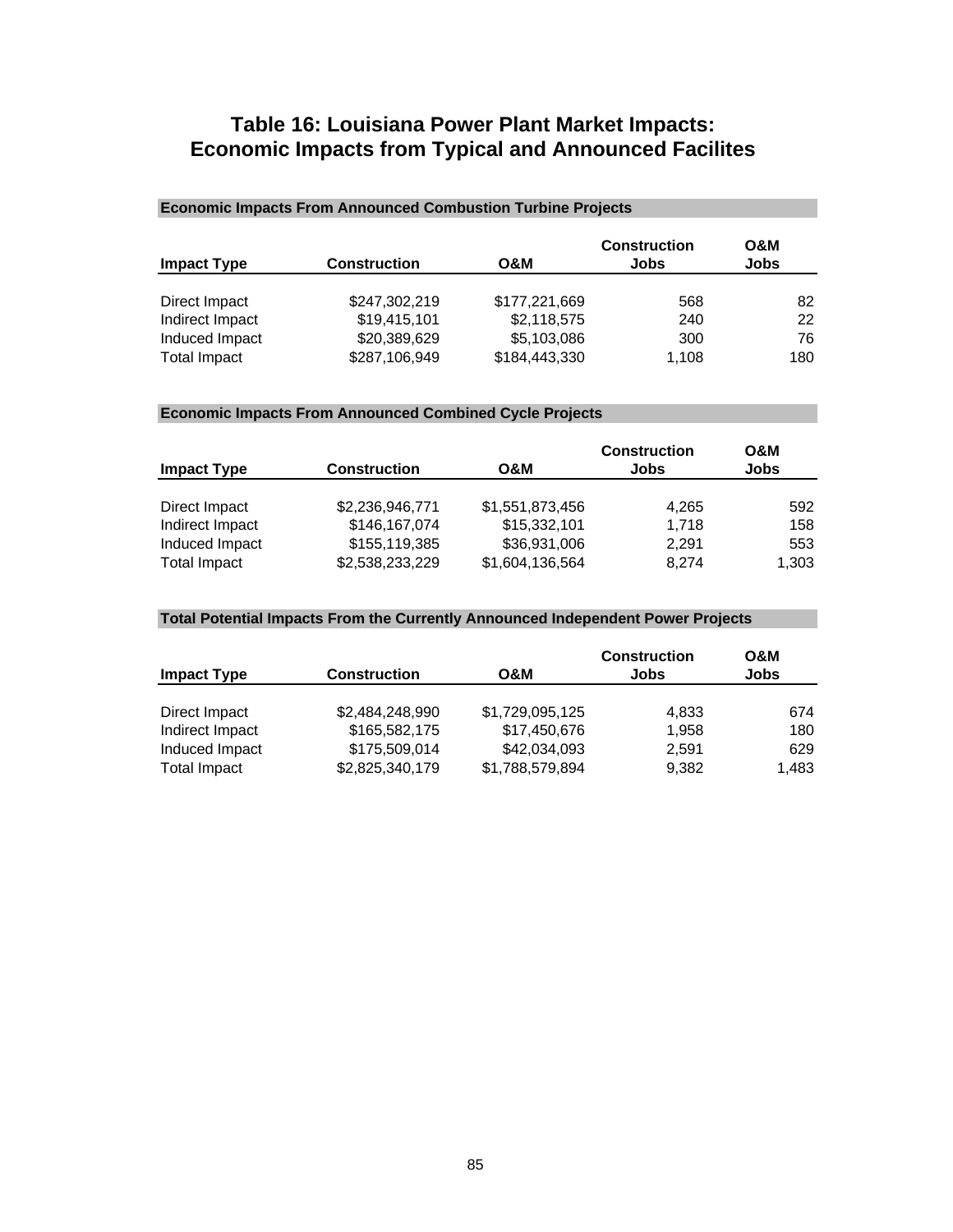# Table 16: Louisiana Power Plant Market Impacts: Economic Impacts from Typical and Announced Facilites

**Economic Impacts From Announced Combustion Turbine Projects**

| Impact Type | Construction | O&M | Construction Jobs | O&M Jobs |
|---|---|---|---|---|
| Direct Impact | $247,302,219 | $177,221,669 | 568 | 82 |
| Indirect Impact | $19,415,101 | $2,118,575 | 240 | 22 |
| Induced Impact | $20,389,629 | $5,103,086 | 300 | 76 |
| Total Impact | $287,106,949 | $184,443,330 | 1,108 | 180 |

**Economic Impacts From Announced Combined Cycle Projects**

| Impact Type | Construction | O&M | Construction Jobs | O&M Jobs |
|---|---|---|---|---|
| Direct Impact | $2,236,946,771 | $1,551,873,456 | 4,265 | 592 |
| Indirect Impact | $146,167,074 | $15,332,101 | 1,718 | 158 |
| Induced Impact | $155,119,385 | $36,931,006 | 2,291 | 553 |
| Total Impact | $2,538,233,229 | $1,604,136,564 | 8,274 | 1,303 |

**Total Potential Impacts From the Currently Announced Independent Power Projects**

| Impact Type | Construction | O&M | Construction Jobs | O&M Jobs |
|---|---|---|---|---|
| Direct Impact | $2,484,248,990 | $1,729,095,125 | 4,833 | 674 |
| Indirect Impact | $165,582,175 | $17,450,676 | 1,958 | 180 |
| Induced Impact | $175,509,014 | $42,034,093 | 2,591 | 629 |
| Total Impact | $2,825,340,179 | $1,788,579,894 | 9,382 | 1,483 |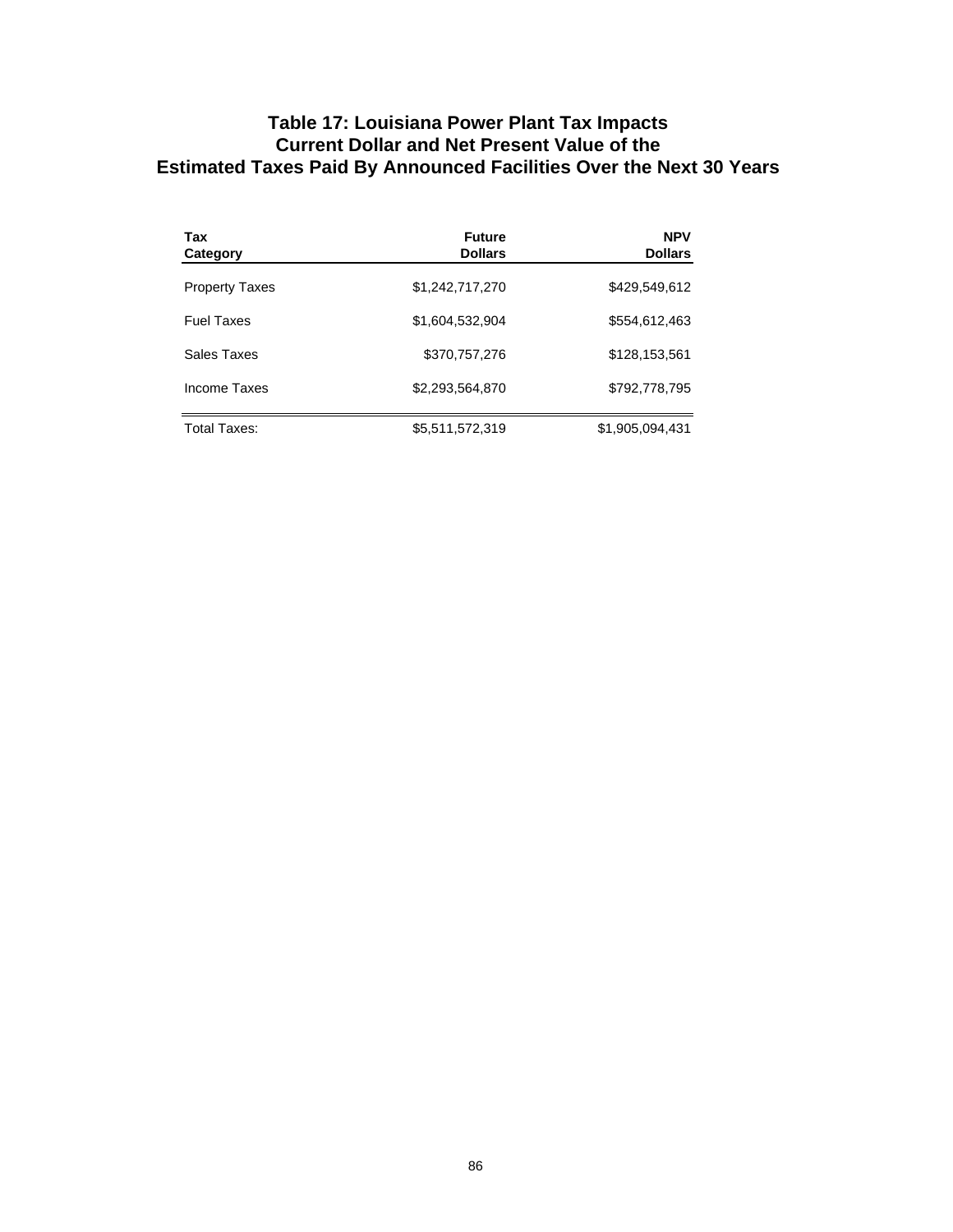### Table 17: Louisiana Power Plant Tax Impacts
### Current Dollar and Net Present Value of the
### Estimated Taxes Paid By Announced Facilities Over the Next 30 Years

| Tax Category | Future Dollars | NPV Dollars |
|---|---:|---:|
| Property Taxes | $1,242,717,270 | $429,549,612 |
| Fuel Taxes | $1,604,532,904 | $554,612,463 |
| Sales Taxes | $370,757,276 | $128,153,561 |
| Income Taxes | $2,293,564,870 | $792,778,795 |
| Total Taxes: | $5,511,572,319 | $1,905,094,431 |